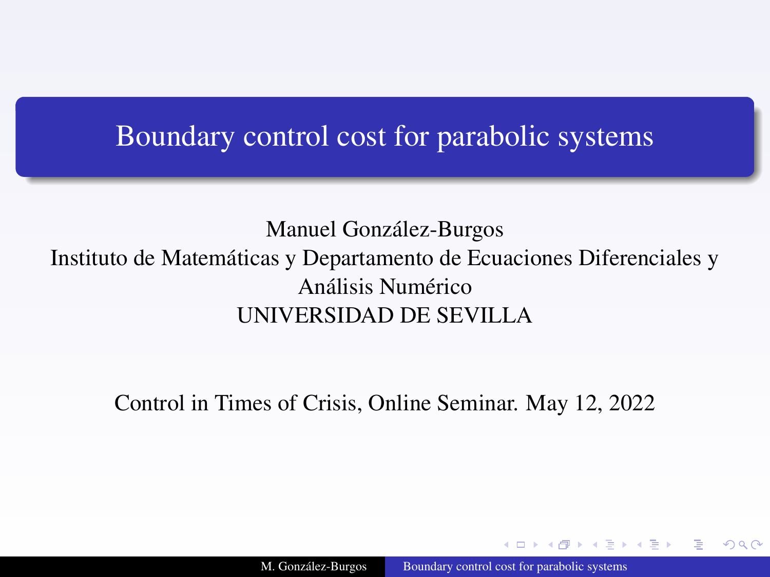# Boundary control cost for parabolic systems

Manuel González-Burgos

Instituto de Matemáticas y Departamento de Ecuaciones Diferenciales y Análisis Numérico

UNIVERSIDAD DE SEVILLA

Control in Times of Crisis, Online Seminar. May 12, 2022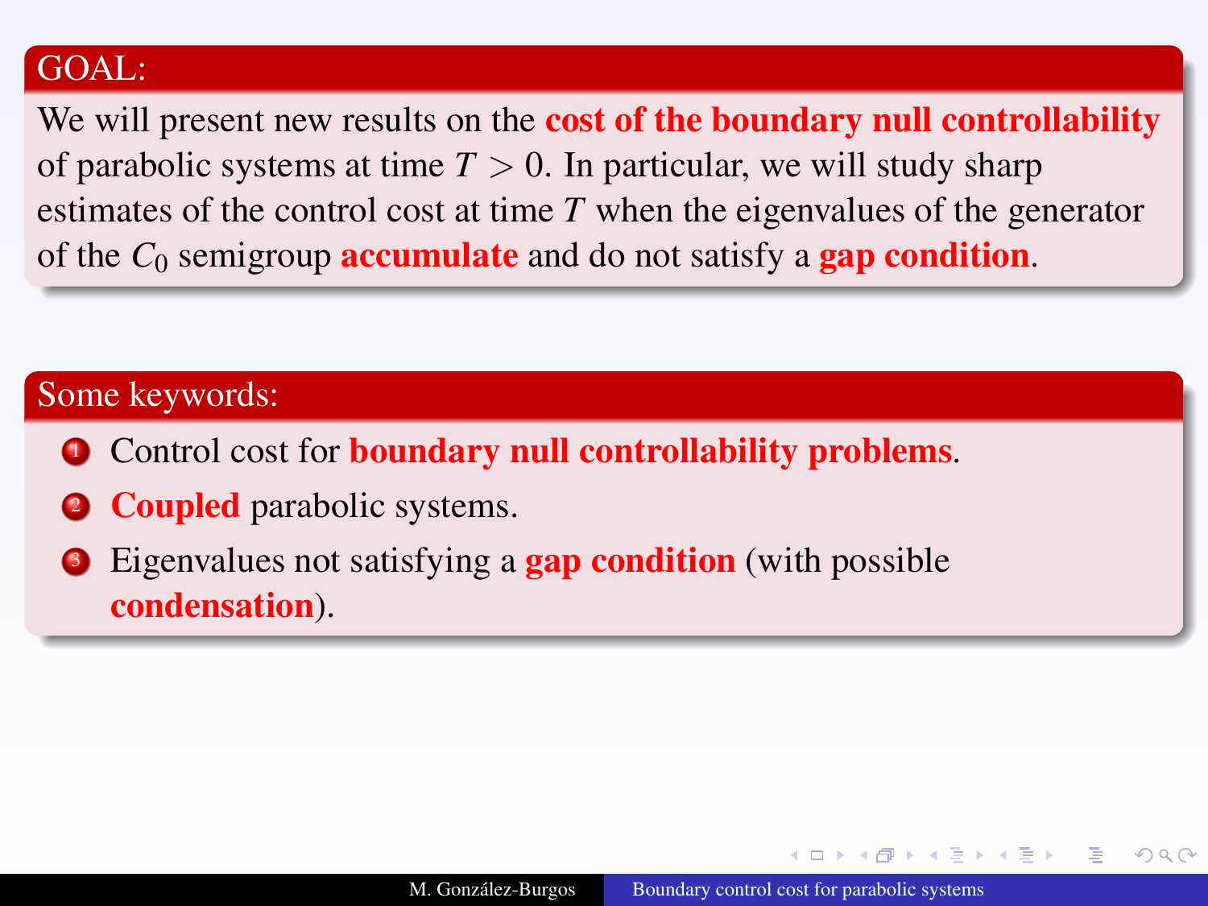## GOAL:

We will present new results on the **cost of the boundary null controllability** of parabolic systems at time $T > 0$. In particular, we will study sharp estimates of the control cost at time $T$ when the eigenvalues of the generator of the $C_0$ semigroup **accumulate** and do not satisfy a **gap condition**.

## Some keywords:

1. Control cost for **boundary null controllability problems**.
2. **Coupled** parabolic systems.
3. Eigenvalues not satisfying a **gap condition** (with possible **condensation**).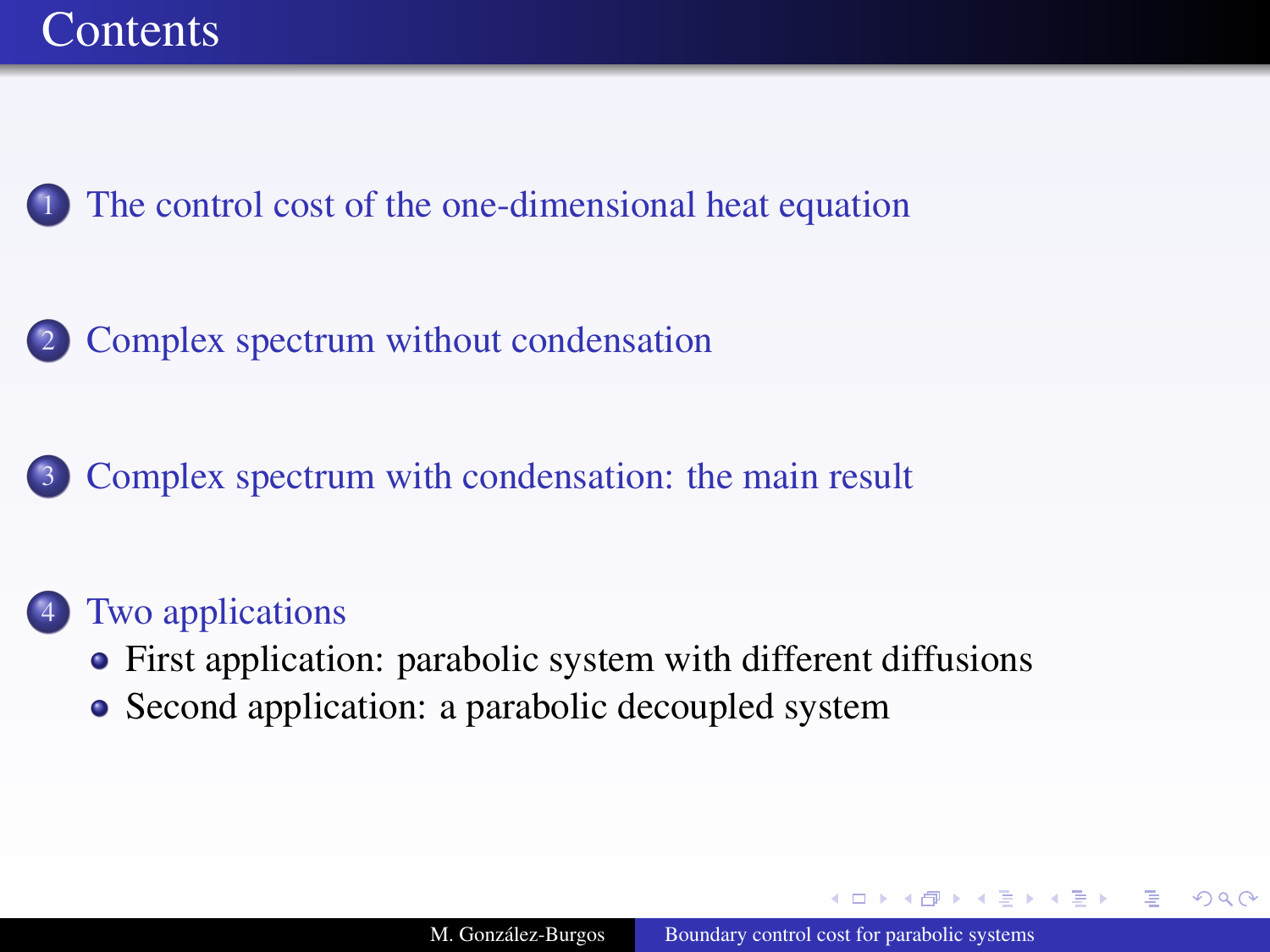# Contents

1. The control cost of the one-dimensional heat equation

2. Complex spectrum without condensation

3. Complex spectrum with condensation: the main result

4. Two applications
   - First application: parabolic system with different diffusions
   - Second application: a parabolic decoupled system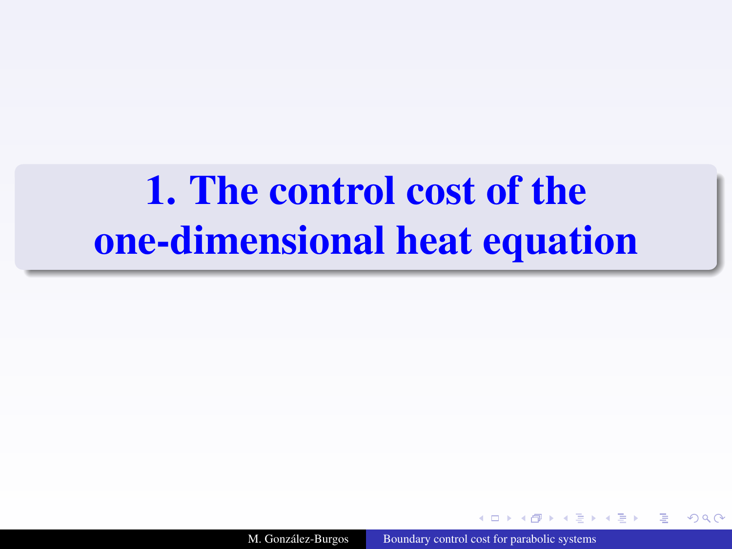# 1. The control cost of the one-dimensional heat equation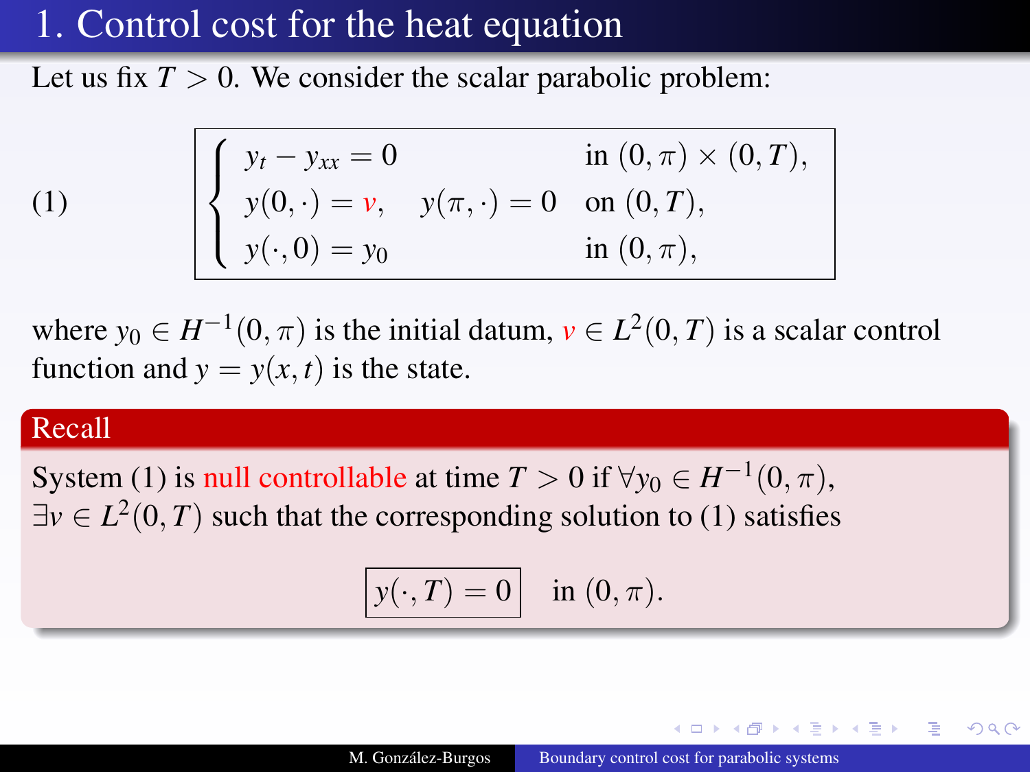# 1. Control cost for the heat equation

Let us fix $T > 0$. We consider the scalar parabolic problem:

$$
(1) \qquad \begin{cases} y_t - y_{xx} = 0 & \text{in } (0,\pi) \times (0,T), \\ y(0,\cdot) = v, \quad y(\pi,\cdot) = 0 & \text{on } (0,T), \\ y(\cdot,0) = y_0 & \text{in } (0,\pi), \end{cases}
$$

where $y_0 \in H^{-1}(0,\pi)$ is the initial datum, $v \in L^2(0,T)$ is a scalar control function and $y = y(x,t)$ is the state.

**Recall**

System (1) is null controllable at time $T > 0$ if $\forall y_0 \in H^{-1}(0,\pi)$, $\exists v \in L^2(0,T)$ such that the corresponding solution to (1) satisfies

$$
\boxed{y(\cdot,T) = 0} \quad \text{in } (0,\pi).
$$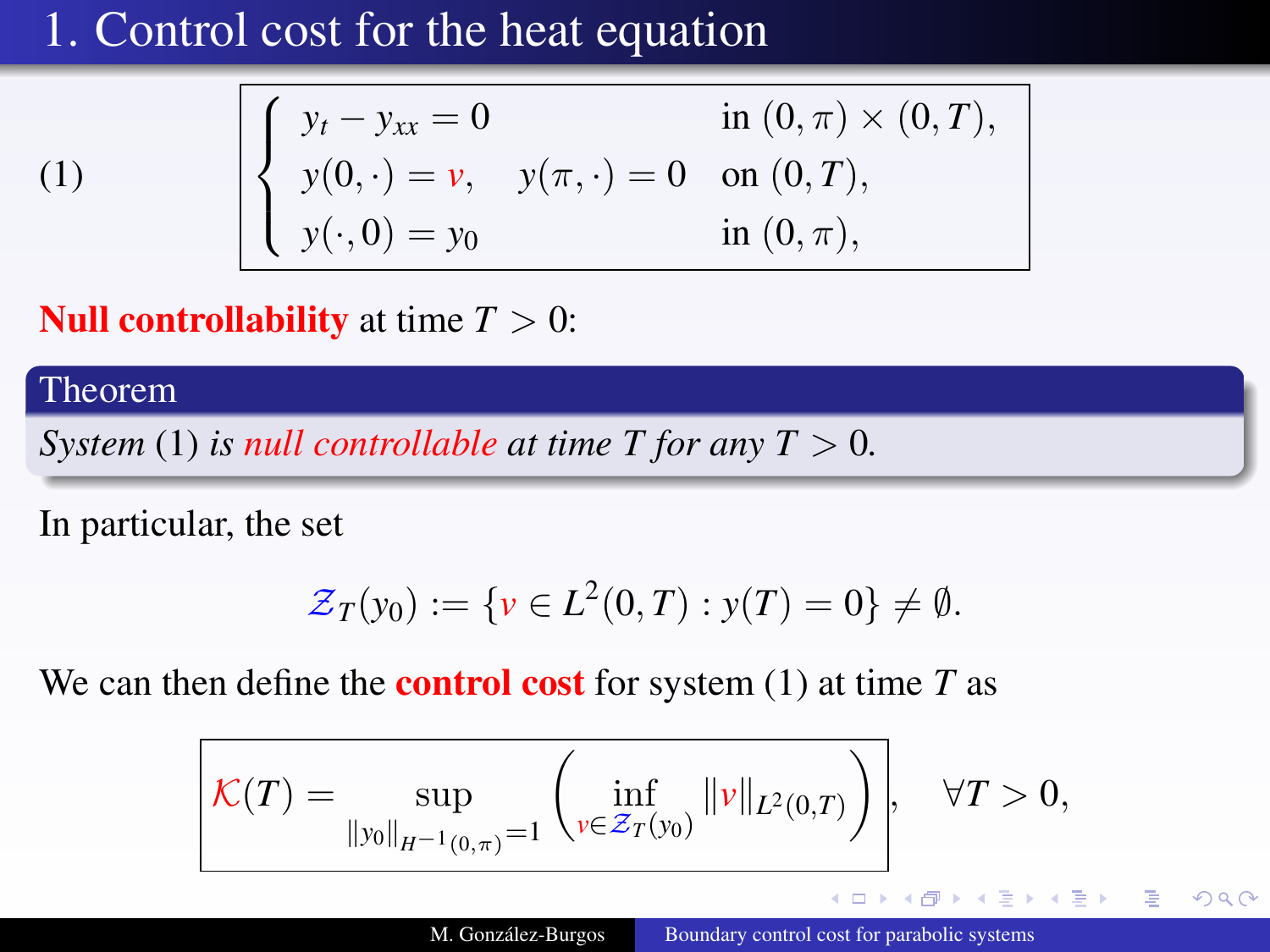# 1. Control cost for the heat equation

$$
(1) \qquad \begin{cases} y_t - y_{xx} = 0 & \text{in } (0,\pi) \times (0,T), \\ y(0,\cdot) = v, \quad y(\pi,\cdot) = 0 & \text{on } (0,T), \\ y(\cdot,0) = y_0 & \text{in } (0,\pi), \end{cases}
$$

**Null controllability** at time $T > 0$:

**Theorem**

*System* (1) *is null controllable at time $T$ for any $T > 0$.*

In particular, the set

$$
\mathcal{Z}_T(y_0) := \{v \in L^2(0,T) : y(T) = 0\} \neq \emptyset.
$$

We can then define the **control cost** for system (1) at time $T$ as

$$
\mathcal{K}(T) = \sup_{\|y_0\|_{H^{-1}(0,\pi)}=1} \left( \inf_{v \in \mathcal{Z}_T(y_0)} \|v\|_{L^2(0,T)} \right), \qquad \forall T > 0,
$$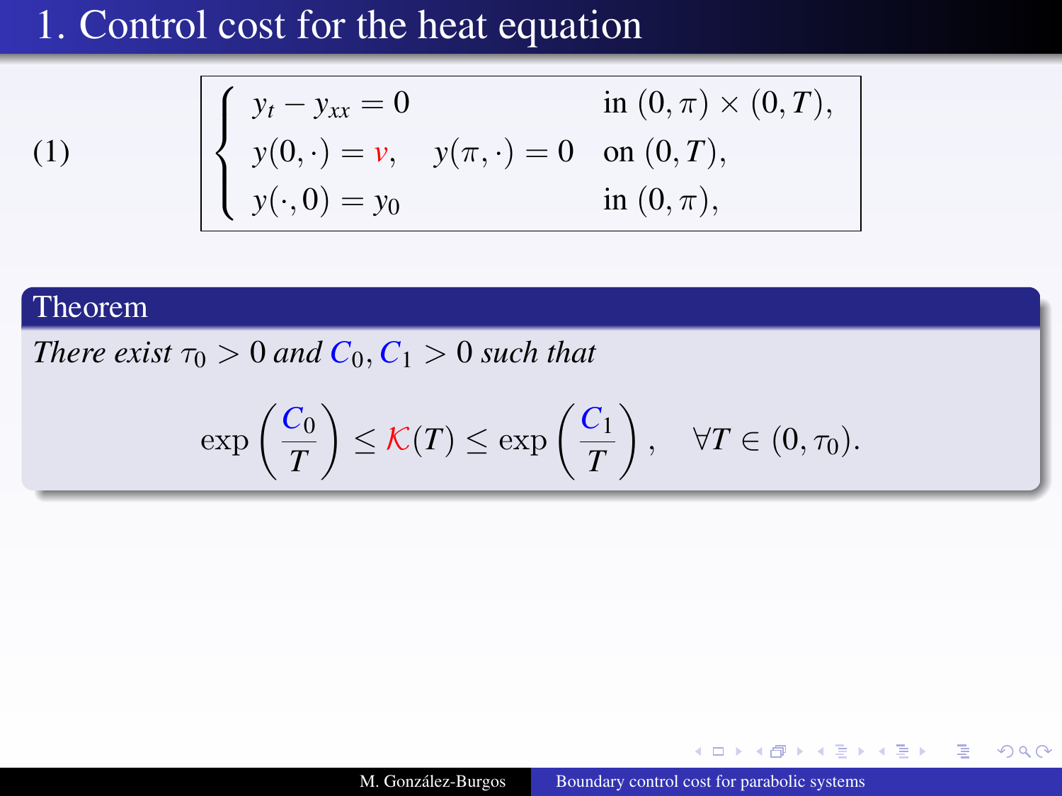# 1. Control cost for the heat equation

$$
(1) \qquad \begin{cases} y_t - y_{xx} = 0 & \text{in } (0,\pi) \times (0,T), \\ y(0,\cdot) = v, \quad y(\pi,\cdot) = 0 & \text{on } (0,T), \\ y(\cdot,0) = y_0 & \text{in } (0,\pi), \end{cases}
$$

**Theorem**

*There exist* $\tau_0 > 0$ *and* $C_0, C_1 > 0$ *such that*

$$
\exp\left(\frac{C_0}{T}\right) \le \mathcal{K}(T) \le \exp\left(\frac{C_1}{T}\right), \quad \forall T \in (0, \tau_0).
$$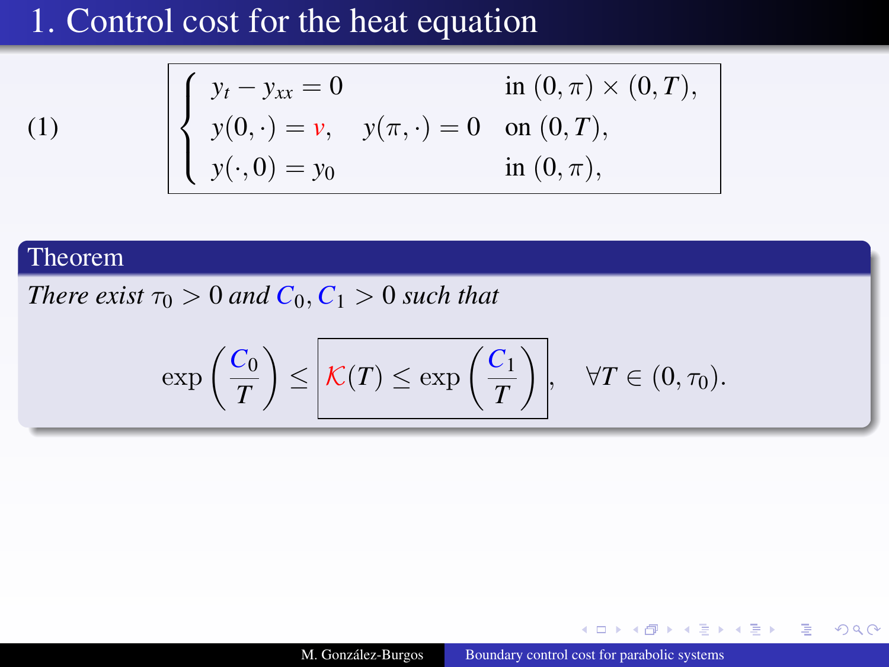# 1. Control cost for the heat equation

$$
(1) \qquad \boxed{\begin{cases} y_t - y_{xx} = 0 & \text{in } (0,\pi)\times(0,T), \\ y(0,\cdot) = v, \quad y(\pi,\cdot) = 0 & \text{on } (0,T), \\ y(\cdot,0) = y_0 & \text{in } (0,\pi), \end{cases}}
$$

**Theorem**

*There exist* $\tau_0 > 0$ *and* $C_0, C_1 > 0$ *such that*

$$
\exp\left(\frac{C_0}{T}\right) \leq \boxed{\mathcal{K}(T) \leq \exp\left(\frac{C_1}{T}\right)}, \quad \forall T \in (0,\tau_0).
$$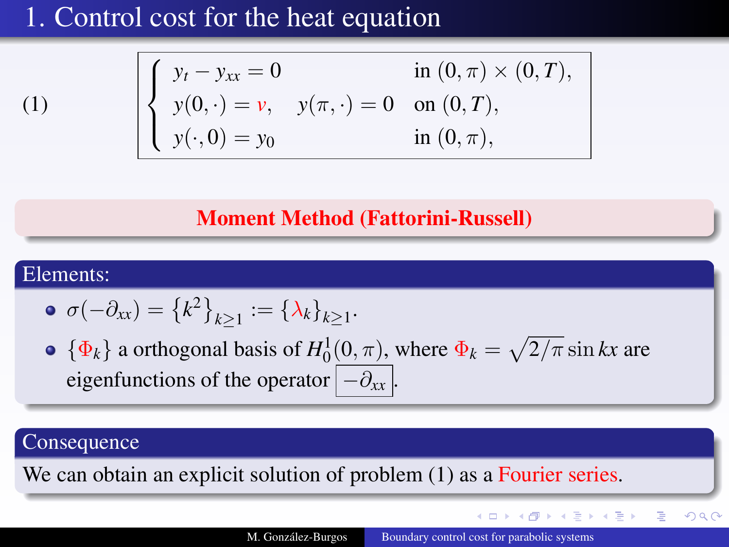# 1. Control cost for the heat equation

$$
(1) \qquad \begin{cases} y_t - y_{xx} = 0 & \text{in } (0,\pi) \times (0,T), \\ y(0,\cdot) = v, \quad y(\pi,\cdot) = 0 & \text{on } (0,T), \\ y(\cdot,0) = y_0 & \text{in } (0,\pi), \end{cases}
$$

**Moment Method (Fattorini-Russell)**

## Elements:

- $\sigma(-\partial_{xx}) = \{k^2\}_{k\geq 1} := \{\lambda_k\}_{k\geq 1}$.
- $\{\Phi_k\}$ a orthogonal basis of $H_0^1(0,\pi)$, where $\Phi_k = \sqrt{2/\pi}\sin kx$ are eigenfunctions of the operator $\boxed{-\partial_{xx}}$.

## Consequence

We can obtain an explicit solution of problem (1) as a Fourier series.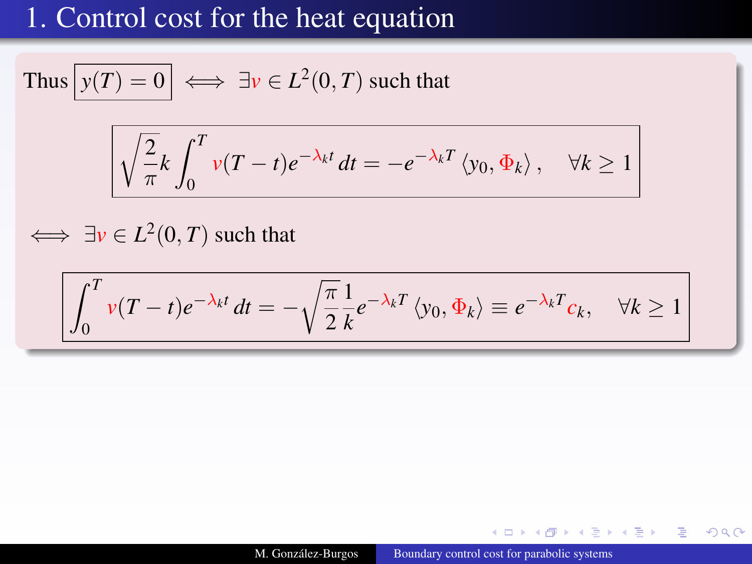# 1. Control cost for the heat equation

Thus $\boxed{y(T) = 0} \iff \exists v \in L^2(0,T)$ such that

$$\boxed{\sqrt{\frac{2}{\pi}}k \int_0^T v(T-t)e^{-\lambda_k t}\, dt = -e^{-\lambda_k T} \langle y_0, \Phi_k \rangle\,, \quad \forall k \geq 1}$$

$\iff \exists v \in L^2(0,T)$ such that

$$\boxed{\int_0^T v(T-t)e^{-\lambda_k t}\, dt = -\sqrt{\frac{\pi}{2}}\frac{1}{k}e^{-\lambda_k T} \langle y_0, \Phi_k \rangle \equiv e^{-\lambda_k T} c_k, \quad \forall k \geq 1}$$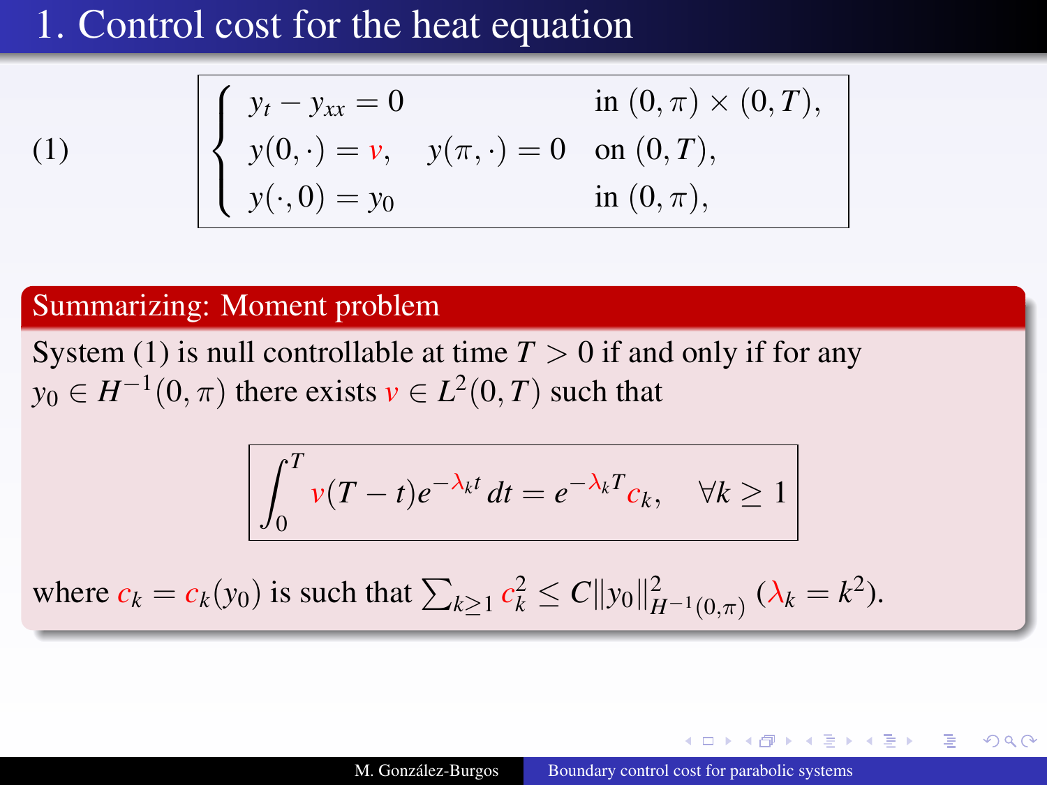# 1. Control cost for the heat equation

$$
(1) \qquad \begin{cases} y_t - y_{xx} = 0 & \text{in } (0,\pi) \times (0,T), \\ y(0,\cdot) = v, \quad y(\pi,\cdot) = 0 & \text{on } (0,T), \\ y(\cdot,0) = y_0 & \text{in } (0,\pi), \end{cases}
$$

## Summarizing: Moment problem

System (1) is null controllable at time $T > 0$ if and only if for any $y_0 \in H^{-1}(0,\pi)$ there exists $v \in L^2(0,T)$ such that

$$
\int_0^T v(T-t) e^{-\lambda_k t} \, dt = e^{-\lambda_k T} c_k, \quad \forall k \geq 1
$$

where $c_k = c_k(y_0)$ is such that $\sum_{k \geq 1} c_k^2 \leq C \|y_0\|^2_{H^{-1}(0,\pi)}$ ($\lambda_k = k^2$).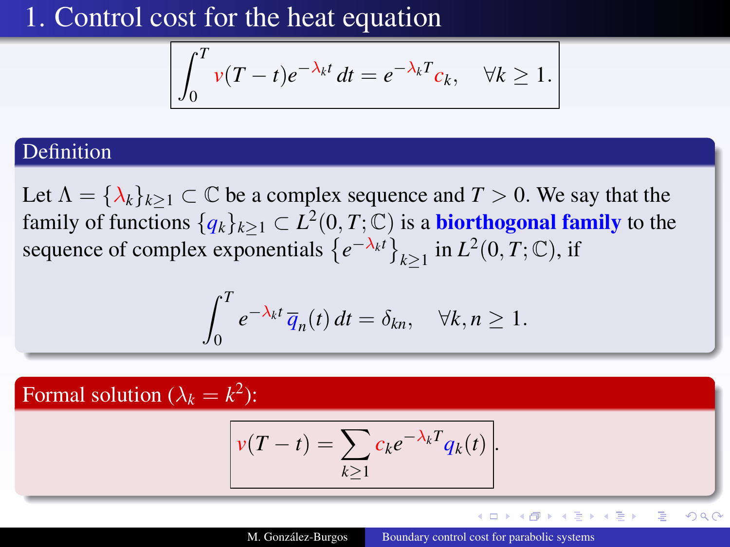# 1. Control cost for the heat equation

$$\int_0^T v(T-t)e^{-\lambda_k t}\,dt = e^{-\lambda_k T}c_k, \quad \forall k \geq 1.$$

## Definition

Let $\Lambda = \{\lambda_k\}_{k\geq 1} \subset \mathbb{C}$ be a complex sequence and $T > 0$. We say that the family of functions $\{q_k\}_{k\geq 1} \subset L^2(0,T;\mathbb{C})$ is a **biorthogonal family** to the sequence of complex exponentials $\left\{e^{-\lambda_k t}\right\}_{k\geq 1}$ in $L^2(0,T;\mathbb{C})$, if

$$\int_0^T e^{-\lambda_k t}\,\overline{q}_n(t)\,dt = \delta_{kn}, \quad \forall k,n \geq 1.$$

## Formal solution ($\lambda_k = k^2$):

$$v(T-t) = \sum_{k\geq 1} c_k e^{-\lambda_k T} q_k(t).$$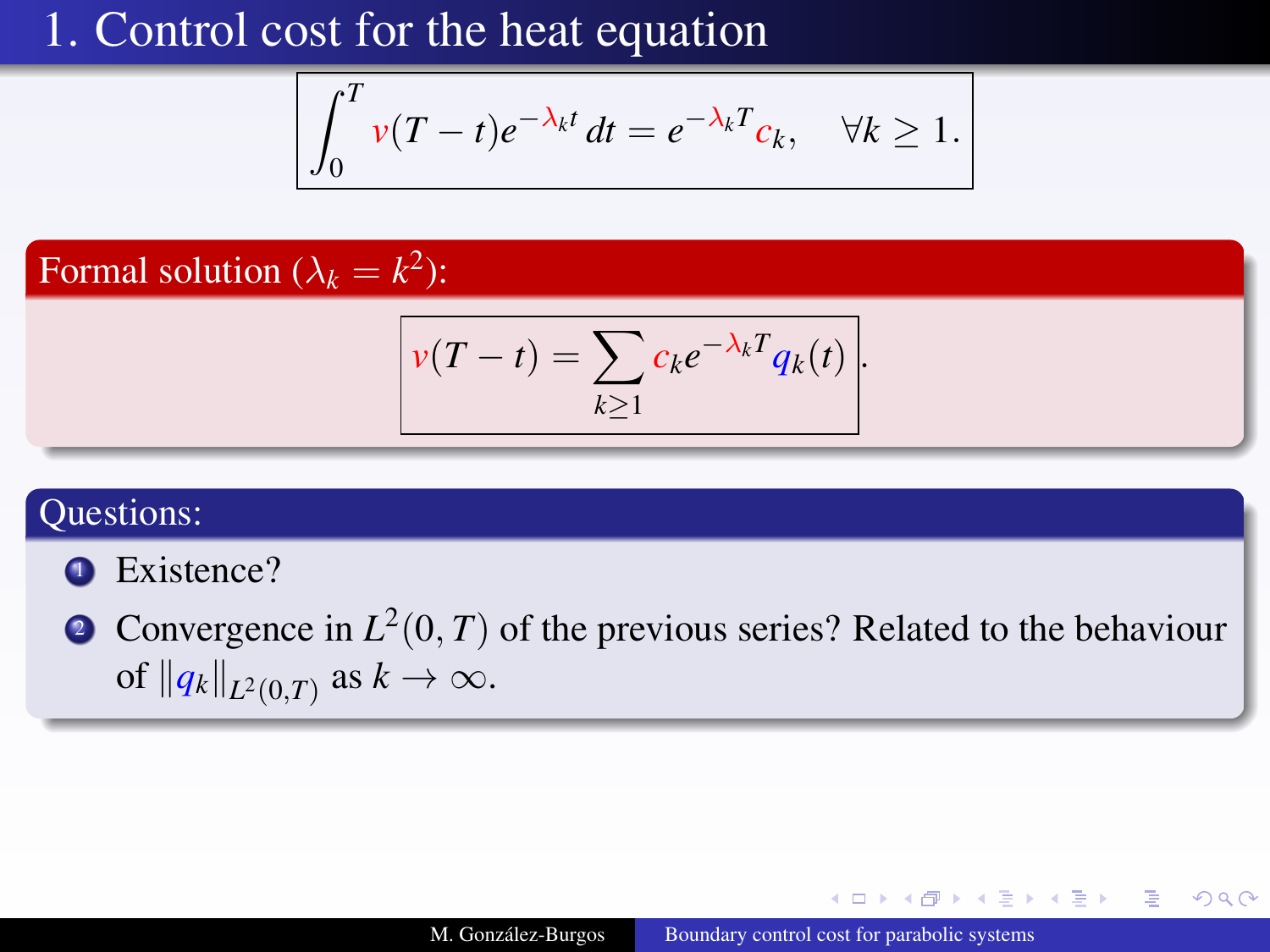# 1. Control cost for the heat equation

$$\int_0^T v(T-t)e^{-\lambda_k t}\,dt = e^{-\lambda_k T}c_k, \quad \forall k \geq 1.$$

**Formal solution ($\lambda_k = k^2$):**

$$v(T-t) = \sum_{k\geq 1} c_k e^{-\lambda_k T} q_k(t).$$

**Questions:**

1. Existence?
2. Convergence in $L^2(0,T)$ of the previous series? Related to the behaviour of $\|q_k\|_{L^2(0,T)}$ as $k \to \infty$.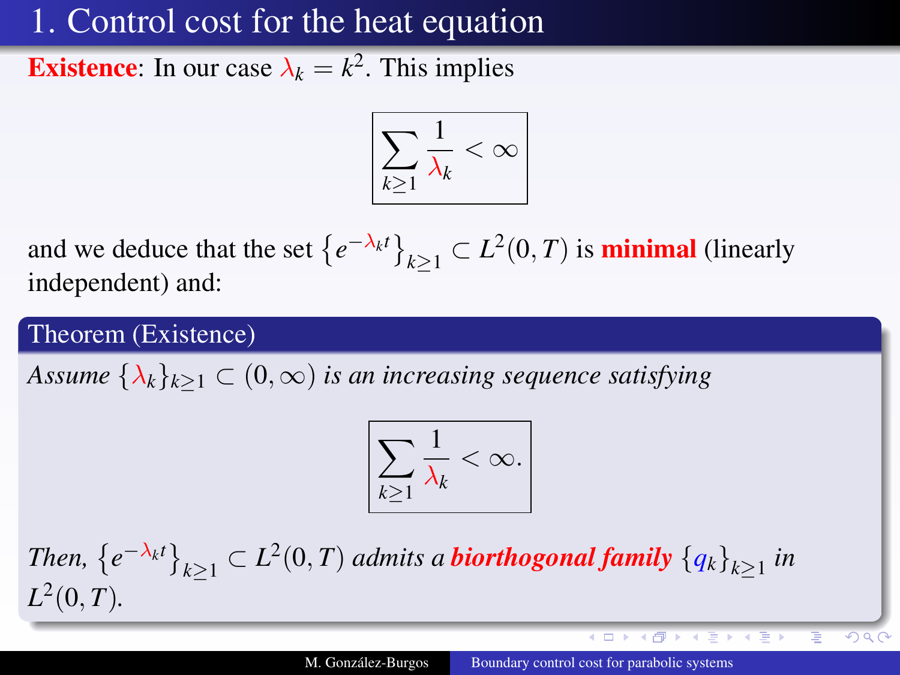# 1. Control cost for the heat equation

**Existence**: In our case $\lambda_k = k^2$. This implies

$$\boxed{\sum_{k\geq 1} \frac{1}{\lambda_k} < \infty}$$

and we deduce that the set $\left\{e^{-\lambda_k t}\right\}_{k\geq 1} \subset L^2(0,T)$ is **minimal** (linearly independent) and:

**Theorem (Existence)**

*Assume $\{\lambda_k\}_{k\geq 1} \subset (0,\infty)$ is an increasing sequence satisfying*

$$\boxed{\sum_{k\geq 1} \frac{1}{\lambda_k} < \infty.}$$

*Then, $\left\{e^{-\lambda_k t}\right\}_{k\geq 1} \subset L^2(0,T)$ admits a* ***biorthogonal family*** *$\{q_k\}_{k\geq 1}$ in $L^2(0,T)$.*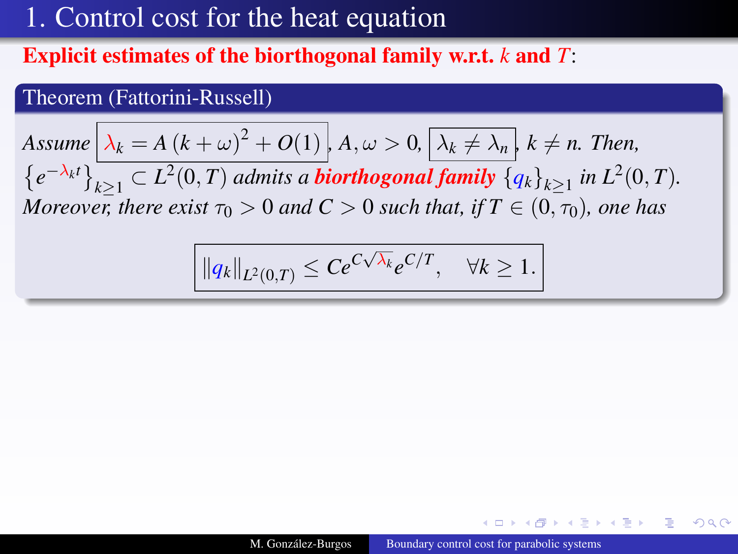# 1. Control cost for the heat equation

**Explicit estimates of the biorthogonal family w.r.t. $k$ and $T$:**

**Theorem (Fattorini-Russell)**

*Assume* $\lambda_k = A\,(k+\omega)^2 + O(1)$, $A, \omega > 0$, $\lambda_k \neq \lambda_n$, $k \neq n$. *Then,* $\{e^{-\lambda_k t}\}_{k\geq 1} \subset L^2(0,T)$ *admits a* ***biorthogonal family*** $\{q_k\}_{k\geq 1}$ *in* $L^2(0,T)$. *Moreover, there exist* $\tau_0 > 0$ *and* $C > 0$ *such that, if* $T \in (0, \tau_0)$, *one has*

$$\|q_k\|_{L^2(0,T)} \leq C e^{C\sqrt{\lambda_k}} e^{C/T}, \quad \forall k \geq 1.$$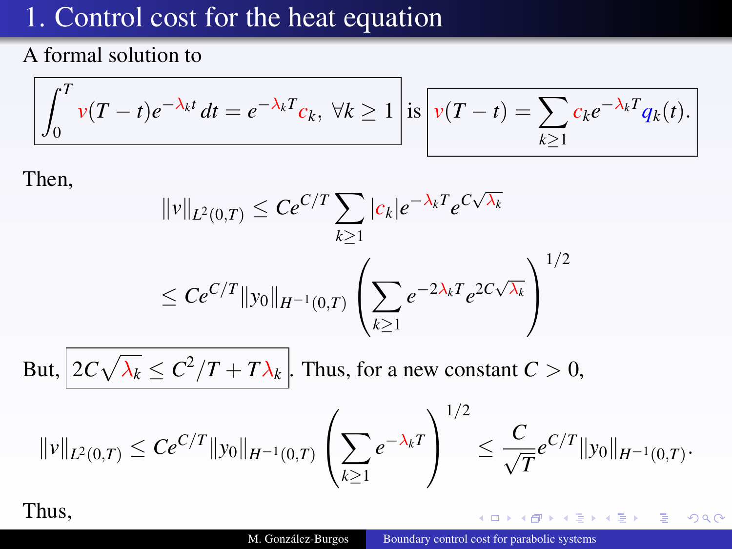# 1. Control cost for the heat equation

A formal solution to

$$\int_0^T v(T-t)e^{-\lambda_k t}\,dt = e^{-\lambda_k T}c_k, \ \forall k \geq 1 \quad \text{is} \quad v(T-t) = \sum_{k\geq 1} c_k e^{-\lambda_k T} q_k(t).$$

Then,

$$\|v\|_{L^2(0,T)} \leq Ce^{C/T} \sum_{k\geq 1} |c_k| e^{-\lambda_k T} e^{C\sqrt{\lambda_k}}$$

$$\leq Ce^{C/T} \|y_0\|_{H^{-1}(0,T)} \left( \sum_{k\geq 1} e^{-2\lambda_k T} e^{2C\sqrt{\lambda_k}} \right)^{1/2}$$

But, $2C\sqrt{\lambda_k} \leq C^2/T + T\lambda_k$. Thus, for a new constant $C > 0$,

$$\|v\|_{L^2(0,T)} \leq Ce^{C/T} \|y_0\|_{H^{-1}(0,T)} \left( \sum_{k\geq 1} e^{-\lambda_k T} \right)^{1/2} \leq \frac{C}{\sqrt{T}} e^{C/T} \|y_0\|_{H^{-1}(0,T)}.$$

Thus,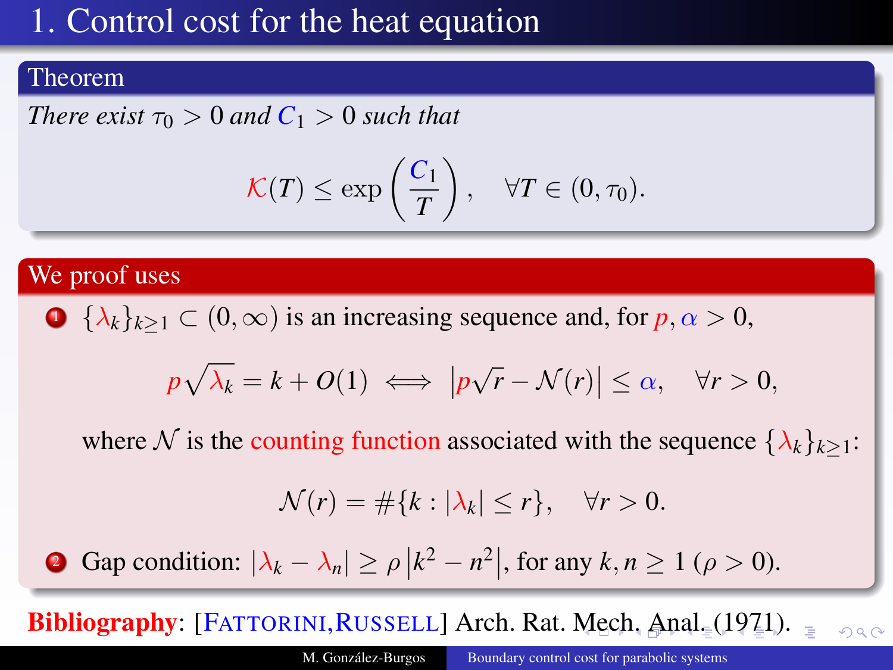# 1. Control cost for the heat equation

**Theorem**

*There exist $\tau_0 > 0$ and $C_1 > 0$ such that*

$$\mathcal{K}(T) \leq \exp\left(\frac{C_1}{T}\right), \quad \forall T \in (0, \tau_0).$$

**We proof uses**

1. $\{\lambda_k\}_{k\geq 1} \subset (0, \infty)$ is an increasing sequence and, for $p, \alpha > 0$,

$$p\sqrt{\lambda_k} = k + O(1) \iff \left|p\sqrt{r} - \mathcal{N}(r)\right| \leq \alpha, \quad \forall r > 0,$$

   where $\mathcal{N}$ is the counting function associated with the sequence $\{\lambda_k\}_{k\geq 1}$:

$$\mathcal{N}(r) = \#\{k : |\lambda_k| \leq r\}, \quad \forall r > 0.$$

2. Gap condition: $|\lambda_k - \lambda_n| \geq \rho \left|k^2 - n^2\right|$, for any $k, n \geq 1$ ($\rho > 0$).

**Bibliography**: [FATTORINI, RUSSELL] Arch. Rat. Mech. Anal. (1971).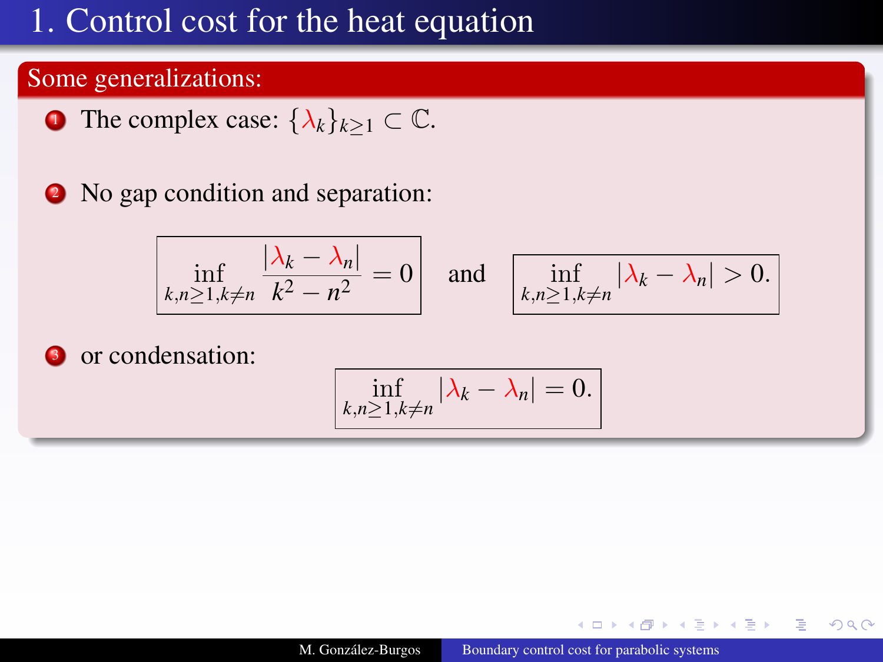# 1. Control cost for the heat equation

## Some generalizations:

1. The complex case: $\{\lambda_k\}_{k\geq 1} \subset \mathbb{C}$.

2. No gap condition and separation:

$$\boxed{\inf_{k,n\geq 1, k\neq n} \frac{|\lambda_k - \lambda_n|}{k^2 - n^2} = 0} \quad \text{and} \quad \boxed{\inf_{k,n\geq 1, k\neq n} |\lambda_k - \lambda_n| > 0.}$$

3. or condensation:

$$\boxed{\inf_{k,n\geq 1, k\neq n} |\lambda_k - \lambda_n| = 0.}$$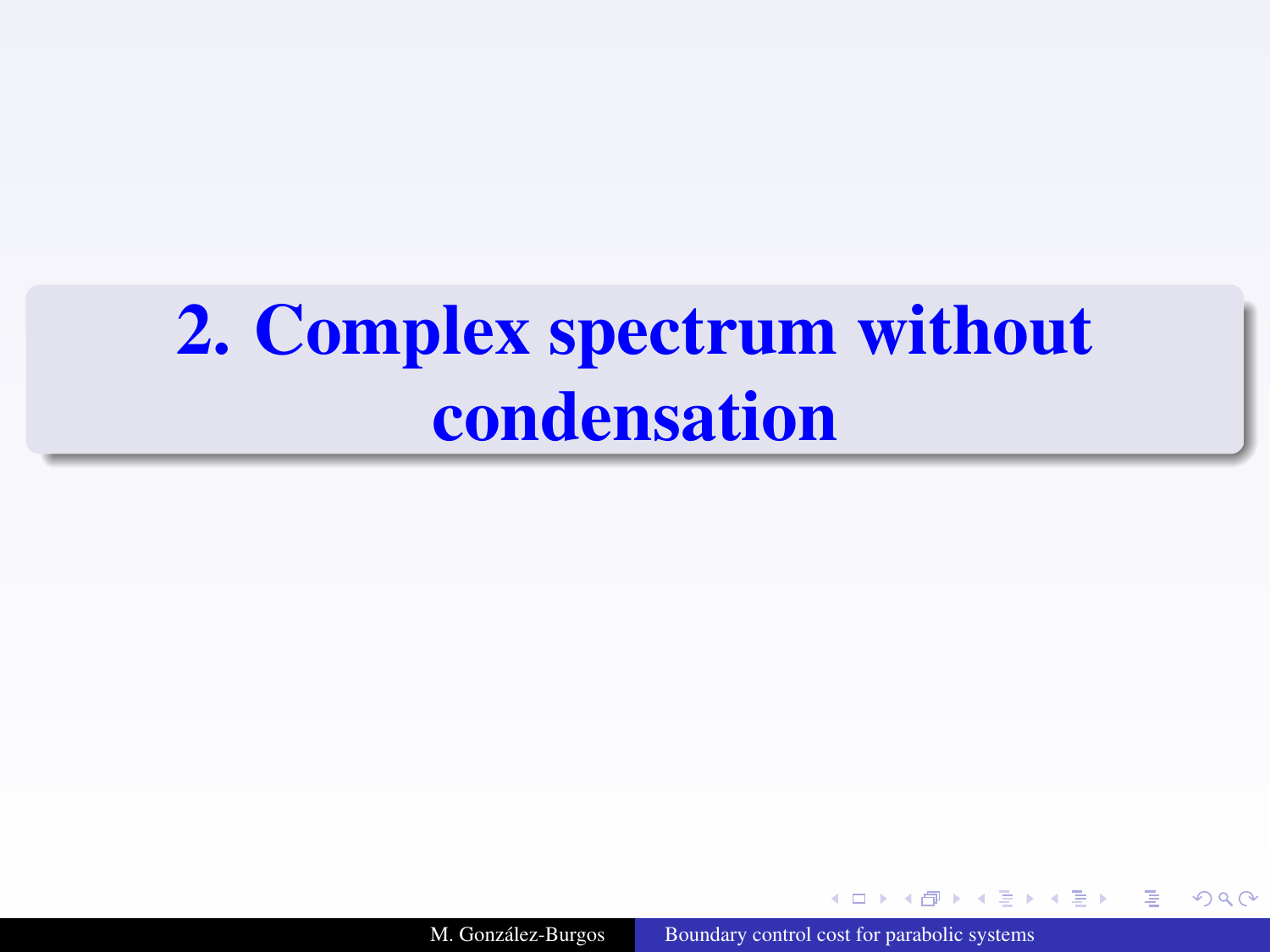# 2. Complex spectrum without condensation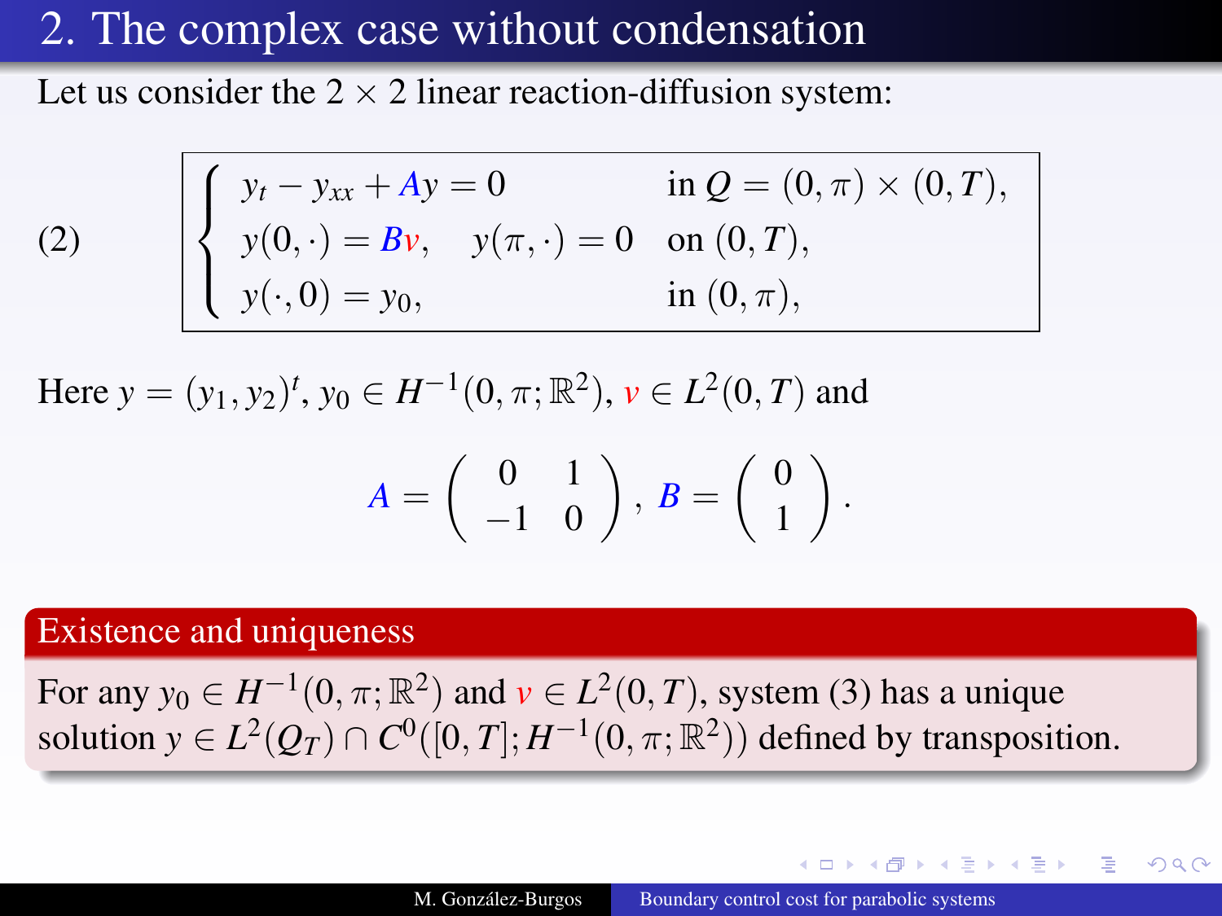## 2. The complex case without condensation

Let us consider the $2 \times 2$ linear reaction-diffusion system:

$$
(2) \qquad \begin{cases} y_t - y_{xx} + Ay = 0 & \text{in } Q = (0,\pi) \times (0,T), \\ y(0,\cdot) = Bv, \quad y(\pi,\cdot) = 0 & \text{on } (0,T), \\ y(\cdot,0) = y_0, & \text{in } (0,\pi), \end{cases}
$$

Here $y = (y_1, y_2)^t$, $y_0 \in H^{-1}(0,\pi;\mathbb{R}^2)$, $v \in L^2(0,T)$ and

$$
A = \begin{pmatrix} 0 & 1 \\ -1 & 0 \end{pmatrix}, \; B = \begin{pmatrix} 0 \\ 1 \end{pmatrix}.
$$

**Existence and uniqueness**

For any $y_0 \in H^{-1}(0,\pi;\mathbb{R}^2)$ and $v \in L^2(0,T)$, system (3) has a unique solution $y \in L^2(Q_T) \cap C^0([0,T]; H^{-1}(0,\pi;\mathbb{R}^2))$ defined by transposition.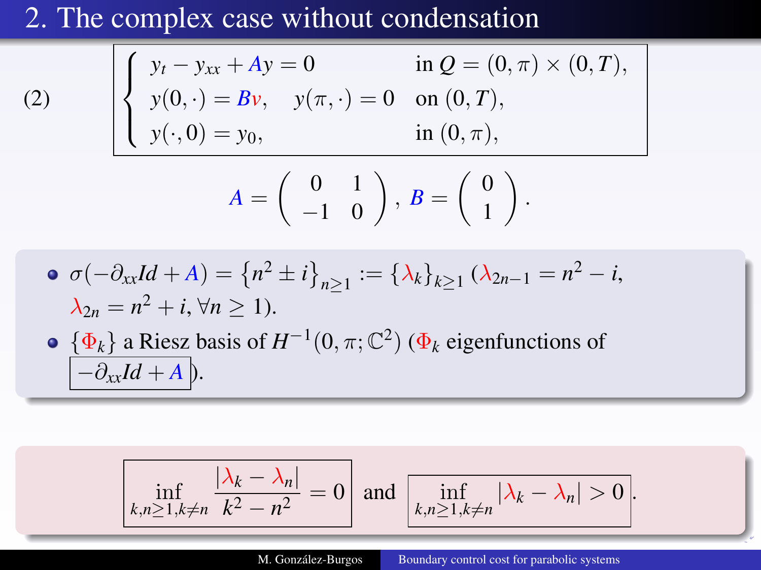# 2. The complex case without condensation

$$
(2) \qquad \begin{cases} y_t - y_{xx} + Ay = 0 & \text{in } Q = (0,\pi) \times (0,T), \\ y(0,\cdot) = Bv, \quad y(\pi,\cdot) = 0 & \text{on } (0,T), \\ y(\cdot,0) = y_0, & \text{in } (0,\pi), \end{cases}
$$

$$
A = \begin{pmatrix} 0 & 1 \\ -1 & 0 \end{pmatrix}, \; B = \begin{pmatrix} 0 \\ 1 \end{pmatrix}.
$$

- $\sigma(-\partial_{xx} Id + A) = \left\{ n^2 \pm i \right\}_{n \geq 1} := \{\lambda_k\}_{k \geq 1}$ ($\lambda_{2n-1} = n^2 - i$, $\lambda_{2n} = n^2 + i$, $\forall n \geq 1$).
- $\{\Phi_k\}$ a Riesz basis of $H^{-1}(0,\pi;\mathbb{C}^2)$ ($\Phi_k$ eigenfunctions of $-\partial_{xx} Id + A$).

$$
\inf_{k,n \geq 1, k \neq n} \frac{|\lambda_k - \lambda_n|}{k^2 - n^2} = 0 \quad \text{and} \quad \inf_{k,n \geq 1, k \neq n} |\lambda_k - \lambda_n| > 0.
$$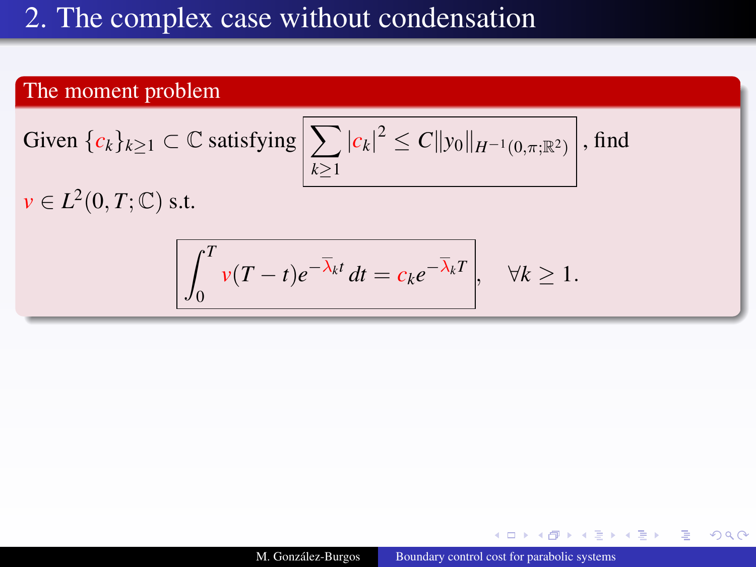# 2. The complex case without condensation

## The moment problem

Given $\{c_k\}_{k\geq 1} \subset \mathbb{C}$ satisfying $\boxed{\sum_{k\geq 1} |c_k|^2 \leq C\|y_0\|_{H^{-1}(0,\pi;\mathbb{R}^2)}}$, find $v \in L^2(0,T;\mathbb{C})$ s.t.

$$\boxed{\int_0^T v(T-t)e^{-\overline{\lambda}_k t}\,dt = c_k e^{-\overline{\lambda}_k T}}, \quad \forall k \geq 1.$$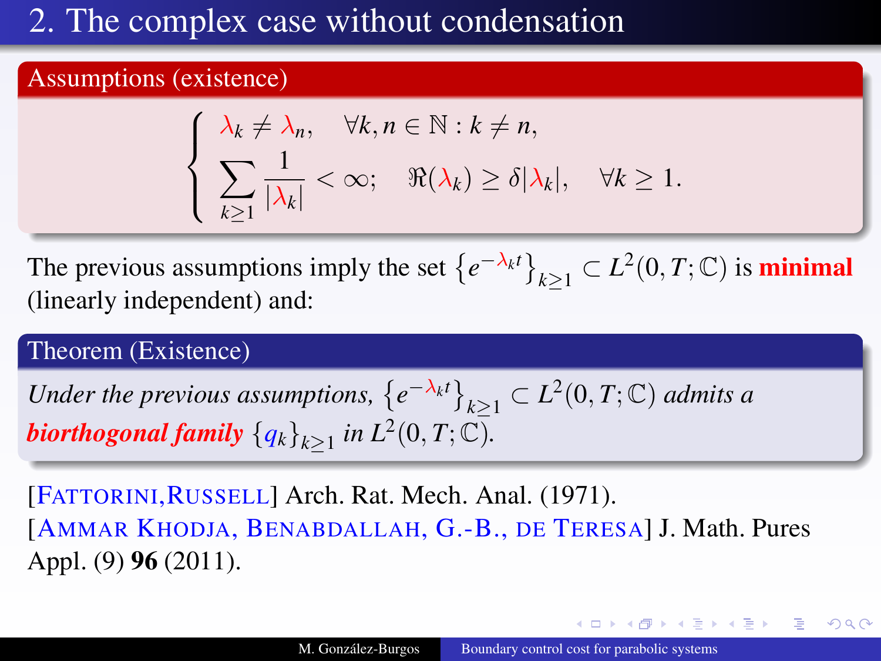# 2. The complex case without condensation

**Assumptions (existence)**

$$
\begin{cases}
\lambda_k \neq \lambda_n, \quad \forall k, n \in \mathbb{N} : k \neq n, \\
\displaystyle\sum_{k \geq 1} \frac{1}{|\lambda_k|} < \infty; \quad \Re(\lambda_k) \geq \delta |\lambda_k|, \quad \forall k \geq 1.
\end{cases}
$$

The previous assumptions imply the set $\{e^{-\lambda_k t}\}_{k \geq 1} \subset L^2(0, T; \mathbb{C})$ is **minimal** (linearly independent) and:

**Theorem (Existence)**

*Under the previous assumptions, $\{e^{-\lambda_k t}\}_{k \geq 1} \subset L^2(0, T; \mathbb{C})$ admits a **biorthogonal family** $\{q_k\}_{k \geq 1}$ in $L^2(0, T; \mathbb{C})$.*

[Fattorini, Russell] Arch. Rat. Mech. Anal. (1971).
[Ammar Khodja, Benabdallah, G.-B., de Teresa] J. Math. Pures Appl. (9) **96** (2011).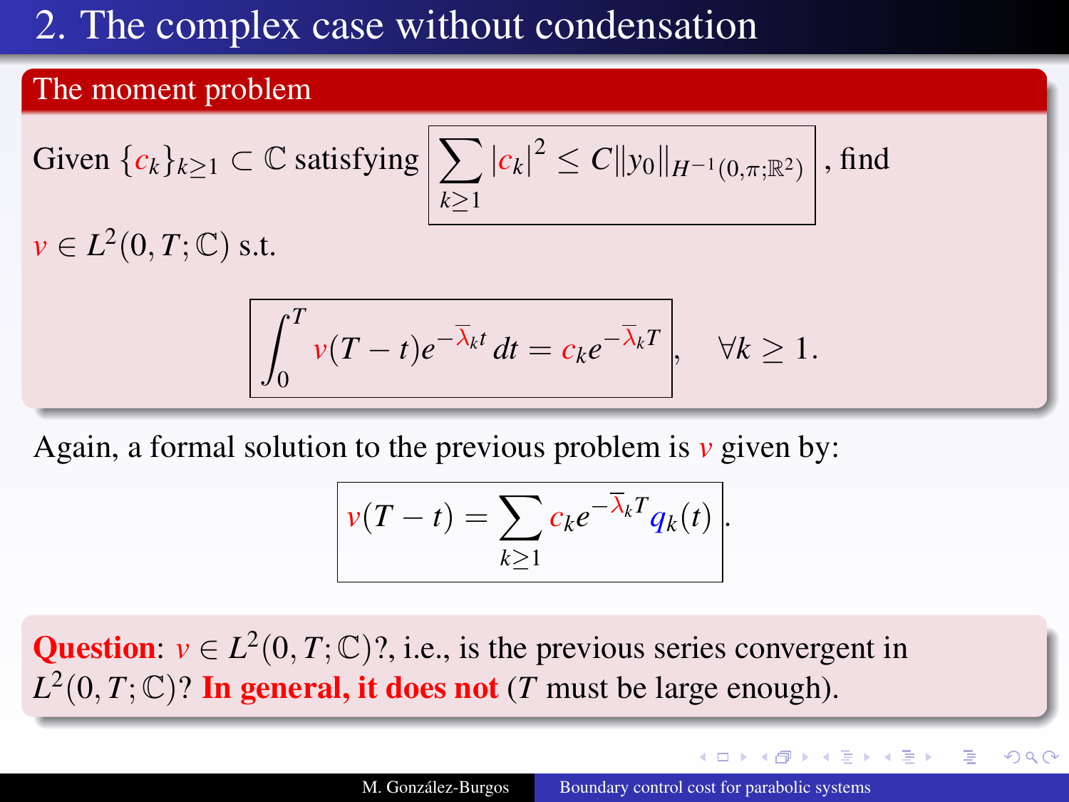# 2. The complex case without condensation

## The moment problem

Given $\{c_k\}_{k\geq 1} \subset \mathbb{C}$ satisfying $\boxed{\sum_{k\geq 1} |c_k|^2 \leq C\|y_0\|_{H^{-1}(0,\pi;\mathbb{R}^2)}}$, find $v \in L^2(0,T;\mathbb{C})$ s.t.

$$\boxed{\int_0^T v(T-t)e^{-\overline{\lambda}_k t}\,dt = c_k e^{-\overline{\lambda}_k T}}, \quad \forall k \geq 1.$$

Again, a formal solution to the previous problem is $v$ given by:

$$\boxed{v(T-t) = \sum_{k\geq 1} c_k e^{-\overline{\lambda}_k T} q_k(t)}.$$

**Question**: $v \in L^2(0,T;\mathbb{C})$?, i.e., is the previous series convergent in $L^2(0,T;\mathbb{C})$? **In general, it does not** ($T$ must be large enough).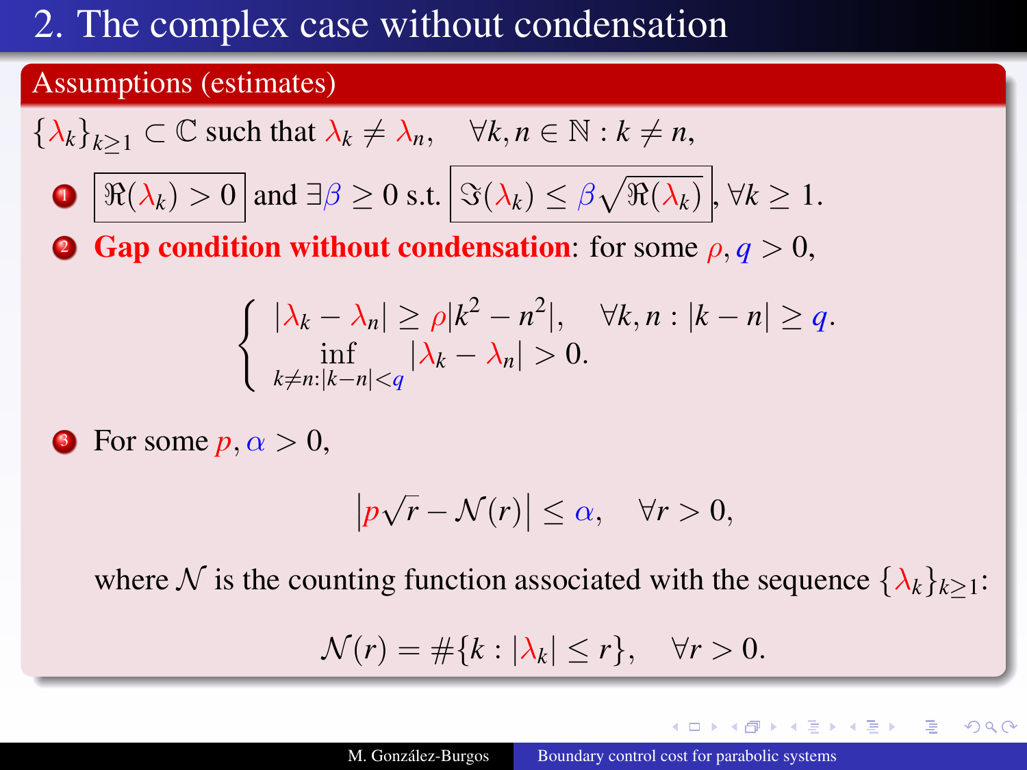# 2. The complex case without condensation

## Assumptions (estimates)

$\{\lambda_k\}_{k\geq 1} \subset \mathbb{C}$ such that $\lambda_k \neq \lambda_n, \quad \forall k, n \in \mathbb{N} : k \neq n$,

1. $\boxed{\Re(\lambda_k) > 0}$ and $\exists \beta \geq 0$ s.t. $\boxed{\Im(\lambda_k) \leq \beta\sqrt{\Re(\lambda_k)}}$, $\forall k \geq 1$.

2. **Gap condition without condensation**: for some $\rho, q > 0$,

$$\begin{cases} |\lambda_k - \lambda_n| \geq \rho|k^2 - n^2|, \quad \forall k, n : |k - n| \geq q. \\ \displaystyle\inf_{k \neq n : |k-n| < q} |\lambda_k - \lambda_n| > 0. \end{cases}$$

3. For some $p, \alpha > 0$,

$$\left| p\sqrt{r} - \mathcal{N}(r) \right| \leq \alpha, \quad \forall r > 0,$$

where $\mathcal{N}$ is the counting function associated with the sequence $\{\lambda_k\}_{k\geq 1}$:

$$\mathcal{N}(r) = \#\{k : |\lambda_k| \leq r\}, \quad \forall r > 0.$$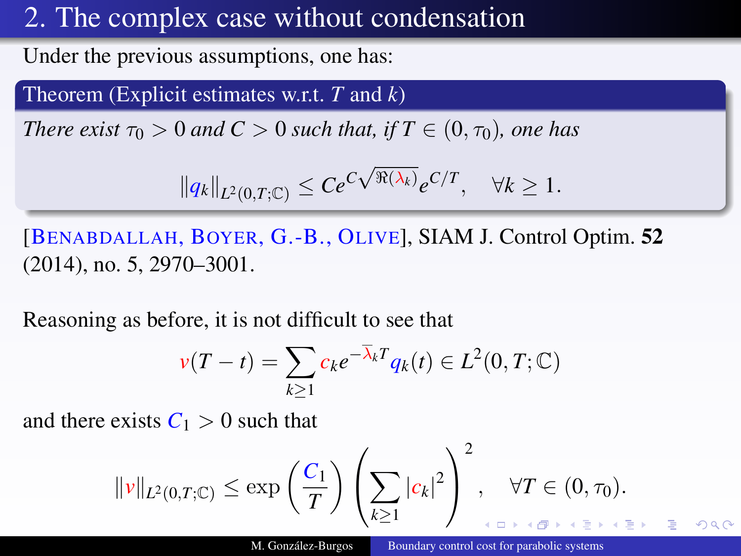## 2. The complex case without condensation

Under the previous assumptions, one has:

**Theorem (Explicit estimates w.r.t. $T$ and $k$)**

*There exist $\tau_0 > 0$ and $C > 0$ such that, if $T \in (0, \tau_0)$, one has*

$$\|q_k\|_{L^2(0,T;\mathbb{C})} \leq C e^{C\sqrt{\Re(\lambda_k)}} e^{C/T}, \quad \forall k \geq 1.$$

[Benabdallah, Boyer, G.-B., Olive], SIAM J. Control Optim. **52** (2014), no. 5, 2970–3001.

Reasoning as before, it is not difficult to see that

$$v(T-t) = \sum_{k \geq 1} c_k e^{-\overline{\lambda}_k T} q_k(t) \in L^2(0,T;\mathbb{C})$$

and there exists $C_1 > 0$ such that

$$\|v\|_{L^2(0,T;\mathbb{C})} \leq \exp\left(\frac{C_1}{T}\right) \left(\sum_{k \geq 1} |c_k|^2\right)^2, \quad \forall T \in (0, \tau_0).$$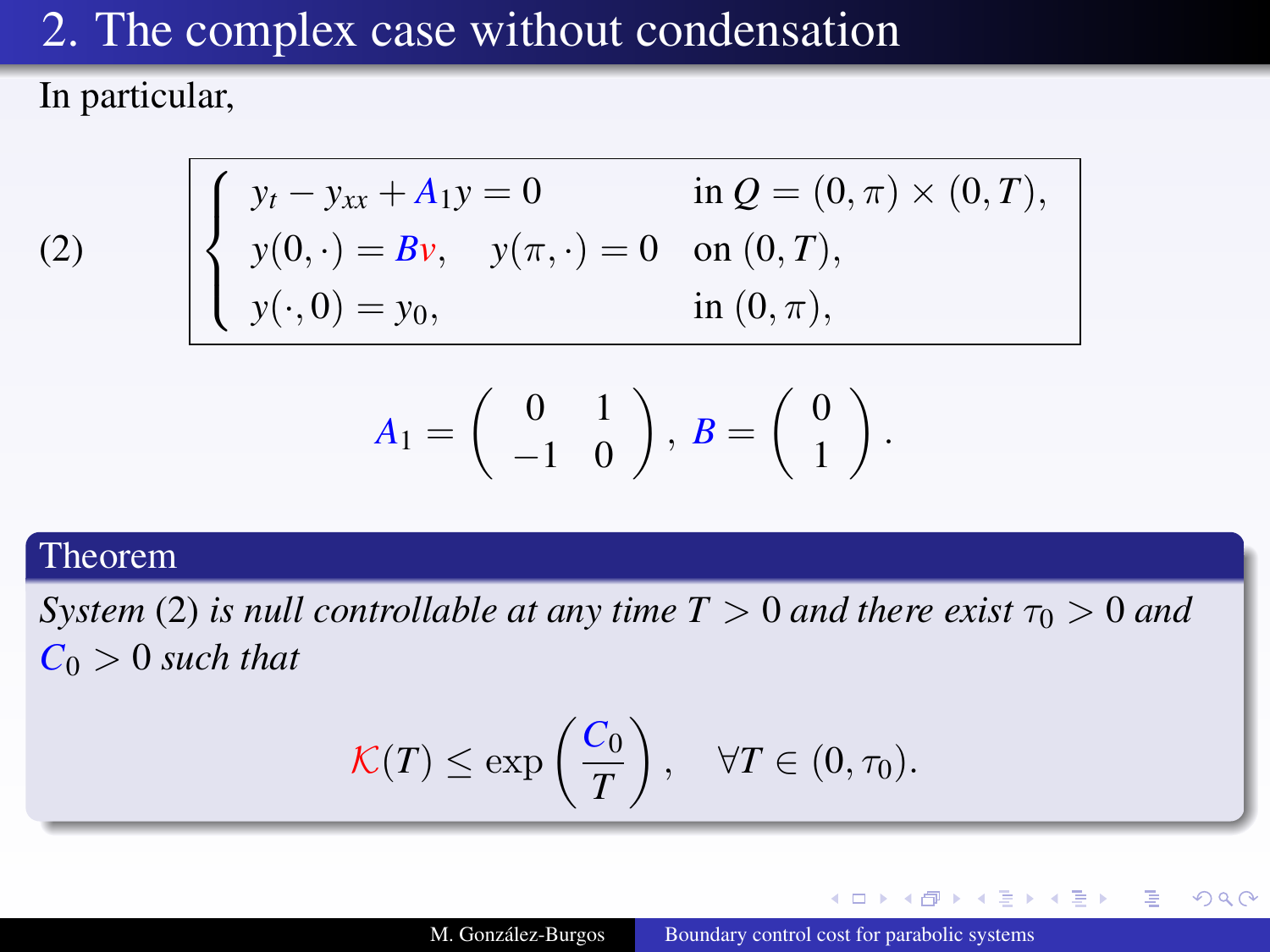## 2. The complex case without condensation

In particular,

$$
(2) \qquad \begin{cases} y_t - y_{xx} + A_1 y = 0 & \text{in } Q = (0,\pi) \times (0,T), \\ y(0,\cdot) = Bv, \quad y(\pi,\cdot) = 0 & \text{on } (0,T), \\ y(\cdot,0) = y_0, & \text{in } (0,\pi), \end{cases}
$$

$$
A_1 = \begin{pmatrix} 0 & 1 \\ -1 & 0 \end{pmatrix}, \; B = \begin{pmatrix} 0 \\ 1 \end{pmatrix}.
$$

**Theorem**

*System (2) is null controllable at any time $T > 0$ and there exist $\tau_0 > 0$ and $C_0 > 0$ such that*

$$
\mathcal{K}(T) \leq \exp\left(\frac{C_0}{T}\right), \quad \forall T \in (0, \tau_0).
$$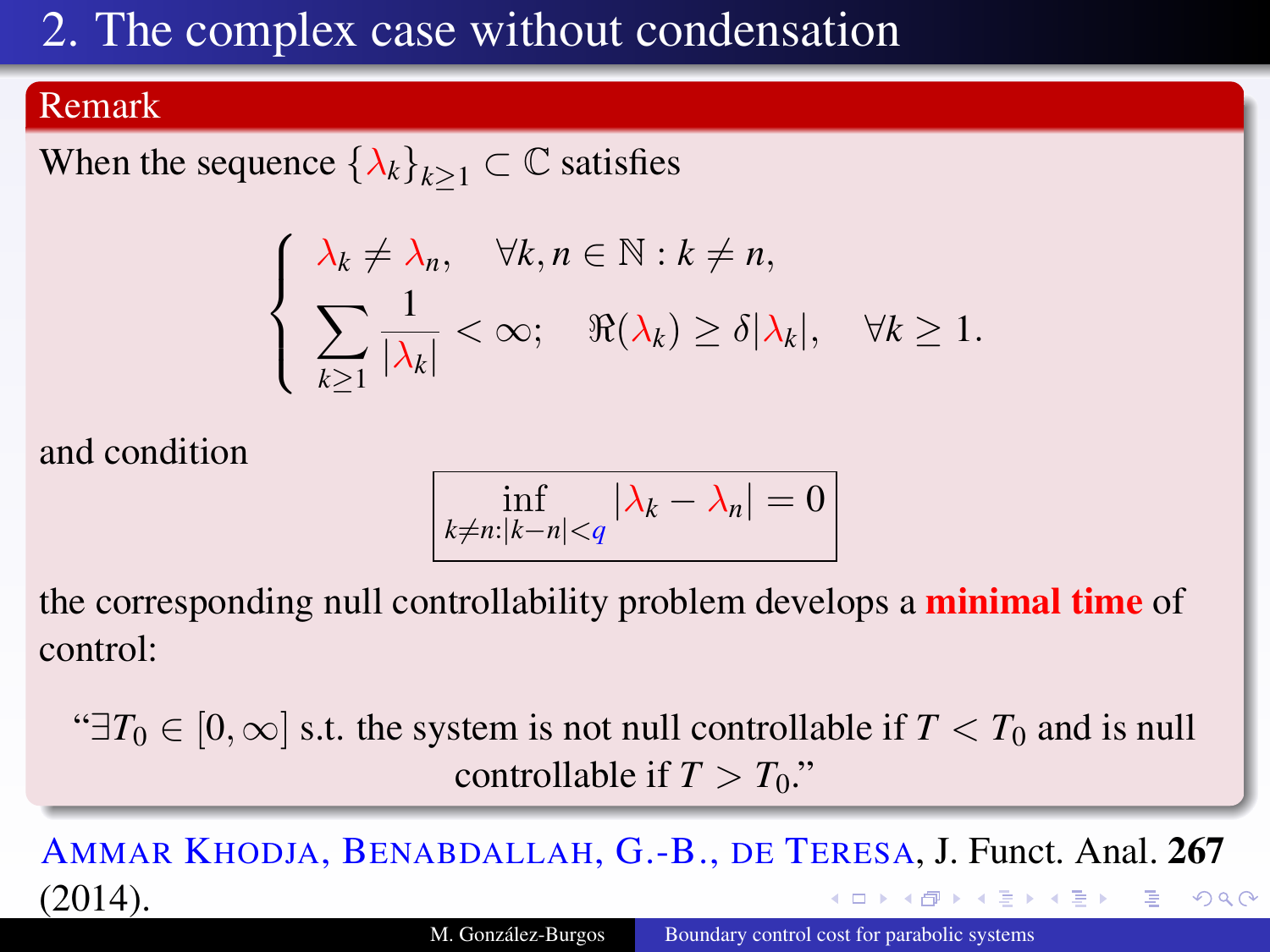# 2. The complex case without condensation

**Remark**

When the sequence $\{\lambda_k\}_{k\geq 1} \subset \mathbb{C}$ satisfies

$$\begin{cases} \lambda_k \neq \lambda_n, \quad \forall k, n \in \mathbb{N} : k \neq n, \\ \displaystyle\sum_{k\geq 1} \frac{1}{|\lambda_k|} < \infty; \quad \Re(\lambda_k) \geq \delta |\lambda_k|, \quad \forall k \geq 1. \end{cases}$$

and condition

$$\boxed{\inf_{k\neq n : |k-n|<q} |\lambda_k - \lambda_n| = 0}$$

the corresponding null controllability problem develops a **minimal time** of control:

"$\exists T_0 \in [0, \infty]$ s.t. the system is not null controllable if $T < T_0$ and is null controllable if $T > T_0$."

Ammar Khodja, Benabdallah, G.-B., de Teresa, J. Funct. Anal. **267** (2014).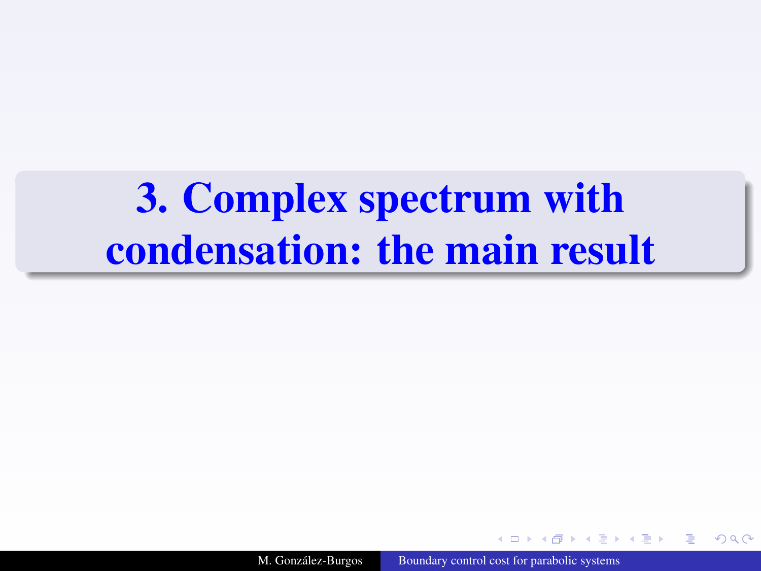# 3. Complex spectrum with condensation: the main result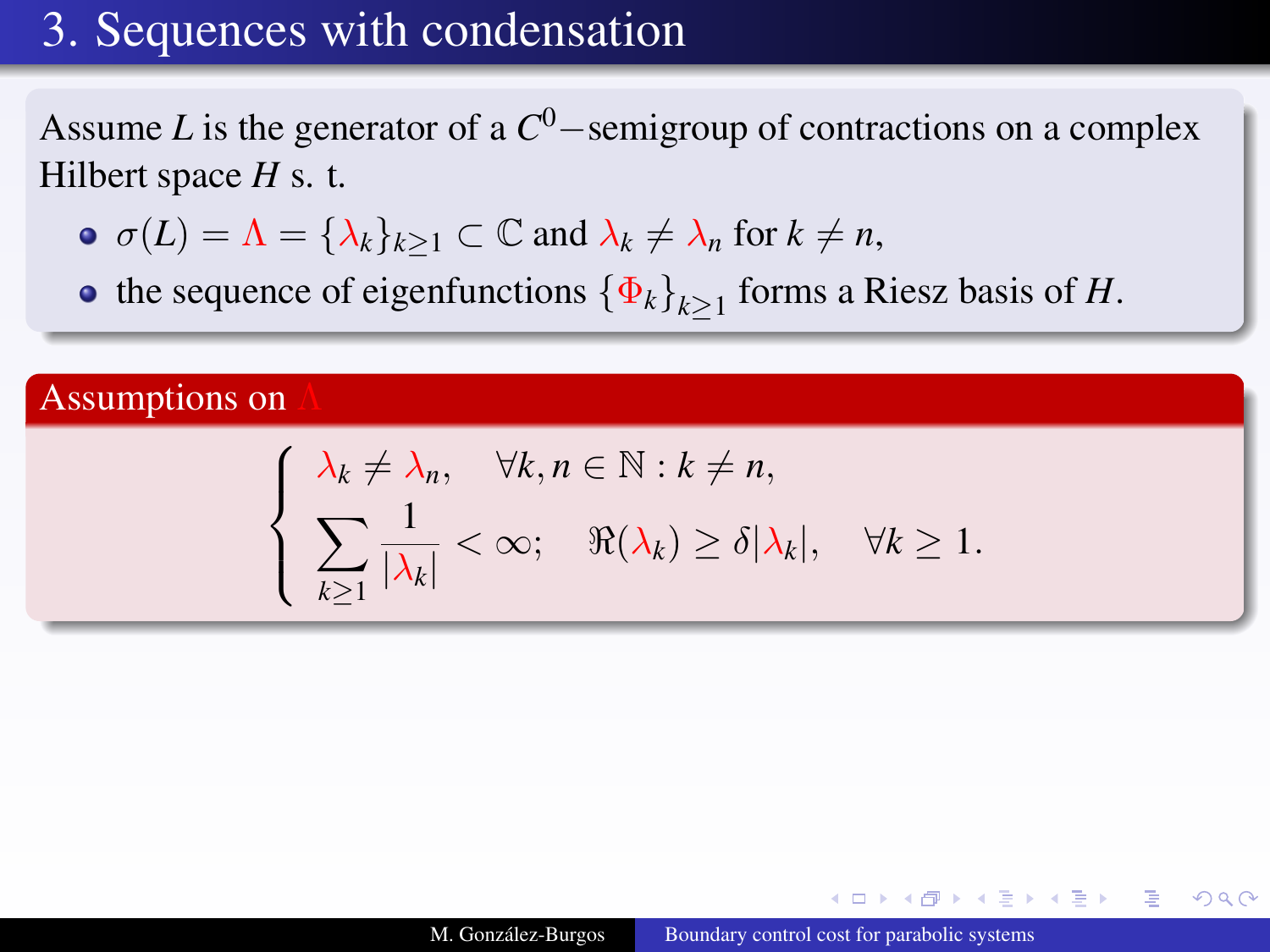# 3. Sequences with condensation

Assume $L$ is the generator of a $C^0-$semigroup of contractions on a complex Hilbert space $H$ s. t.

- $\sigma(L) = \Lambda = \{\lambda_k\}_{k\geq 1} \subset \mathbb{C}$ and $\lambda_k \neq \lambda_n$ for $k \neq n$,
- the sequence of eigenfunctions $\{\Phi_k\}_{k\geq 1}$ forms a Riesz basis of $H$.

### Assumptions on $\Lambda$

$$
\left\{
\begin{array}{l}
\lambda_k \neq \lambda_n, \quad \forall k, n \in \mathbb{N} : k \neq n, \\
\displaystyle\sum_{k\geq 1} \frac{1}{|\lambda_k|} < \infty; \quad \Re(\lambda_k) \geq \delta |\lambda_k|, \quad \forall k \geq 1.
\end{array}
\right.
$$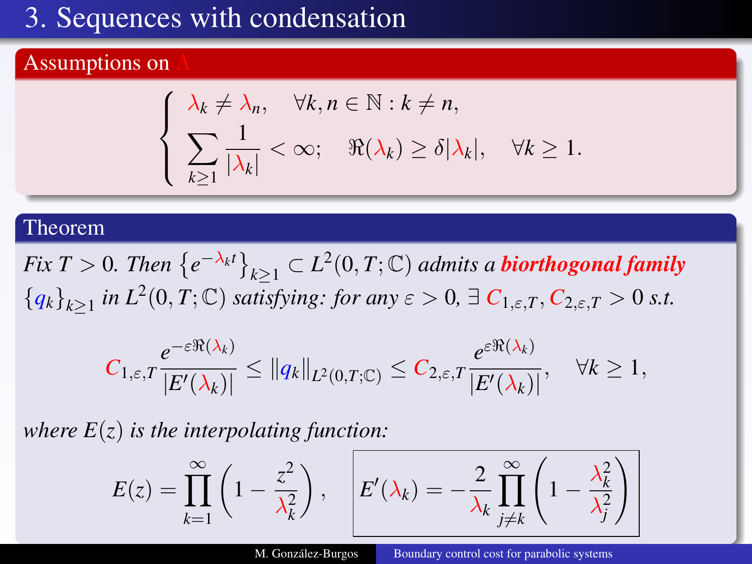# 3. Sequences with condensation

## Assumptions on $\Lambda$

$$
\begin{cases}
\lambda_k \neq \lambda_n, \quad \forall k, n \in \mathbb{N} : k \neq n, \\
\displaystyle\sum_{k \geq 1} \frac{1}{|\lambda_k|} < \infty; \quad \Re(\lambda_k) \geq \delta |\lambda_k|, \quad \forall k \geq 1.
\end{cases}
$$

## Theorem

*Fix $T > 0$. Then $\{e^{-\lambda_k t}\}_{k \geq 1} \subset L^2(0,T;\mathbb{C})$ admits a* ***biorthogonal family*** *$\{q_k\}_{k \geq 1}$ in $L^2(0,T;\mathbb{C})$ satisfying: for any $\varepsilon > 0$, $\exists\, C_{1,\varepsilon,T}, C_{2,\varepsilon,T} > 0$ s.t.*

$$
C_{1,\varepsilon,T} \frac{e^{-\varepsilon \Re(\lambda_k)}}{|E'(\lambda_k)|} \leq \|q_k\|_{L^2(0,T;\mathbb{C})} \leq C_{2,\varepsilon,T} \frac{e^{\varepsilon \Re(\lambda_k)}}{|E'(\lambda_k)|}, \quad \forall k \geq 1,
$$

*where $E(z)$ is the interpolating function:*

$$
E(z) = \prod_{k=1}^{\infty} \left(1 - \frac{z^2}{\lambda_k^2}\right), \quad \boxed{E'(\lambda_k) = -\frac{2}{\lambda_k} \prod_{j \neq k}^{\infty} \left(1 - \frac{\lambda_k^2}{\lambda_j^2}\right)}
$$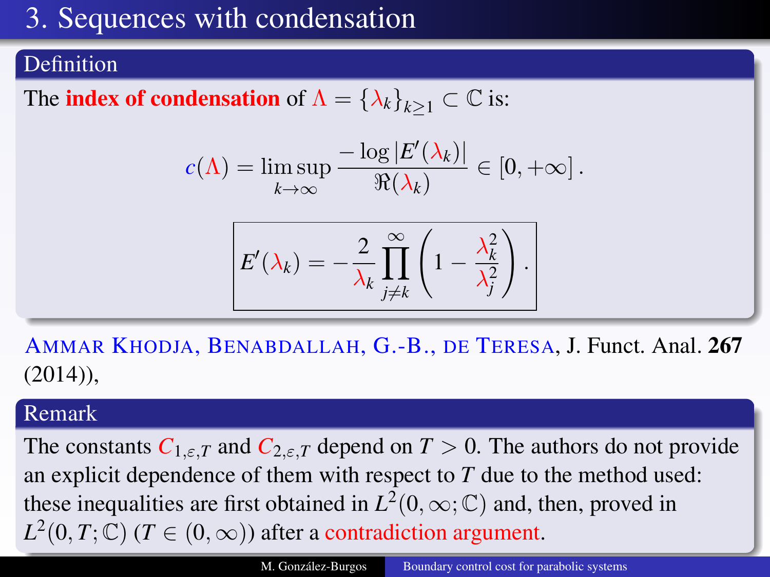# 3. Sequences with condensation

**Definition**

The **index of condensation** of $\Lambda = \{\lambda_k\}_{k\geq 1} \subset \mathbb{C}$ is:

$$c(\Lambda) = \limsup_{k\to\infty} \frac{-\log |E'(\lambda_k)|}{\Re(\lambda_k)} \in [0, +\infty] \,.$$

$$\boxed{E'(\lambda_k) = -\frac{2}{\lambda_k} \prod_{j\neq k}^{\infty} \left(1 - \frac{\lambda_k^2}{\lambda_j^2}\right).}$$

Ammar Khodja, Benabdallah, G.-B., de Teresa, J. Funct. Anal. **267** (2014)),

**Remark**

The constants $C_{1,\varepsilon,T}$ and $C_{2,\varepsilon,T}$ depend on $T > 0$. The authors do not provide an explicit dependence of them with respect to $T$ due to the method used: these inequalities are first obtained in $L^2(0,\infty;\mathbb{C})$ and, then, proved in $L^2(0,T;\mathbb{C})$ ($T \in (0,\infty)$) after a contradiction argument.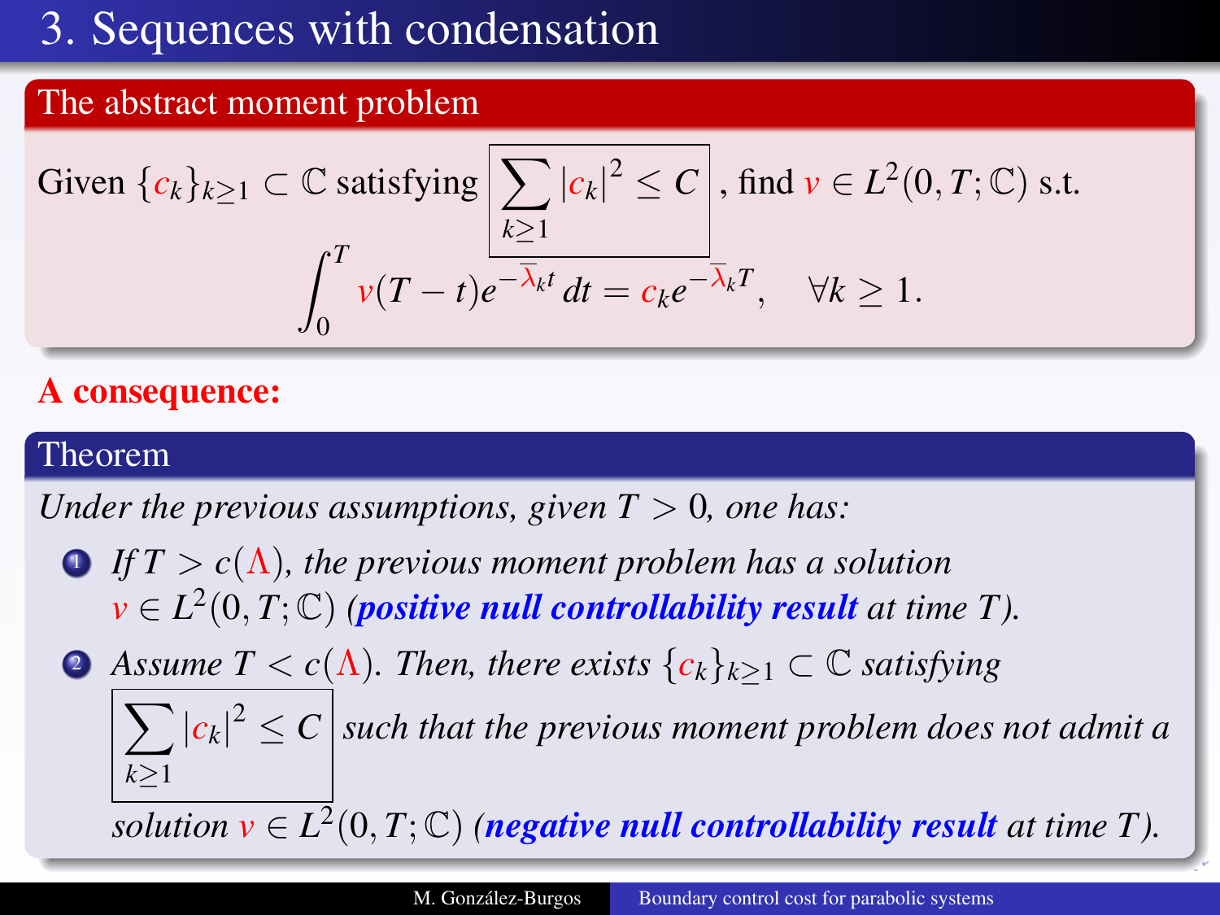# 3. Sequences with condensation

## The abstract moment problem

Given $\{c_k\}_{k\geq 1} \subset \mathbb{C}$ satisfying $\boxed{\sum_{k\geq 1} |c_k|^2 \leq C}$, find $v \in L^2(0,T;\mathbb{C})$ s.t.

$$\int_0^T v(T-t)e^{-\overline{\lambda}_k t}\,dt = c_k e^{-\overline{\lambda}_k T}, \quad \forall k \geq 1.$$

**A consequence:**

## Theorem

*Under the previous assumptions, given $T > 0$, one has:*

1. *If $T > c(\Lambda)$, the previous moment problem has a solution $v \in L^2(0,T;\mathbb{C})$ (**positive null controllability result** at time $T$).*
2. *Assume $T < c(\Lambda)$. Then, there exists $\{c_k\}_{k\geq 1} \subset \mathbb{C}$ satisfying $\boxed{\sum_{k\geq 1} |c_k|^2 \leq C}$ such that the previous moment problem does not admit a solution $v \in L^2(0,T;\mathbb{C})$ (**negative null controllability result** at time $T$).*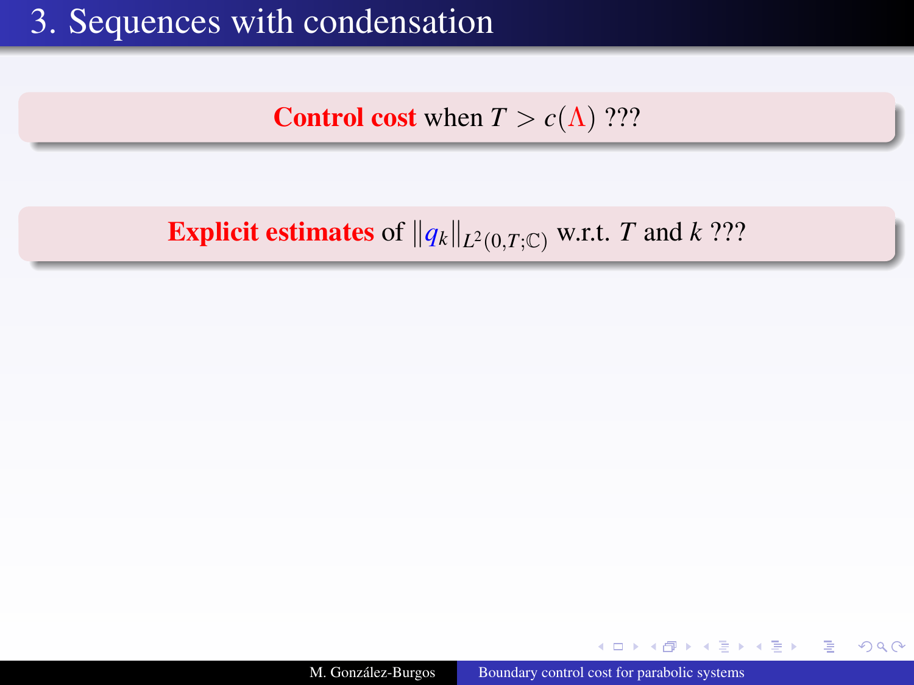# 3. Sequences with condensation

**Control cost** when $T > c(\Lambda)$ ???

**Explicit estimates** of $\|q_k\|_{L^2(0,T;\mathbb{C})}$ w.r.t. $T$ and $k$ ???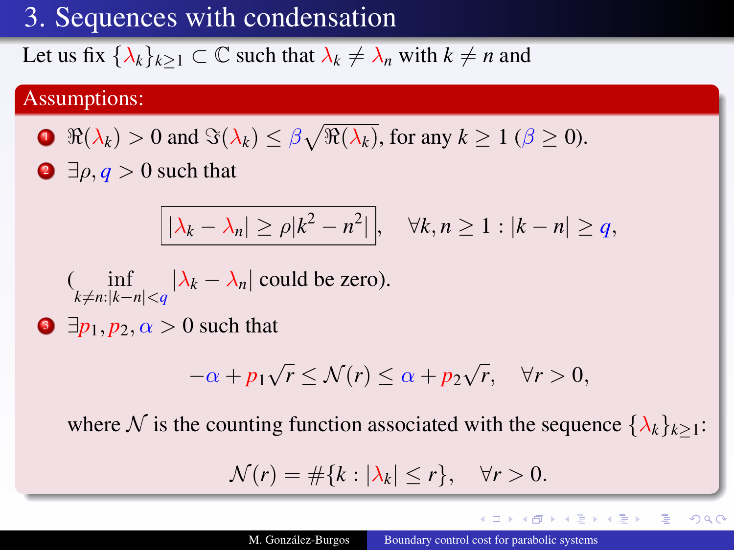# 3. Sequences with condensation

Let us fix $\{\lambda_k\}_{k\geq 1} \subset \mathbb{C}$ such that $\lambda_k \neq \lambda_n$ with $k \neq n$ and

**Assumptions:**

1. $\Re(\lambda_k) > 0$ and $\Im(\lambda_k) \leq \beta\sqrt{\Re(\lambda_k)}$, for any $k \geq 1$ ($\beta \geq 0$).
2. $\exists \rho, q > 0$ such that

$$\boxed{|\lambda_k - \lambda_n| \geq \rho |k^2 - n^2|}, \quad \forall k, n \geq 1 : |k - n| \geq q,$$

   ($\inf_{k \neq n : |k-n| < q} |\lambda_k - \lambda_n|$ could be zero).

3. $\exists p_1, p_2, \alpha > 0$ such that

$$-\alpha + p_1\sqrt{r} \leq \mathcal{N}(r) \leq \alpha + p_2\sqrt{r}, \quad \forall r > 0,$$

   where $\mathcal{N}$ is the counting function associated with the sequence $\{\lambda_k\}_{k\geq 1}$:

$$\mathcal{N}(r) = \#\{k : |\lambda_k| \leq r\}, \quad \forall r > 0.$$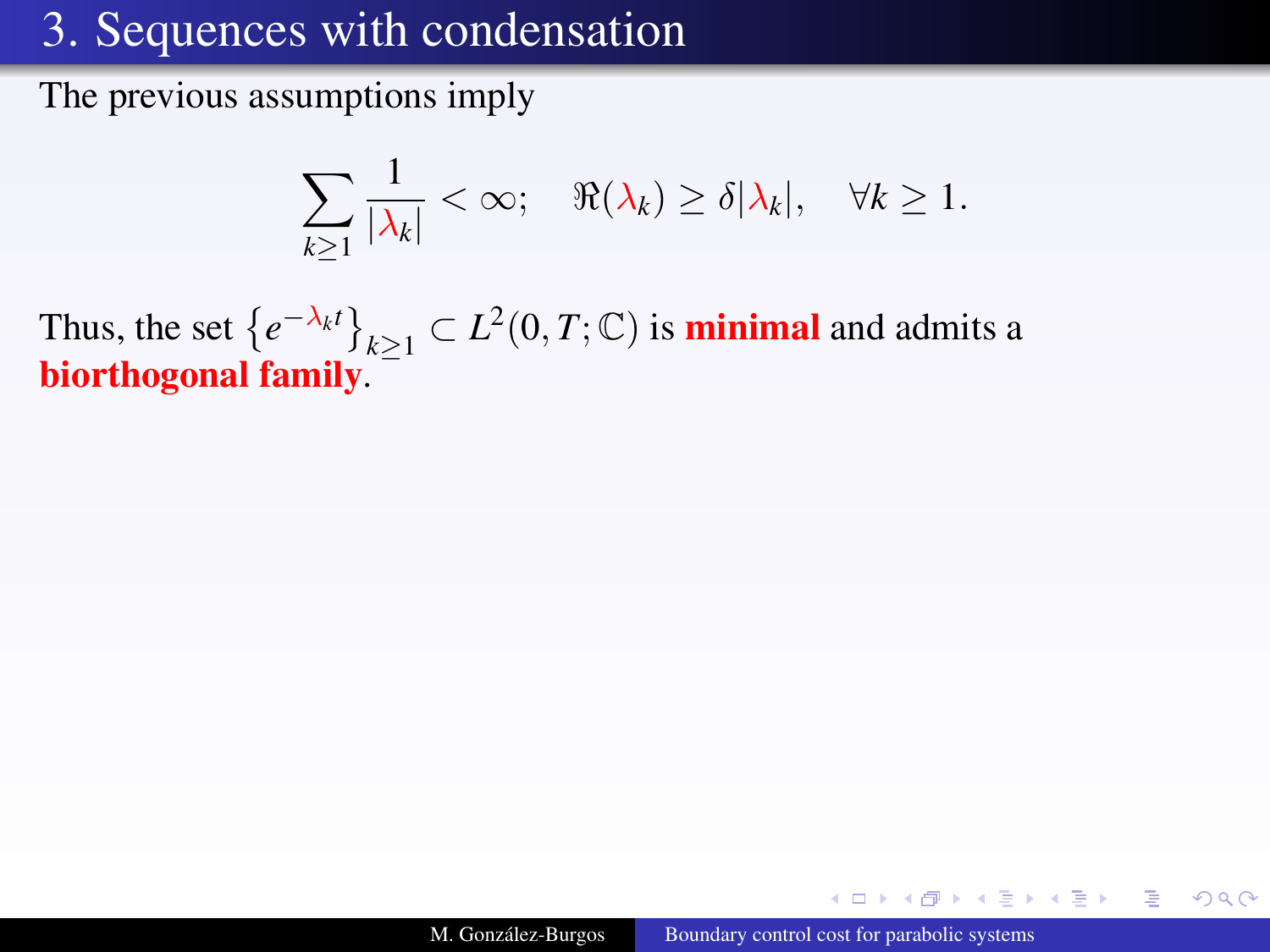# 3. Sequences with condensation

The previous assumptions imply

$$\sum_{k\geq 1} \frac{1}{|\lambda_k|} < \infty; \quad \Re(\lambda_k) \geq \delta|\lambda_k|, \quad \forall k \geq 1.$$

Thus, the set $\{e^{-\lambda_k t}\}_{k\geq 1} \subset L^2(0,T;\mathbb{C})$ is **minimal** and admits a **biorthogonal family**.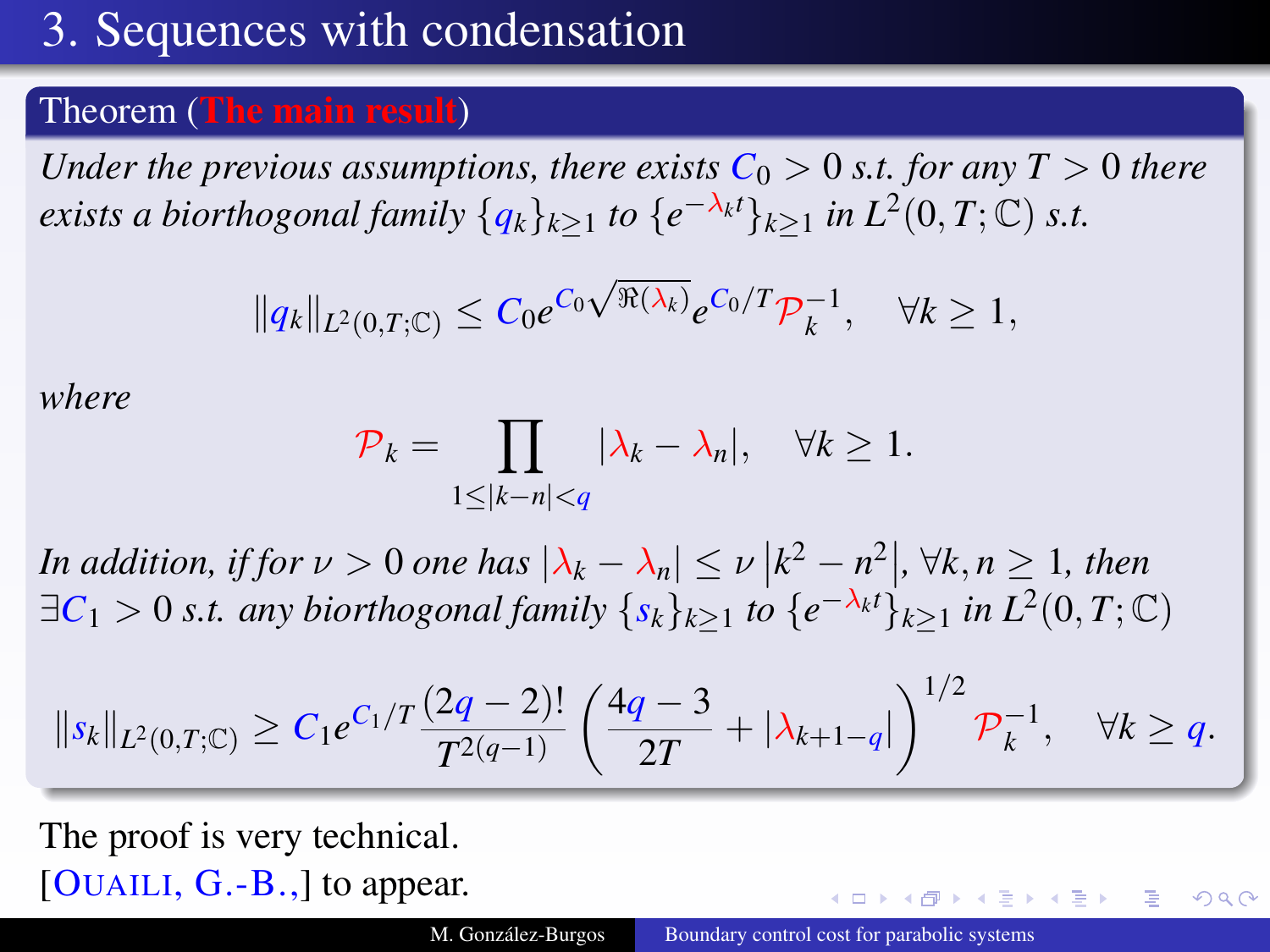# 3. Sequences with condensation

**Theorem (The main result)**

*Under the previous assumptions, there exists $C_0 > 0$ s.t. for any $T > 0$ there exists a biorthogonal family $\{q_k\}_{k\geq 1}$ to $\{e^{-\lambda_k t}\}_{k\geq 1}$ in $L^2(0,T;\mathbb{C})$ s.t.*

$$\|q_k\|_{L^2(0,T;\mathbb{C})} \leq C_0 e^{C_0\sqrt{\Re(\lambda_k)}} e^{C_0/T} \mathcal{P}_k^{-1}, \quad \forall k \geq 1,$$

*where*

$$\mathcal{P}_k = \prod_{1\leq |k-n| < q} |\lambda_k - \lambda_n|, \quad \forall k \geq 1.$$

*In addition, if for $\nu > 0$ one has $|\lambda_k - \lambda_n| \leq \nu \left|k^2 - n^2\right|$, $\forall k, n \geq 1$, then $\exists C_1 > 0$ s.t. any biorthogonal family $\{s_k\}_{k\geq 1}$ to $\{e^{-\lambda_k t}\}_{k\geq 1}$ in $L^2(0,T;\mathbb{C})$*

$$\|s_k\|_{L^2(0,T;\mathbb{C})} \geq C_1 e^{C_1/T} \frac{(2q-2)!}{T^{2(q-1)}} \left(\frac{4q-3}{2T} + |\lambda_{k+1-q}|\right)^{1/2} \mathcal{P}_k^{-1}, \quad \forall k \geq q.$$

The proof is very technical.
[OUAILI, G.-B.,] to appear.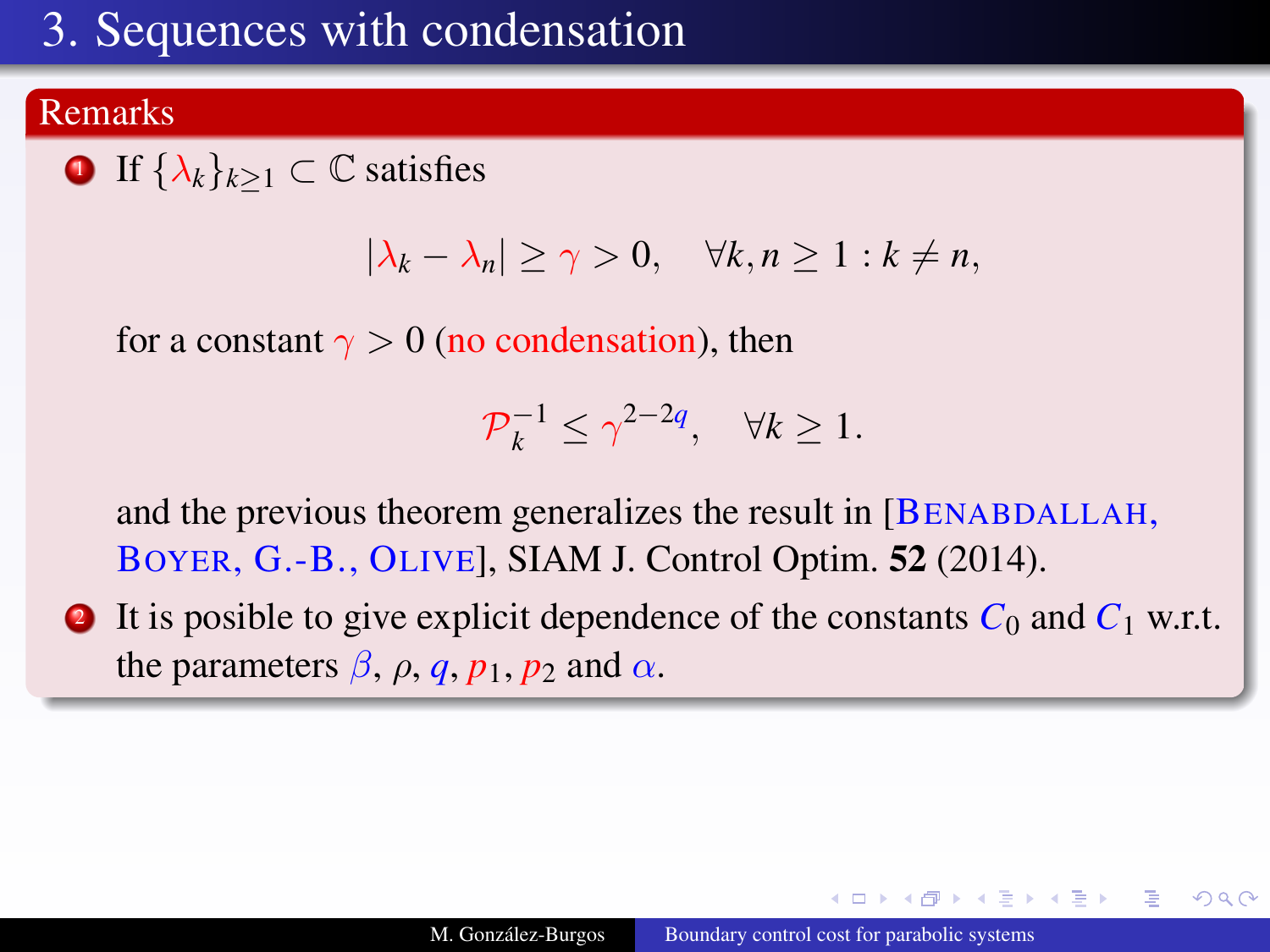# 3. Sequences with condensation

## Remarks

1. If $\{\lambda_k\}_{k\geq 1} \subset \mathbb{C}$ satisfies

$$|\lambda_k - \lambda_n| \geq \gamma > 0, \quad \forall k, n \geq 1 : k \neq n,$$

for a constant $\gamma > 0$ (no condensation), then

$$\mathcal{P}_k^{-1} \leq \gamma^{2-2q}, \quad \forall k \geq 1.$$

and the previous theorem generalizes the result in [Benabdallah, Boyer, G.-B., Olive], SIAM J. Control Optim. **52** (2014).

2. It is posible to give explicit dependence of the constants $C_0$ and $C_1$ w.r.t. the parameters $\beta$, $\rho$, $q$, $p_1$, $p_2$ and $\alpha$.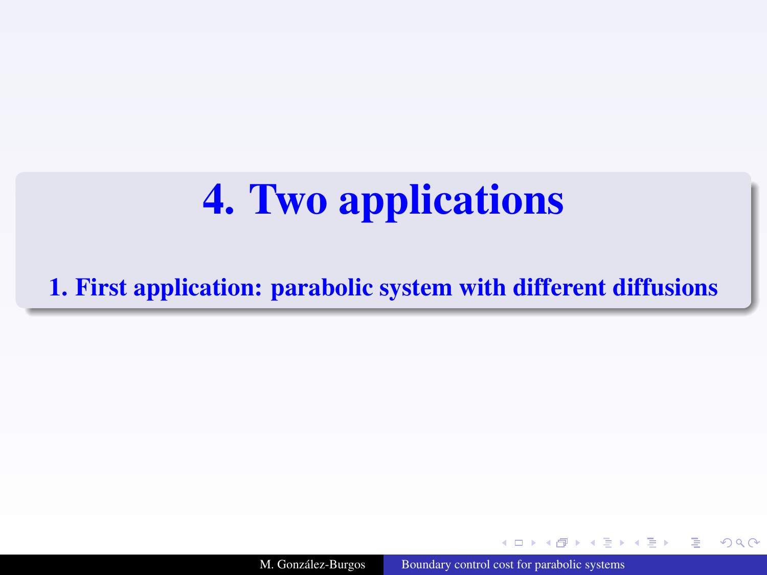# 4. Two applications

## 1. First application: parabolic system with different diffusions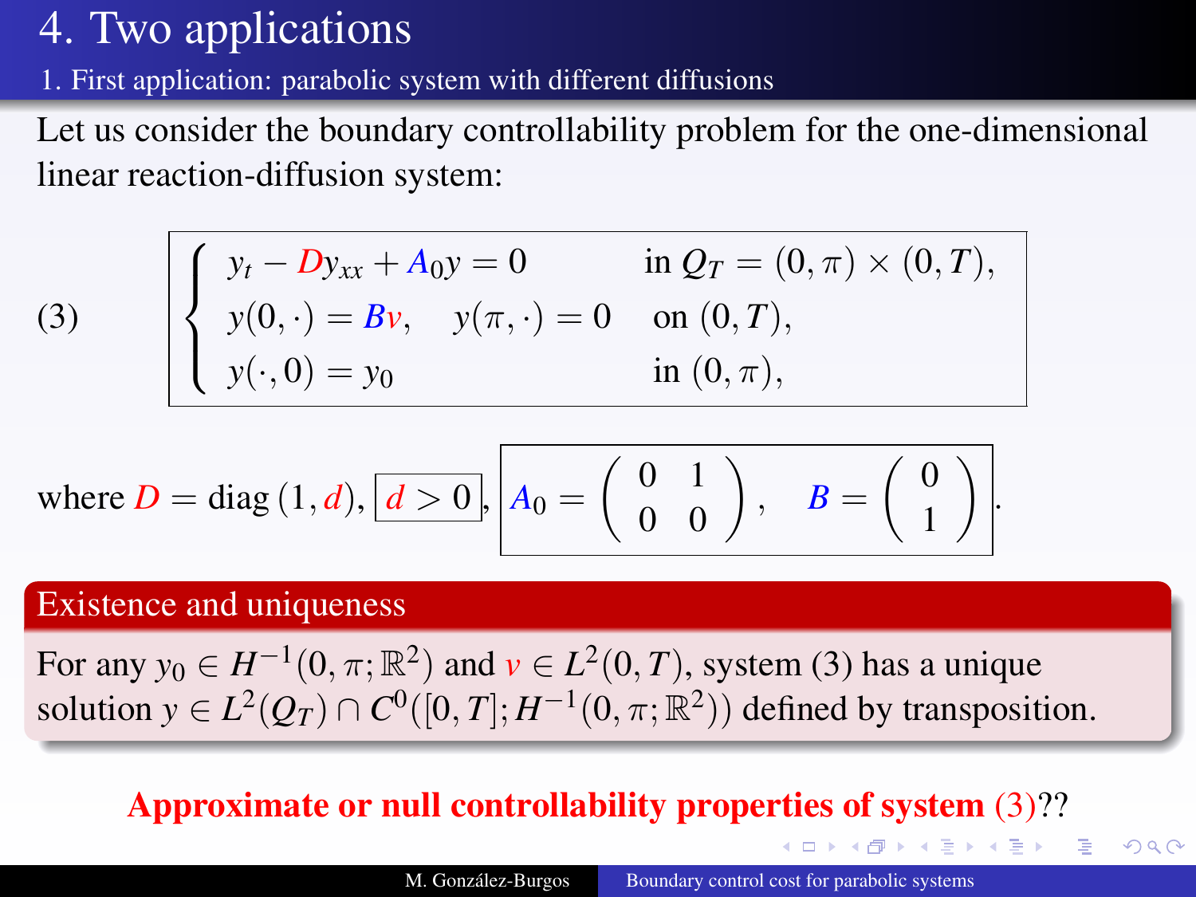# 4. Two applications

## 1. First application: parabolic system with different diffusions

Let us consider the boundary controllability problem for the one-dimensional linear reaction-diffusion system:

$$
(3) \qquad \begin{cases} y_t - D y_{xx} + A_0 y = 0 & \text{in } Q_T = (0,\pi) \times (0,T), \\ y(0,\cdot) = Bv, \quad y(\pi,\cdot) = 0 & \text{on } (0,T), \\ y(\cdot,0) = y_0 & \text{in } (0,\pi), \end{cases}
$$

where $D = \text{diag}\,(1, d)$, $d > 0$, $A_0 = \begin{pmatrix} 0 & 1 \\ 0 & 0 \end{pmatrix}, \quad B = \begin{pmatrix} 0 \\ 1 \end{pmatrix}$.

**Existence and uniqueness**

For any $y_0 \in H^{-1}(0,\pi;\mathbb{R}^2)$ and $v \in L^2(0,T)$, system (3) has a unique solution $y \in L^2(Q_T) \cap C^0([0,T]; H^{-1}(0,\pi;\mathbb{R}^2))$ defined by transposition.

**Approximate or null controllability properties of system (3)??**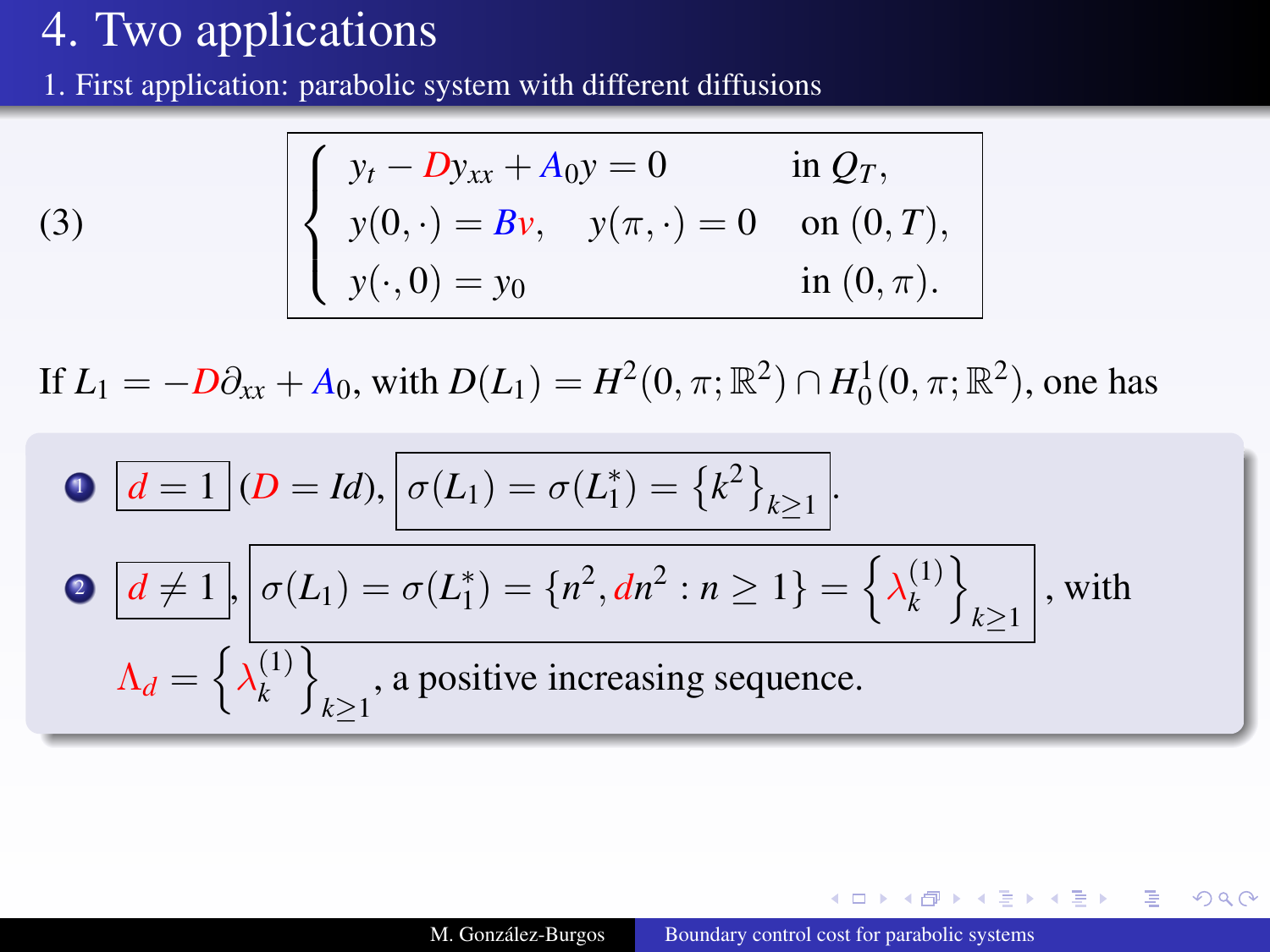# 4. Two applications

## 1. First application: parabolic system with different diffusions

$$
(3) \qquad \begin{cases} y_t - D y_{xx} + A_0 y = 0 & \text{in } Q_T, \\ y(0,\cdot) = Bv, \quad y(\pi,\cdot) = 0 & \text{on } (0,T), \\ y(\cdot,0) = y_0 & \text{in } (0,\pi). \end{cases}
$$

If $L_1 = -D\partial_{xx} + A_0$, with $D(L_1) = H^2(0,\pi;\mathbb{R}^2) \cap H_0^1(0,\pi;\mathbb{R}^2)$, one has

1. $d = 1$ $(D = Id)$, $\sigma(L_1) = \sigma(L_1^*) = \left\{k^2\right\}_{k \geq 1}$.
2. $d \neq 1$, $\sigma(L_1) = \sigma(L_1^*) = \{n^2, dn^2 : n \geq 1\} = \left\{\lambda_k^{(1)}\right\}_{k \geq 1}$, with $\Lambda_d = \left\{\lambda_k^{(1)}\right\}_{k \geq 1}$, a positive increasing sequence.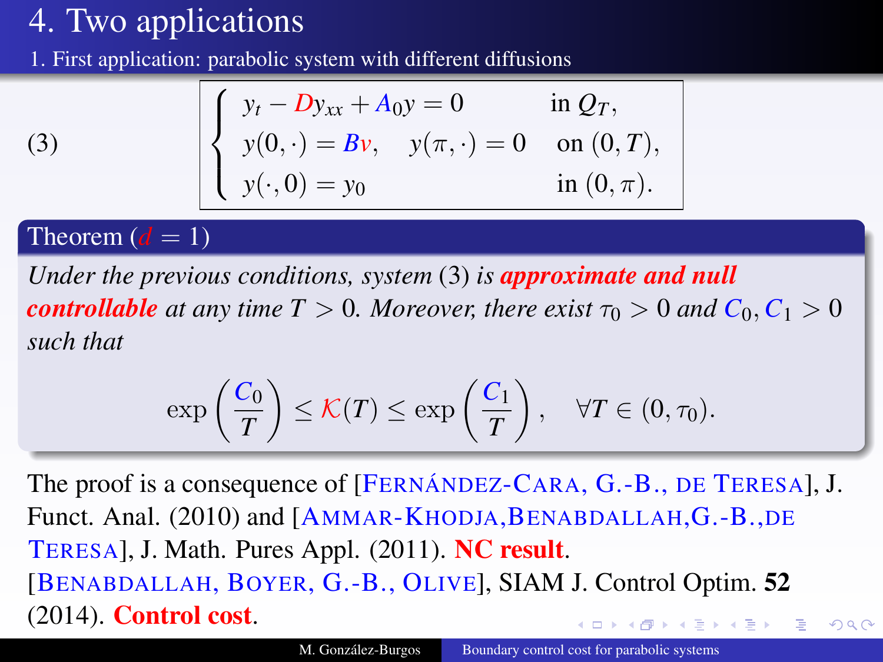# 4. Two applications

## 1. First application: parabolic system with different diffusions

$$
(3) \qquad \begin{cases} y_t - D y_{xx} + A_0 y = 0 & \text{in } Q_T, \\ y(0,\cdot) = Bv, \quad y(\pi,\cdot) = 0 & \text{on } (0,T), \\ y(\cdot,0) = y_0 & \text{in } (0,\pi). \end{cases}
$$

**Theorem ($d = 1$)**

*Under the previous conditions, system (3) is* ***approximate and null controllable*** *at any time $T > 0$. Moreover, there exist $\tau_0 > 0$ and $C_0, C_1 > 0$ such that*

$$
\exp\left(\frac{C_0}{T}\right) \le \mathcal{K}(T) \le \exp\left(\frac{C_1}{T}\right), \quad \forall T \in (0, \tau_0).
$$

The proof is a consequence of [Fernández-Cara, G.-B., de Teresa], J. Funct. Anal. (2010) and [Ammar-Khodja, Benabdallah, G.-B., de Teresa], J. Math. Pures Appl. (2011). **NC result**.
[Benabdallah, Boyer, G.-B., Olive], SIAM J. Control Optim. **52** (2014). **Control cost**.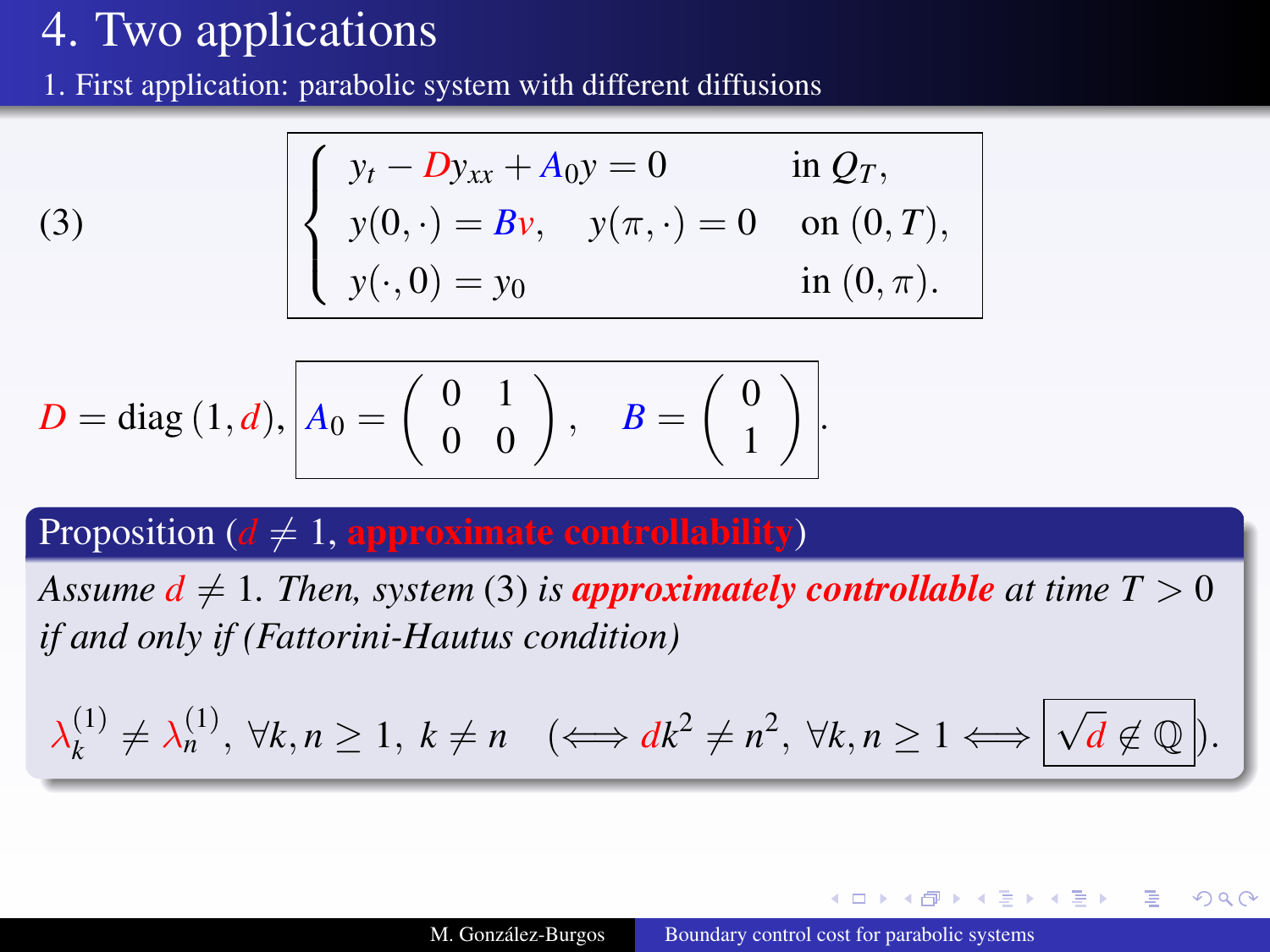# 4. Two applications

## 1. First application: parabolic system with different diffusions

$$
(3) \qquad \left\{
\begin{array}{ll}
y_t - D y_{xx} + A_0 y = 0 & \text{in } Q_T, \\
y(0,\cdot) = Bv, \quad y(\pi,\cdot) = 0 & \text{on } (0,T), \\
y(\cdot,0) = y_0 & \text{in } (0,\pi).
\end{array}
\right.
$$

$$
D = \operatorname{diag}(1,d), \quad A_0 = \begin{pmatrix} 0 & 1 \\ 0 & 0 \end{pmatrix}, \quad B = \begin{pmatrix} 0 \\ 1 \end{pmatrix}.
$$

**Proposition ($d \neq 1$, approximate controllability)**

*Assume $d \neq 1$. Then, system (3) is **approximately controllable** at time $T > 0$ if and only if (Fattorini-Hautus condition)*

$$
\lambda_k^{(1)} \neq \lambda_n^{(1)}, \ \forall k,n \geq 1, \ k \neq n \quad \left(\iff d k^2 \neq n^2, \ \forall k,n \geq 1 \iff \sqrt{d} \notin \mathbb{Q}\right).
$$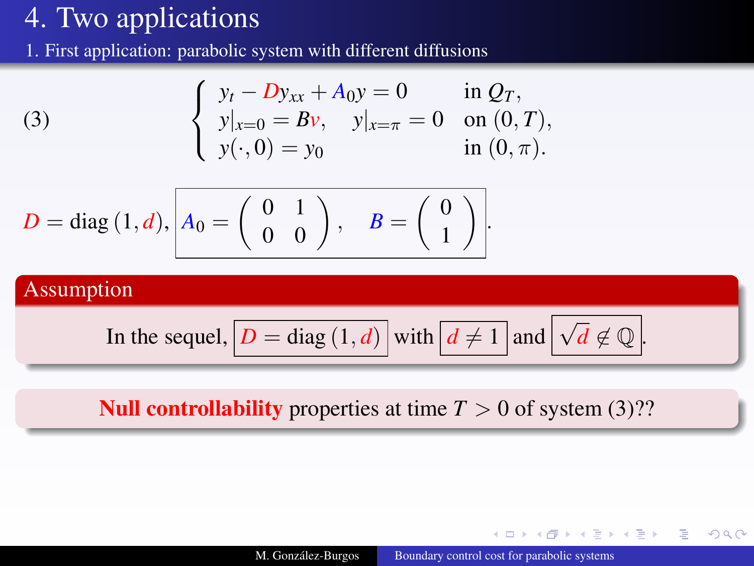# 4. Two applications

## 1. First application: parabolic system with different diffusions

$$
(3) \qquad \begin{cases} y_t - Dy_{xx} + A_0 y = 0 & \text{in } Q_T, \\ y|_{x=0} = Bv, \quad y|_{x=\pi} = 0 & \text{on } (0,T), \\ y(\cdot, 0) = y_0 & \text{in } (0,\pi). \end{cases}
$$

$$
D = \operatorname{diag}(1, d), \quad A_0 = \begin{pmatrix} 0 & 1 \\ 0 & 0 \end{pmatrix}, \quad B = \begin{pmatrix} 0 \\ 1 \end{pmatrix}.
$$

**Assumption**

In the sequel, $D = \operatorname{diag}(1, d)$ with $d \neq 1$ and $\sqrt{d} \notin \mathbb{Q}$.

**Null controllability** properties at time $T > 0$ of system (3)??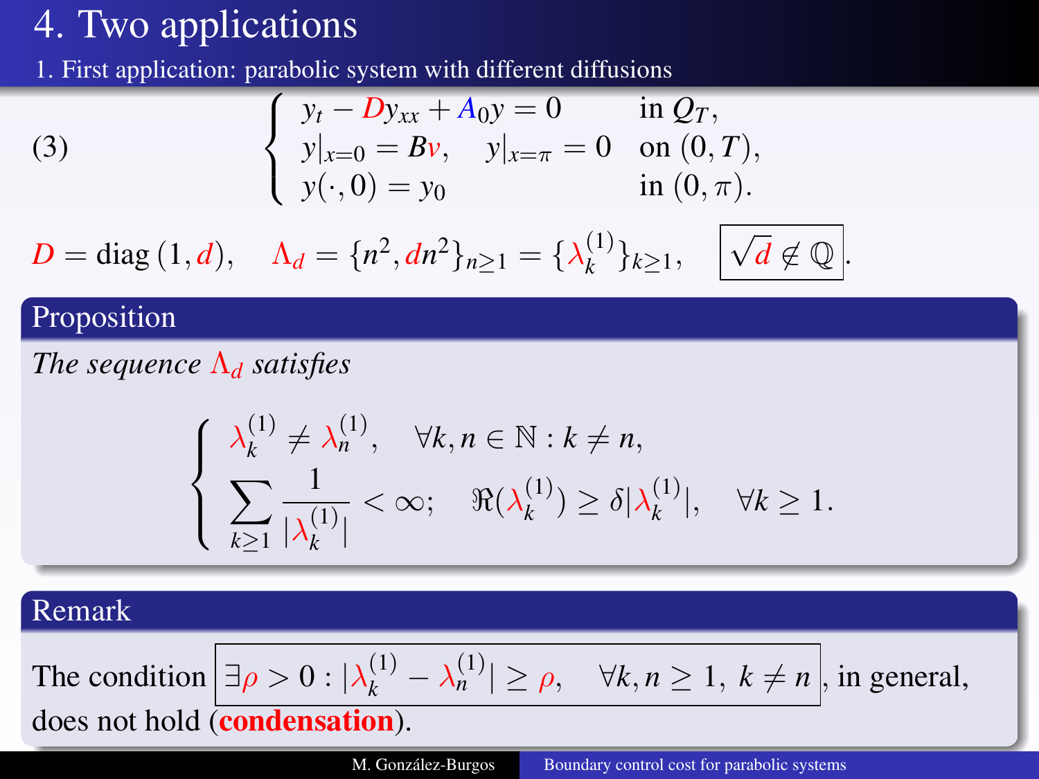# 4. Two applications

## 1. First application: parabolic system with different diffusions

$$
(3) \qquad \begin{cases} y_t - D y_{xx} + A_0 y = 0 & \text{in } Q_T, \\ y|_{x=0} = B v, \quad y|_{x=\pi} = 0 & \text{on } (0,T), \\ y(\cdot,0) = y_0 & \text{in } (0,\pi). \end{cases}
$$

$$
D = \operatorname{diag}(1,d), \quad \Lambda_d = \{n^2, dn^2\}_{n\geq 1} = \{\lambda_k^{(1)}\}_{k\geq 1}, \quad \boxed{\sqrt{d} \notin \mathbb{Q}}.
$$

### Proposition

*The sequence $\Lambda_d$ satisfies*

$$
\begin{cases} \lambda_k^{(1)} \neq \lambda_n^{(1)}, \quad \forall k,n \in \mathbb{N} : k \neq n, \\ \displaystyle\sum_{k\geq 1} \frac{1}{|\lambda_k^{(1)}|} < \infty; \quad \Re(\lambda_k^{(1)}) \geq \delta |\lambda_k^{(1)}|, \quad \forall k \geq 1. \end{cases}
$$

### Remark

The condition $\boxed{\exists \rho > 0 : |\lambda_k^{(1)} - \lambda_n^{(1)}| \geq \rho, \quad \forall k,n \geq 1,\ k \neq n}$, in general, does not hold (**condensation**).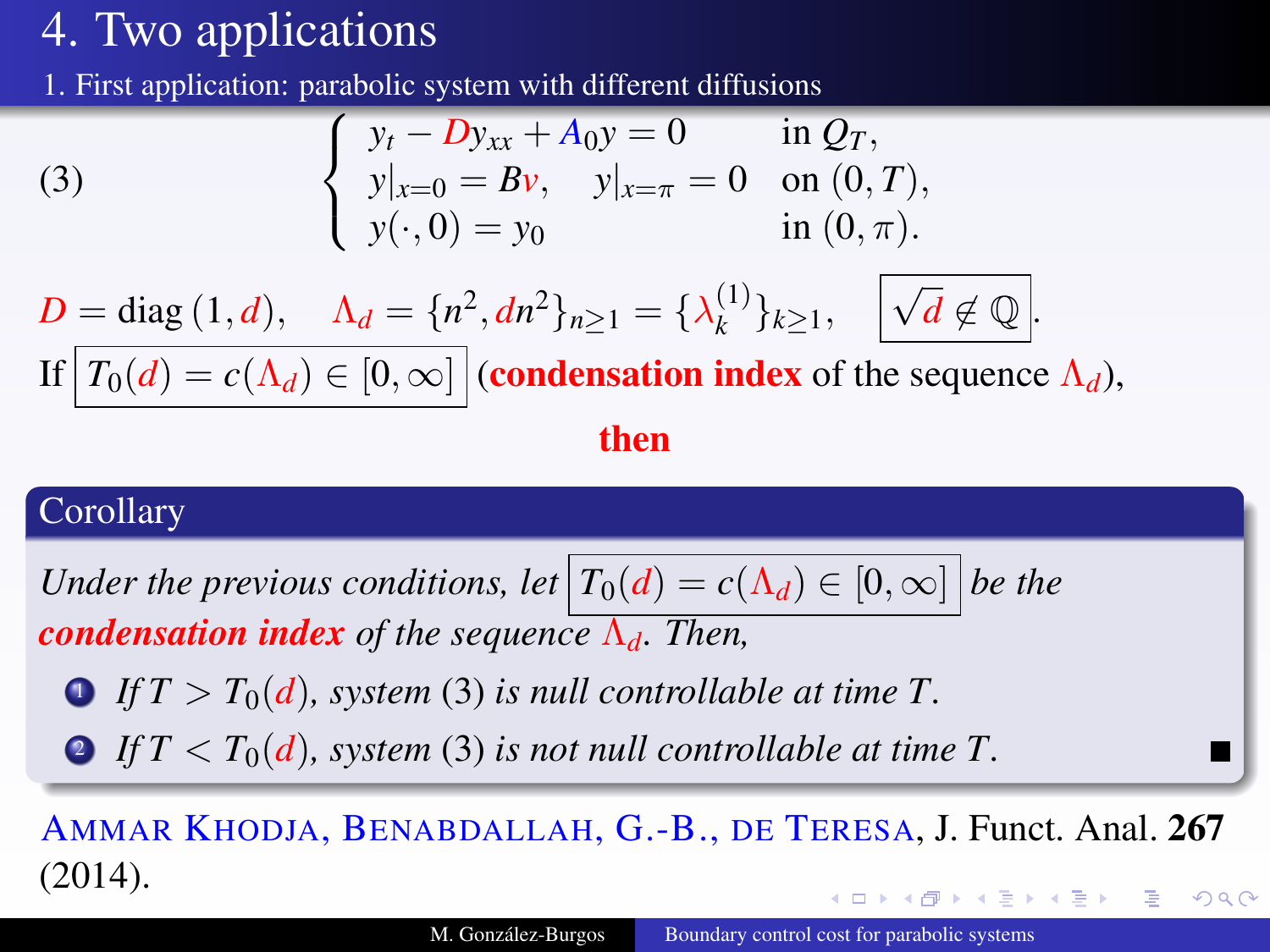# 4. Two applications

## 1. First application: parabolic system with different diffusions

$$
(3) \qquad \begin{cases} y_t - D y_{xx} + A_0 y = 0 & \text{in } Q_T, \\ y|_{x=0} = Bv, \quad y|_{x=\pi} = 0 & \text{on } (0,T), \\ y(\cdot, 0) = y_0 & \text{in } (0,\pi). \end{cases}
$$

$D = \operatorname{diag}(1, d)$, $\quad \Lambda_d = \{n^2, dn^2\}_{n\geq 1} = \{\lambda_k^{(1)}\}_{k\geq 1}$, $\quad \boxed{\sqrt{d} \notin \mathbb{Q}}$.

If $\boxed{T_0(d) = c(\Lambda_d) \in [0,\infty]}$ (**condensation index** of the sequence $\Lambda_d$),

**then**

**Corollary**

*Under the previous conditions, let* $\boxed{T_0(d) = c(\Lambda_d) \in [0,\infty]}$ *be the* ***condensation index*** *of the sequence* $\Lambda_d$*. Then,*

1. *If* $T > T_0(d)$*, system* (3) *is null controllable at time* $T$*.*
2. *If* $T < T_0(d)$*, system* (3) *is not null controllable at time* $T$*.* ∎

AMMAR KHODJA, BENABDALLAH, G.-B., DE TERESA, J. Funct. Anal. **267** (2014).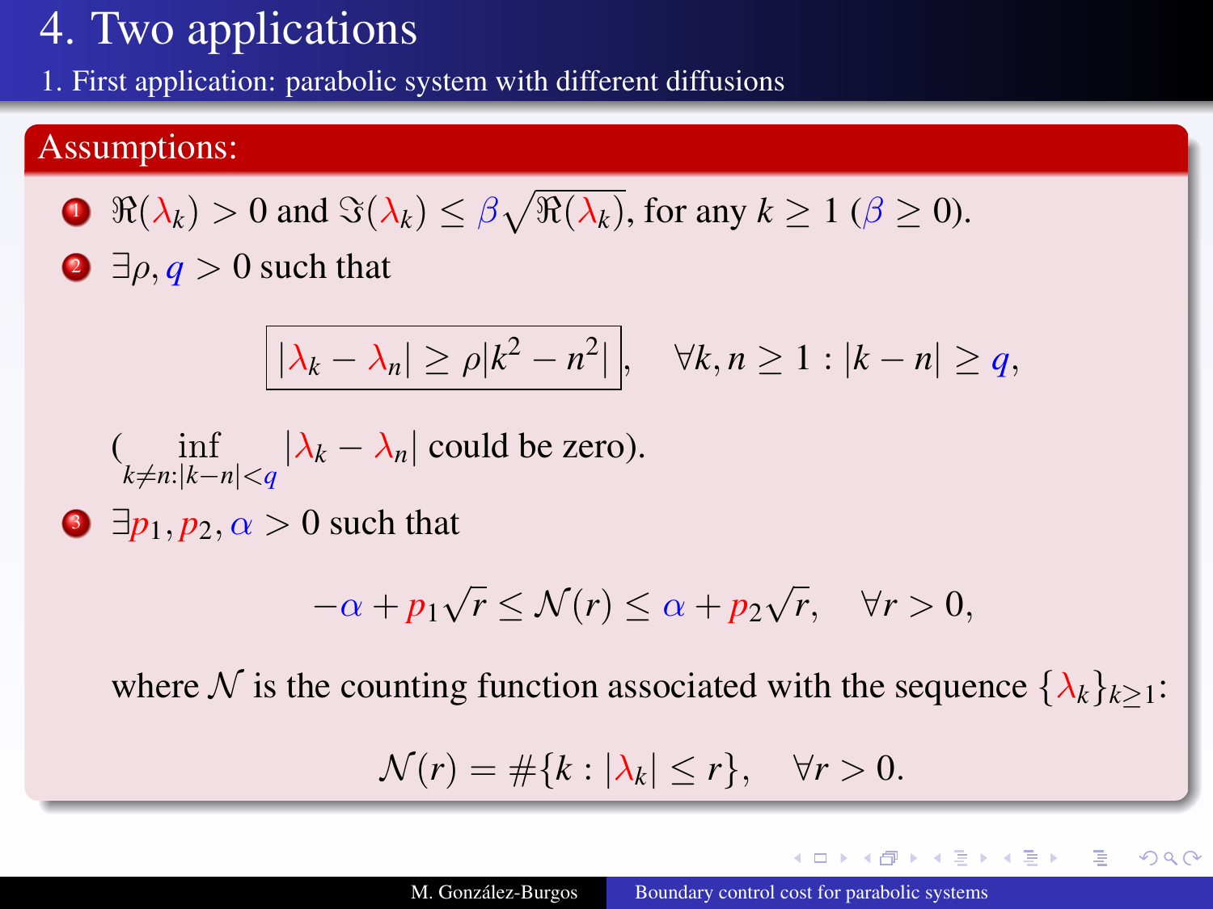# 4. Two applications

## 1. First application: parabolic system with different diffusions

### Assumptions:

1. $\Re(\lambda_k) > 0$ and $\Im(\lambda_k) \leq \beta\sqrt{\Re(\lambda_k)}$, for any $k \geq 1$ ($\beta \geq 0$).
2. $\exists \rho, q > 0$ such that

$$\boxed{|\lambda_k - \lambda_n| \geq \rho|k^2 - n^2|}, \quad \forall k, n \geq 1 : |k - n| \geq q,$$

   ($\displaystyle\inf_{k \neq n : |k-n| < q} |\lambda_k - \lambda_n|$ could be zero).

3. $\exists p_1, p_2, \alpha > 0$ such that

$$-\alpha + p_1\sqrt{r} \leq \mathcal{N}(r) \leq \alpha + p_2\sqrt{r}, \quad \forall r > 0,$$

   where $\mathcal{N}$ is the counting function associated with the sequence $\{\lambda_k\}_{k \geq 1}$:

$$\mathcal{N}(r) = \#\{k : |\lambda_k| \leq r\}, \quad \forall r > 0.$$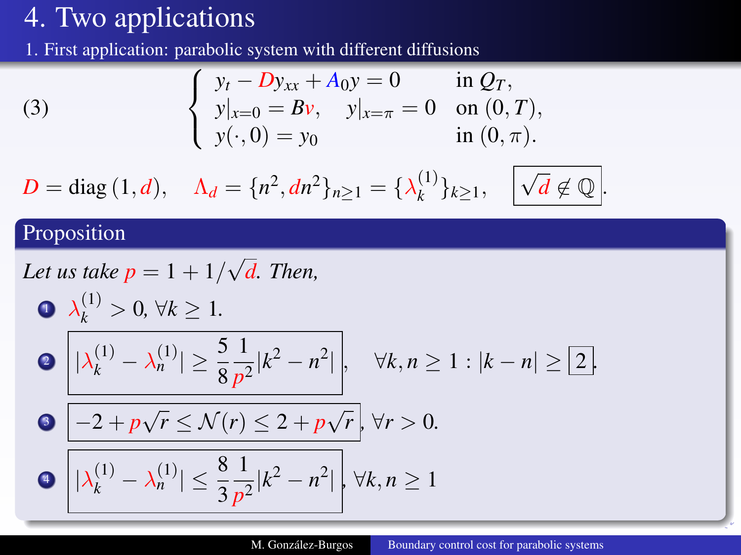# 4. Two applications

## 1. First application: parabolic system with different diffusions

$$
(3) \qquad \begin{cases} y_t - D y_{xx} + A_0 y = 0 & \text{in } Q_T, \\ y|_{x=0} = Bv, \quad y|_{x=\pi} = 0 & \text{on } (0,T), \\ y(\cdot,0) = y_0 & \text{in } (0,\pi). \end{cases}
$$

$$
D = \operatorname{diag}(1, d), \quad \Lambda_d = \{n^2, dn^2\}_{n\geq 1} = \{\lambda_k^{(1)}\}_{k\geq 1}, \quad \boxed{\sqrt{d} \notin \mathbb{Q}}.
$$

### Proposition

*Let us take* $p = 1 + 1/\sqrt{d}$. *Then,*

1. $\lambda_k^{(1)} > 0$, $\forall k \geq 1$.
2. $\boxed{|\lambda_k^{(1)} - \lambda_n^{(1)}| \geq \dfrac{5}{8}\dfrac{1}{p^2}|k^2 - n^2|}$, $\quad \forall k, n \geq 1 : |k - n| \geq \boxed{2}$.
3. $\boxed{-2 + p\sqrt{r} \leq \mathcal{N}(r) \leq 2 + p\sqrt{r}}$, $\forall r > 0$.
4. $\boxed{|\lambda_k^{(1)} - \lambda_n^{(1)}| \leq \dfrac{8}{3}\dfrac{1}{p^2}|k^2 - n^2|}$, $\forall k, n \geq 1$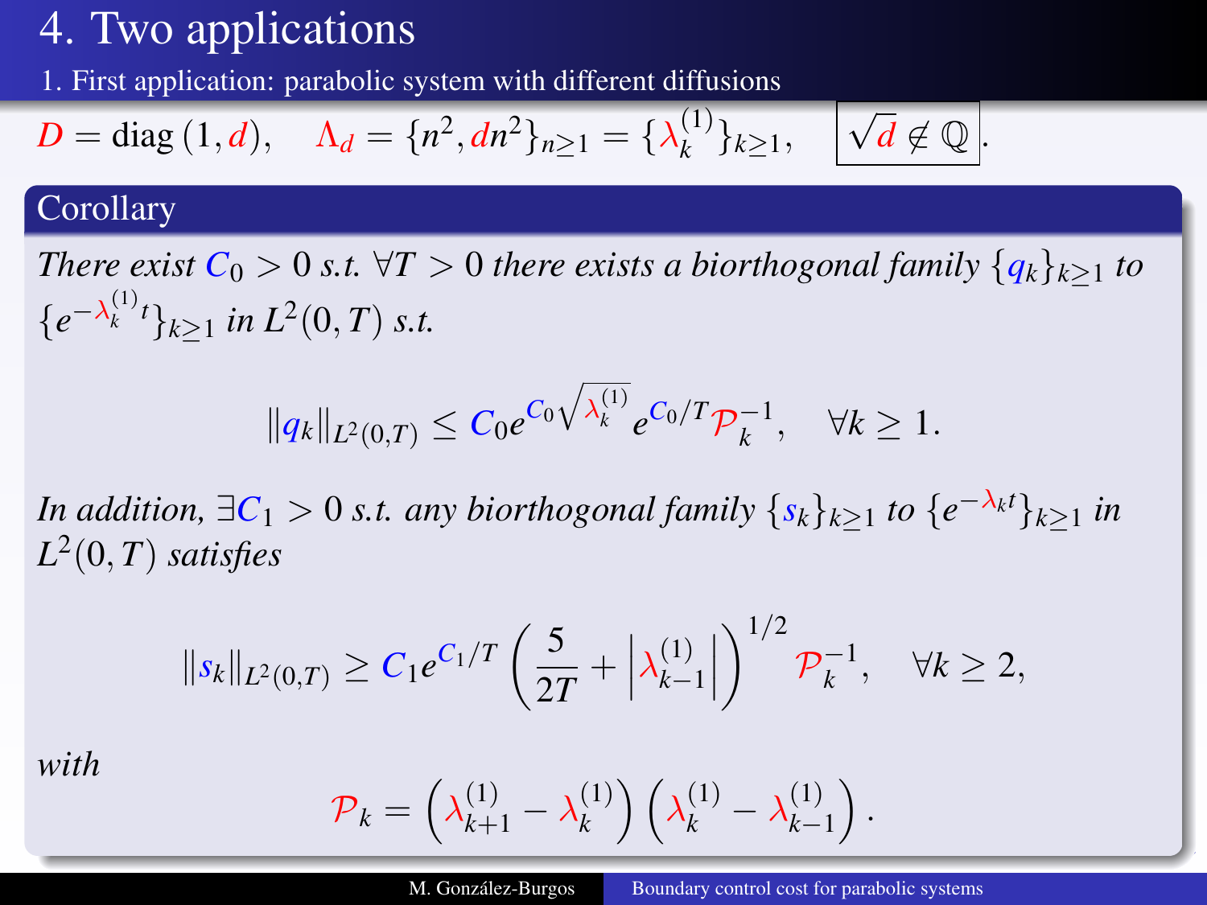# 4. Two applications

## 1. First application: parabolic system with different diffusions

$$D = \operatorname{diag}(1, d), \quad \Lambda_d = \{n^2, dn^2\}_{n\geq 1} = \{\lambda_k^{(1)}\}_{k\geq 1}, \quad \boxed{\sqrt{d} \notin \mathbb{Q}}.$$

### Corollary

*There exist $C_0 > 0$ s.t. $\forall T > 0$ there exists a biorthogonal family $\{q_k\}_{k\geq 1}$ to $\{e^{-\lambda_k^{(1)} t}\}_{k\geq 1}$ in $L^2(0,T)$ s.t.*

$$\|q_k\|_{L^2(0,T)} \leq C_0 e^{C_0 \sqrt{\lambda_k^{(1)}}} e^{C_0/T} \mathcal{P}_k^{-1}, \quad \forall k \geq 1.$$

*In addition, $\exists C_1 > 0$ s.t. any biorthogonal family $\{s_k\}_{k\geq 1}$ to $\{e^{-\lambda_k t}\}_{k\geq 1}$ in $L^2(0,T)$ satisfies*

$$\|s_k\|_{L^2(0,T)} \geq C_1 e^{C_1/T} \left( \frac{5}{2T} + \left|\lambda_{k-1}^{(1)}\right| \right)^{1/2} \mathcal{P}_k^{-1}, \quad \forall k \geq 2,$$

*with*

$$\mathcal{P}_k = \left(\lambda_{k+1}^{(1)} - \lambda_k^{(1)}\right)\left(\lambda_k^{(1)} - \lambda_{k-1}^{(1)}\right).$$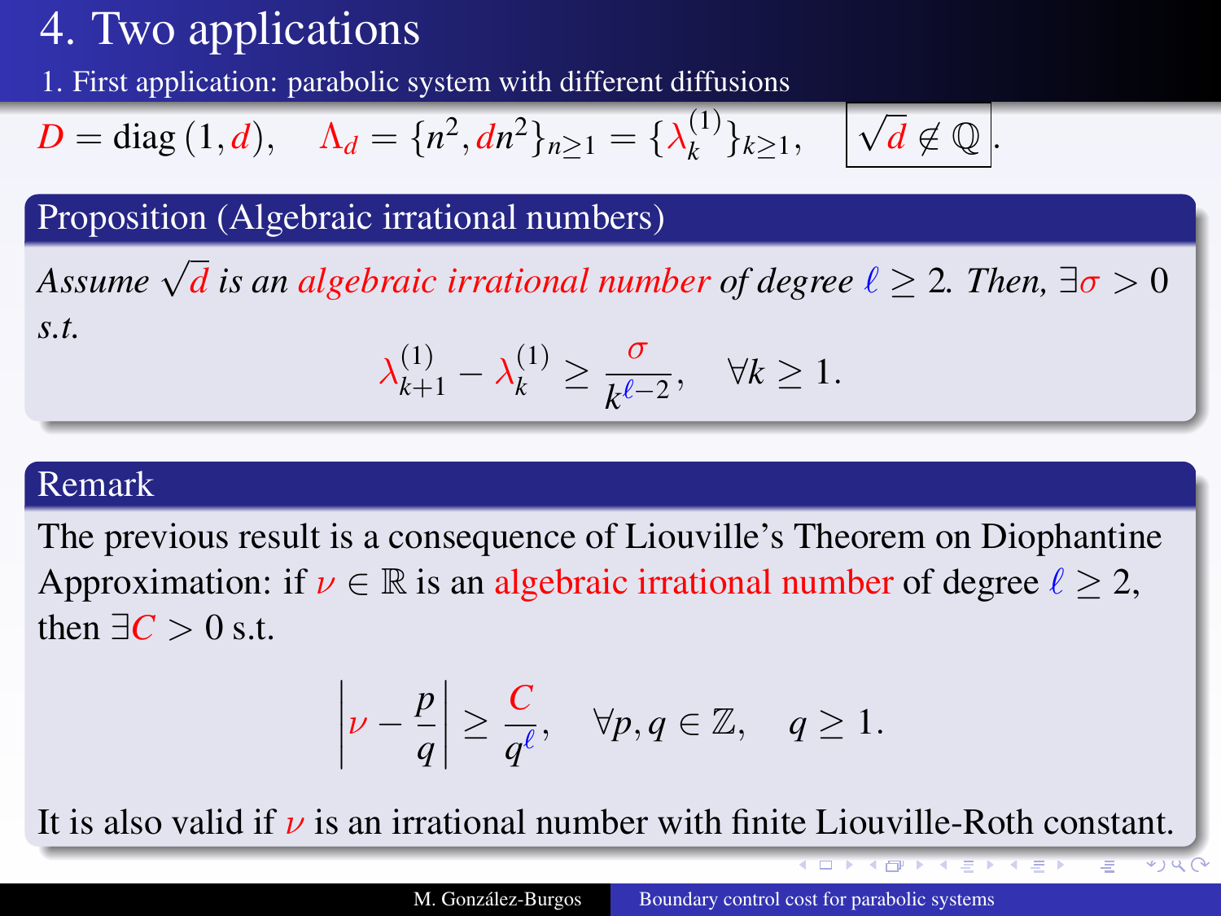# 4. Two applications

## 1. First application: parabolic system with different diffusions

$$D = \text{diag}\,(1, d), \quad \Lambda_d = \{n^2, dn^2\}_{n\geq 1} = \{\lambda_k^{(1)}\}_{k\geq 1}, \quad \boxed{\sqrt{d} \notin \mathbb{Q}}.$$

### Proposition (Algebraic irrational numbers)

*Assume $\sqrt{d}$ is an algebraic irrational number of degree $\ell \geq 2$. Then, $\exists \sigma > 0$ s.t.*

$$\lambda_{k+1}^{(1)} - \lambda_k^{(1)} \geq \frac{\sigma}{k^{\ell-2}}, \quad \forall k \geq 1.$$

### Remark

The previous result is a consequence of Liouville's Theorem on Diophantine Approximation: if $\nu \in \mathbb{R}$ is an algebraic irrational number of degree $\ell \geq 2$, then $\exists C > 0$ s.t.

$$\left| \nu - \frac{p}{q} \right| \geq \frac{C}{q^{\ell}}, \quad \forall p, q \in \mathbb{Z}, \quad q \geq 1.$$

It is also valid if $\nu$ is an irrational number with finite Liouville-Roth constant.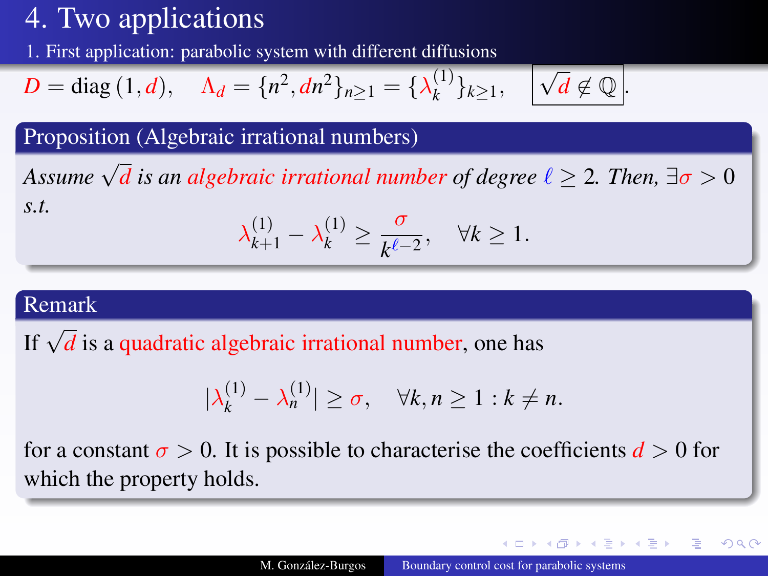# 4. Two applications

## 1. First application: parabolic system with different diffusions

$$D = \mathrm{diag}\,(1, d), \quad \Lambda_d = \{n^2, dn^2\}_{n\geq 1} = \{\lambda_k^{(1)}\}_{k\geq 1}, \quad \boxed{\sqrt{d} \notin \mathbb{Q}}.$$

### Proposition (Algebraic irrational numbers)

*Assume $\sqrt{d}$ is an algebraic irrational number of degree $\ell \geq 2$. Then, $\exists \sigma > 0$ s.t.*

$$\lambda_{k+1}^{(1)} - \lambda_k^{(1)} \geq \frac{\sigma}{k^{\ell-2}}, \quad \forall k \geq 1.$$

### Remark

If $\sqrt{d}$ is a quadratic algebraic irrational number, one has

$$|\lambda_k^{(1)} - \lambda_n^{(1)}| \geq \sigma, \quad \forall k, n \geq 1 : k \neq n.$$

for a constant $\sigma > 0$. It is possible to characterise the coefficients $d > 0$ for which the property holds.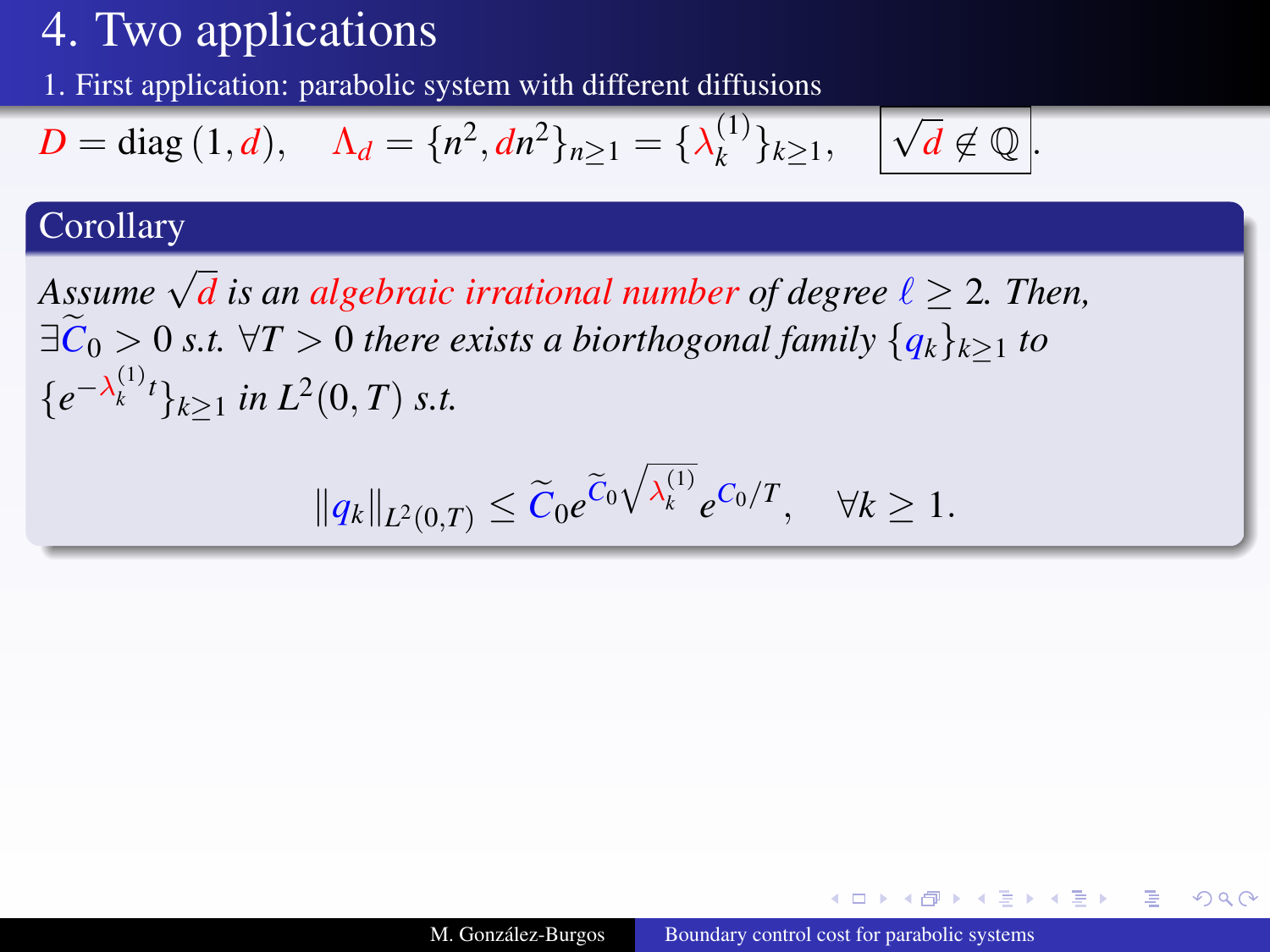# 4. Two applications

## 1. First application: parabolic system with different diffusions

$$D = \operatorname{diag}(1, d), \quad \Lambda_d = \{n^2, dn^2\}_{n\geq 1} = \{\lambda_k^{(1)}\}_{k\geq 1}, \quad \boxed{\sqrt{d} \notin \mathbb{Q}}.$$

### Corollary

*Assume $\sqrt{d}$ is an algebraic irrational number of degree $\ell \geq 2$. Then, $\exists \widetilde{C}_0 > 0$ s.t. $\forall T > 0$ there exists a biorthogonal family $\{q_k\}_{k\geq 1}$ to $\{e^{-\lambda_k^{(1)} t}\}_{k\geq 1}$ in $L^2(0,T)$ s.t.*

$$\|q_k\|_{L^2(0,T)} \leq \widetilde{C}_0 e^{\widetilde{C}_0 \sqrt{\lambda_k^{(1)}}} e^{C_0/T}, \quad \forall k \geq 1.$$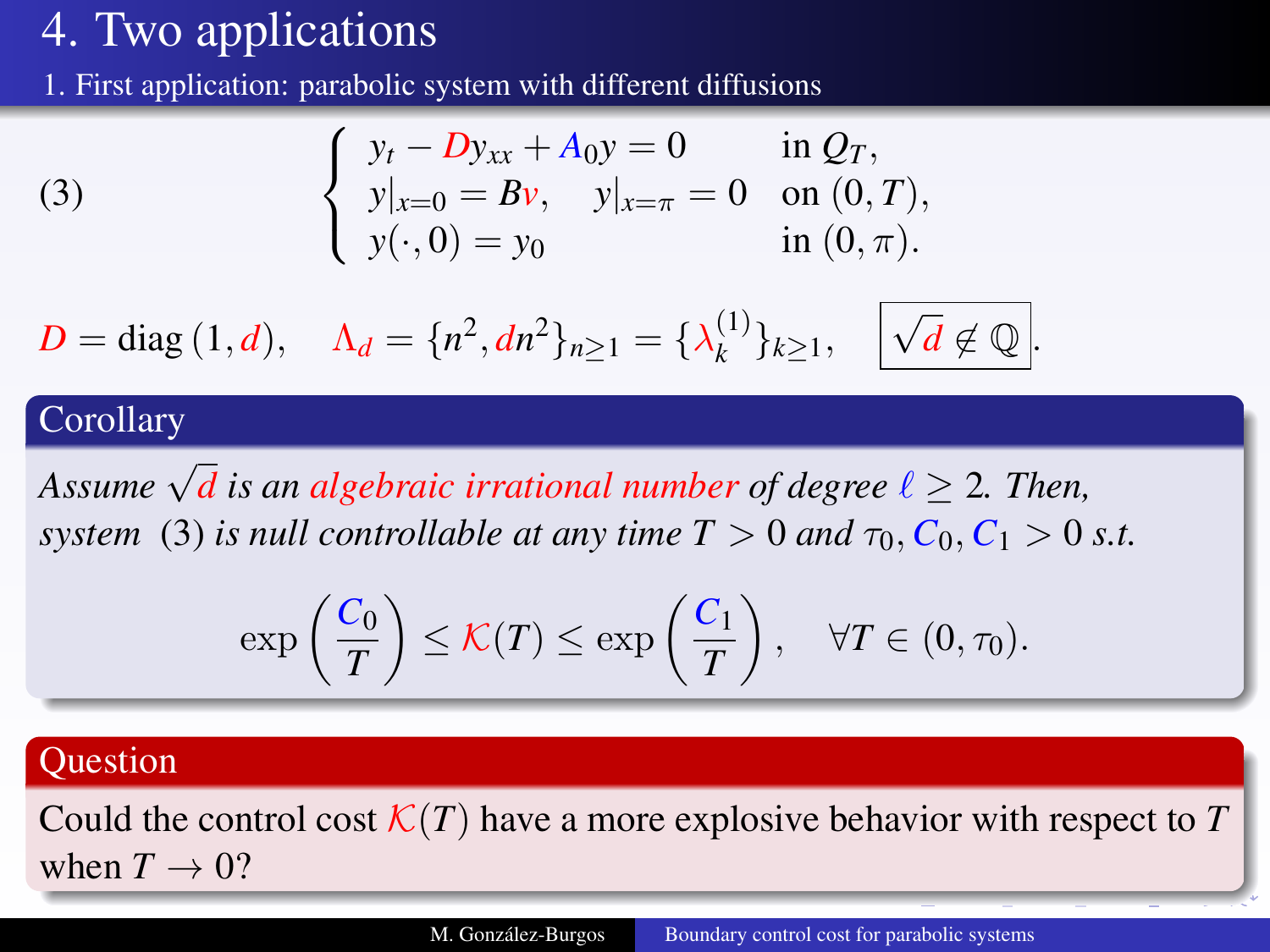# 4. Two applications

## 1. First application: parabolic system with different diffusions

$$
(3) \qquad \begin{cases} y_t - D y_{xx} + A_0 y = 0 & \text{in } Q_T, \\ y|_{x=0} = Bv, \quad y|_{x=\pi} = 0 & \text{on } (0,T), \\ y(\cdot,0) = y_0 & \text{in } (0,\pi). \end{cases}
$$

$$
D = \operatorname{diag}(1, d), \quad \Lambda_d = \{n^2, dn^2\}_{n\geq 1} = \{\lambda_k^{(1)}\}_{k\geq 1}, \quad \boxed{\sqrt{d} \notin \mathbb{Q}}.
$$

### Corollary

*Assume $\sqrt{d}$ is an algebraic irrational number of degree $\ell \geq 2$. Then, system (3) is null controllable at any time $T > 0$ and $\tau_0, C_0, C_1 > 0$ s.t.*

$$
\exp\left(\frac{C_0}{T}\right) \leq \mathcal{K}(T) \leq \exp\left(\frac{C_1}{T}\right), \quad \forall T \in (0, \tau_0).
$$

### Question

Could the control cost $\mathcal{K}(T)$ have a more explosive behavior with respect to $T$ when $T \to 0$?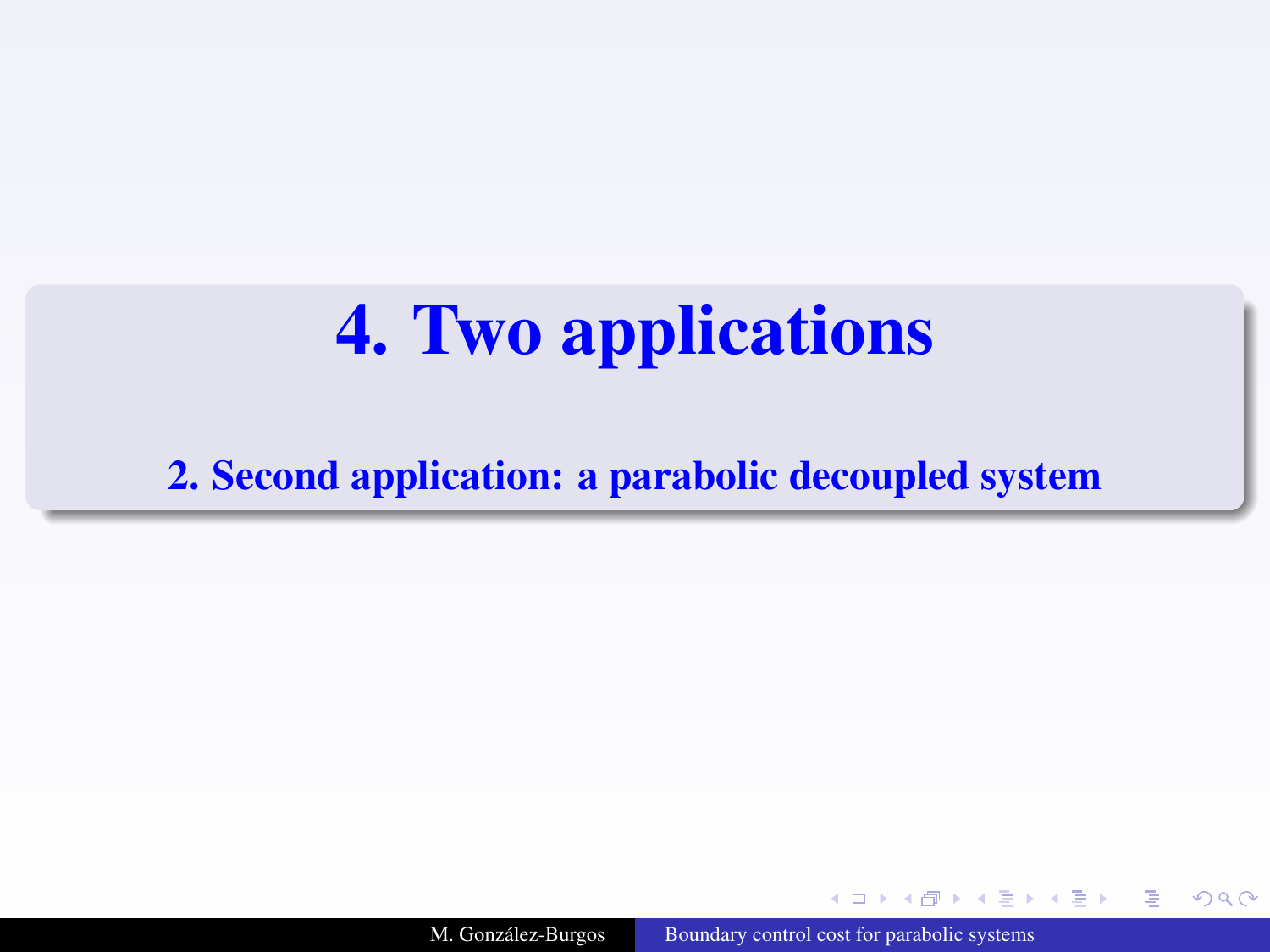# 4. Two applications

## 2. Second application: a parabolic decoupled system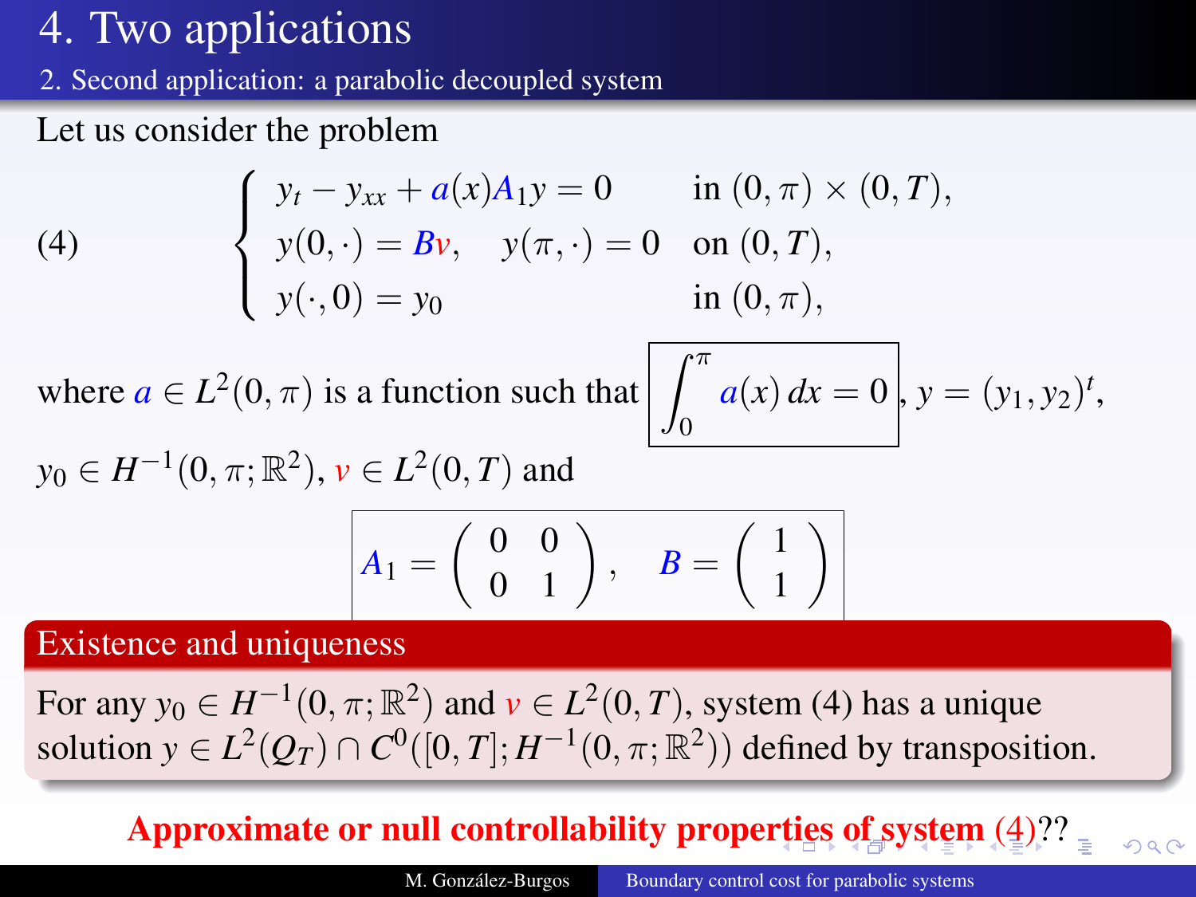# 4. Two applications

## 2. Second application: a parabolic decoupled system

Let us consider the problem

$$
(4) \qquad \begin{cases} y_t - y_{xx} + a(x)A_1 y = 0 & \text{in } (0,\pi)\times(0,T), \\ y(0,\cdot) = Bv, \quad y(\pi,\cdot) = 0 & \text{on } (0,T), \\ y(\cdot,0) = y_0 & \text{in } (0,\pi), \end{cases}
$$

where $a \in L^2(0,\pi)$ is a function such that $\boxed{\int_0^\pi a(x)\,dx = 0}$, $y = (y_1, y_2)^t$, $y_0 \in H^{-1}(0,\pi;\mathbb{R}^2)$, $v \in L^2(0,T)$ and

$$
\boxed{A_1 = \begin{pmatrix} 0 & 0 \\ 0 & 1 \end{pmatrix}, \quad B = \begin{pmatrix} 1 \\ 1 \end{pmatrix}}
$$

**Existence and uniqueness**

For any $y_0 \in H^{-1}(0,\pi;\mathbb{R}^2)$ and $v \in L^2(0,T)$, system (4) has a unique solution $y \in L^2(Q_T) \cap C^0([0,T];H^{-1}(0,\pi;\mathbb{R}^2))$ defined by transposition.

**Approximate or null controllability properties of system (4)??**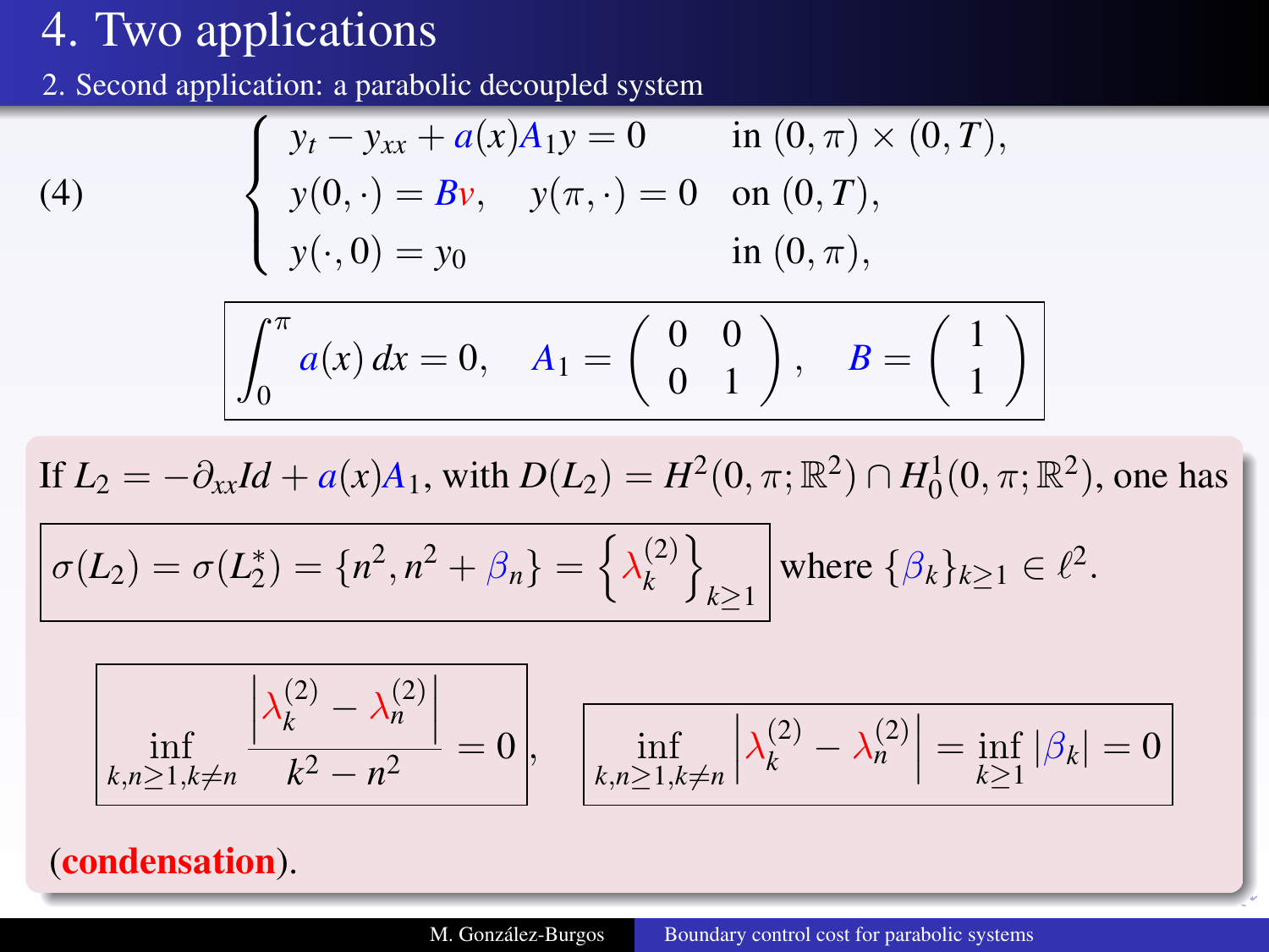# 4. Two applications

## 2. Second application: a parabolic decoupled system

$$
(4) \qquad \begin{cases} y_t - y_{xx} + a(x)A_1 y = 0 & \text{in } (0,\pi)\times(0,T), \\ y(0,\cdot) = Bv, \quad y(\pi,\cdot) = 0 & \text{on } (0,T), \\ y(\cdot,0) = y_0 & \text{in } (0,\pi), \end{cases}
$$

$$
\int_0^\pi a(x)\,dx = 0, \quad A_1 = \begin{pmatrix} 0 & 0 \\ 0 & 1 \end{pmatrix}, \quad B = \begin{pmatrix} 1 \\ 1 \end{pmatrix}
$$

If $L_2 = -\partial_{xx} Id + a(x)A_1$, with $D(L_2) = H^2(0,\pi;\mathbb{R}^2) \cap H_0^1(0,\pi;\mathbb{R}^2)$, one has

$$
\sigma(L_2) = \sigma(L_2^*) = \{n^2, n^2 + \beta_n\} = \left\{\lambda_k^{(2)}\right\}_{k\geq 1} \text{ where } \{\beta_k\}_{k\geq 1} \in \ell^2.
$$

$$
\inf_{k,n\geq 1, k\neq n} \frac{\left|\lambda_k^{(2)} - \lambda_n^{(2)}\right|}{k^2 - n^2} = 0, \qquad \inf_{k,n\geq 1, k\neq n} \left|\lambda_k^{(2)} - \lambda_n^{(2)}\right| = \inf_{k\geq 1} |\beta_k| = 0
$$

(**condensation**).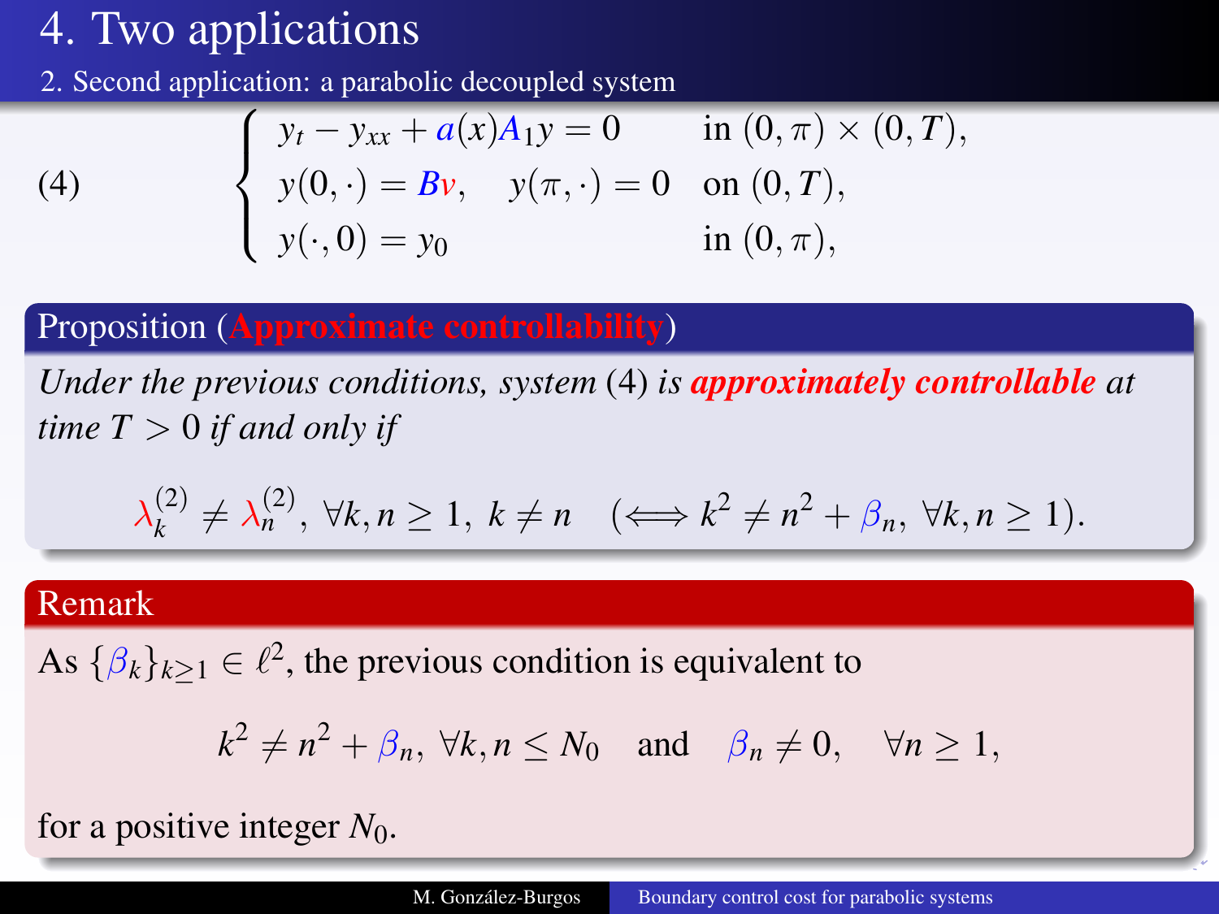# 4. Two applications

## 2. Second application: a parabolic decoupled system

$$
(4) \qquad \begin{cases} y_t - y_{xx} + a(x) A_1 y = 0 & \text{in } (0,\pi) \times (0,T), \\ y(0,\cdot) = Bv, \quad y(\pi,\cdot) = 0 & \text{on } (0,T), \\ y(\cdot,0) = y_0 & \text{in } (0,\pi), \end{cases}
$$

### Proposition (Approximate controllability)

*Under the previous conditions, system* (4) *is* ***approximately controllable*** *at time* $T > 0$ *if and only if*

$$
\lambda_k^{(2)} \neq \lambda_n^{(2)}, \ \forall k, n \geq 1, \ k \neq n \quad (\Longleftrightarrow k^2 \neq n^2 + \beta_n, \ \forall k, n \geq 1).
$$

### Remark

As $\{\beta_k\}_{k \geq 1} \in \ell^2$, the previous condition is equivalent to

$$
k^2 \neq n^2 + \beta_n, \ \forall k, n \leq N_0 \quad \text{and} \quad \beta_n \neq 0, \quad \forall n \geq 1,
$$

for a positive integer $N_0$.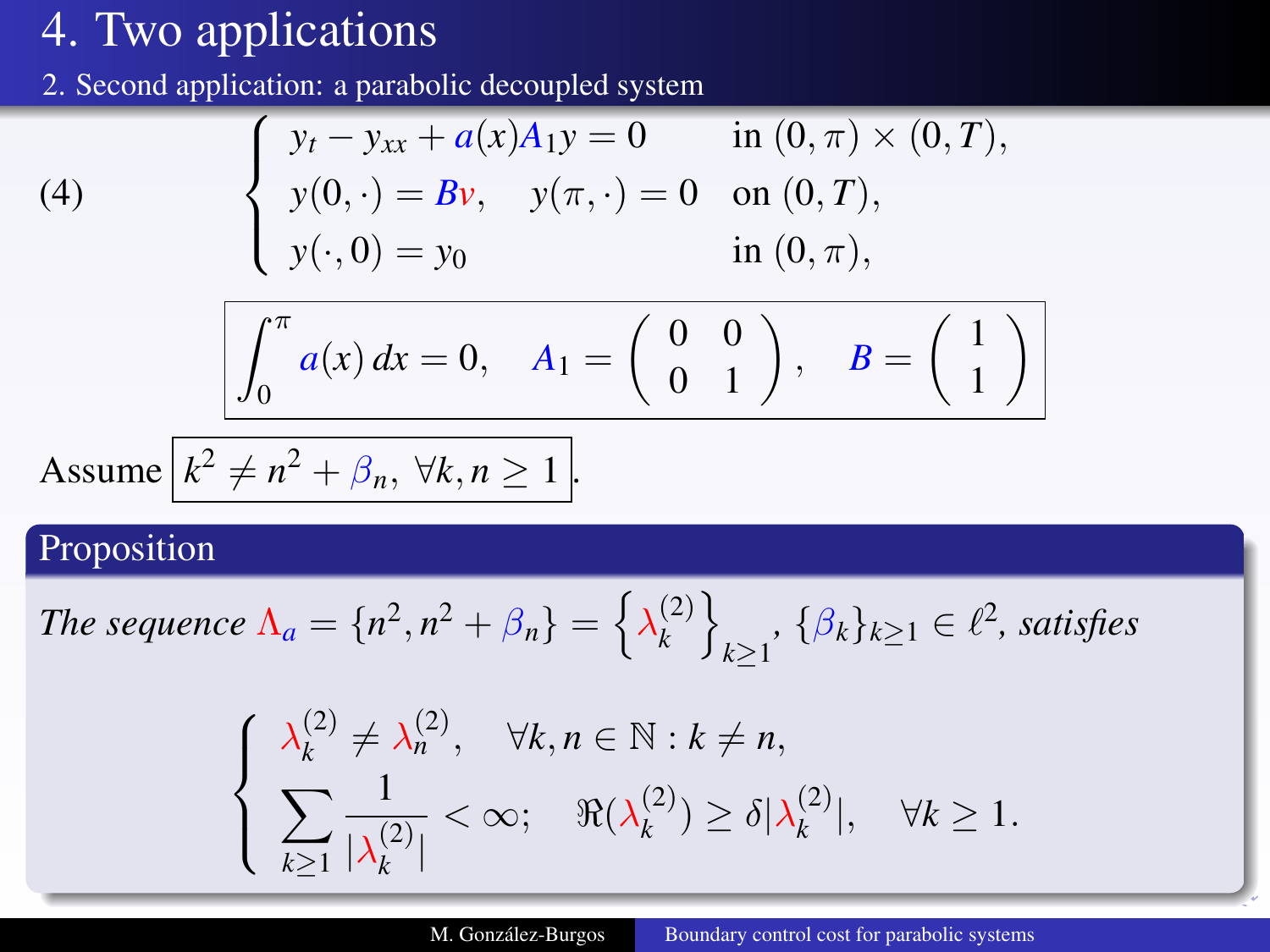# 4. Two applications

## 2. Second application: a parabolic decoupled system

$$
(4) \qquad \begin{cases} y_t - y_{xx} + a(x) A_1 y = 0 & \text{in } (0,\pi) \times (0,T), \\ y(0,\cdot) = Bv, \quad y(\pi,\cdot) = 0 & \text{on } (0,T), \\ y(\cdot,0) = y_0 & \text{in } (0,\pi), \end{cases}
$$

$$
\boxed{\int_0^\pi a(x)\,dx = 0, \quad A_1 = \begin{pmatrix} 0 & 0 \\ 0 & 1 \end{pmatrix}, \quad B = \begin{pmatrix} 1 \\ 1 \end{pmatrix}}
$$

Assume $\boxed{k^2 \neq n^2 + \beta_n, \ \forall k, n \geq 1}$.

### Proposition

*The sequence* $\Lambda_a = \{n^2, n^2 + \beta_n\} = \left\{\lambda_k^{(2)}\right\}_{k \geq 1}$, $\{\beta_k\}_{k\geq 1} \in \ell^2$, *satisfies*

$$
\begin{cases} \lambda_k^{(2)} \neq \lambda_n^{(2)}, \quad \forall k, n \in \mathbb{N} : k \neq n, \\ \displaystyle\sum_{k \geq 1} \frac{1}{|\lambda_k^{(2)}|} < \infty; \quad \Re(\lambda_k^{(2)}) \geq \delta |\lambda_k^{(2)}|, \quad \forall k \geq 1. \end{cases}
$$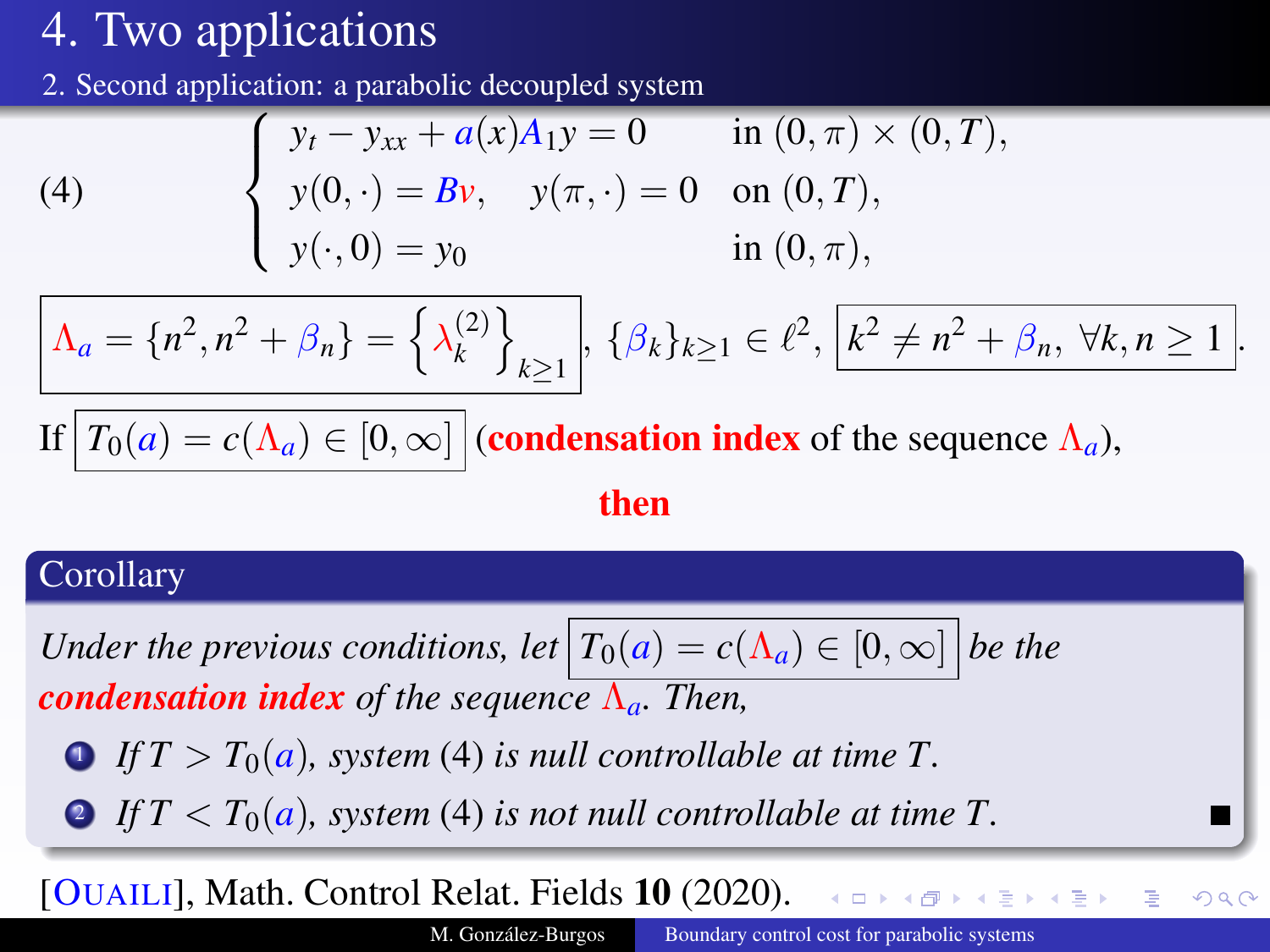# 4. Two applications

## 2. Second application: a parabolic decoupled system

$$
(4) \qquad \begin{cases} y_t - y_{xx} + a(x) A_1 y = 0 & \text{in } (0,\pi) \times (0,T), \\ y(0,\cdot) = Bv, \quad y(\pi,\cdot) = 0 & \text{on } (0,T), \\ y(\cdot,0) = y_0 & \text{in } (0,\pi), \end{cases}
$$

$$
\boxed{\Lambda_a = \{n^2, n^2 + \beta_n\} = \left\{\lambda_k^{(2)}\right\}_{k\geq 1}}, \; \{\beta_k\}_{k\geq 1} \in \ell^2, \; \boxed{k^2 \neq n^2 + \beta_n, \; \forall k, n \geq 1}.
$$

If $\boxed{T_0(a) = c(\Lambda_a) \in [0, \infty]}$ (**condensation index** of the sequence $\Lambda_a$),

**then**

**Corollary**

*Under the previous conditions, let* $\boxed{T_0(a) = c(\Lambda_a) \in [0, \infty]}$ *be the* ***condensation index*** *of the sequence* $\Lambda_a$*. Then,*

1. *If* $T > T_0(a)$*, system* (4) *is null controllable at time* $T$*.*
2. *If* $T < T_0(a)$*, system* (4) *is not null controllable at time* $T$*.* ∎

[OUAILI], Math. Control Relat. Fields **10** (2020).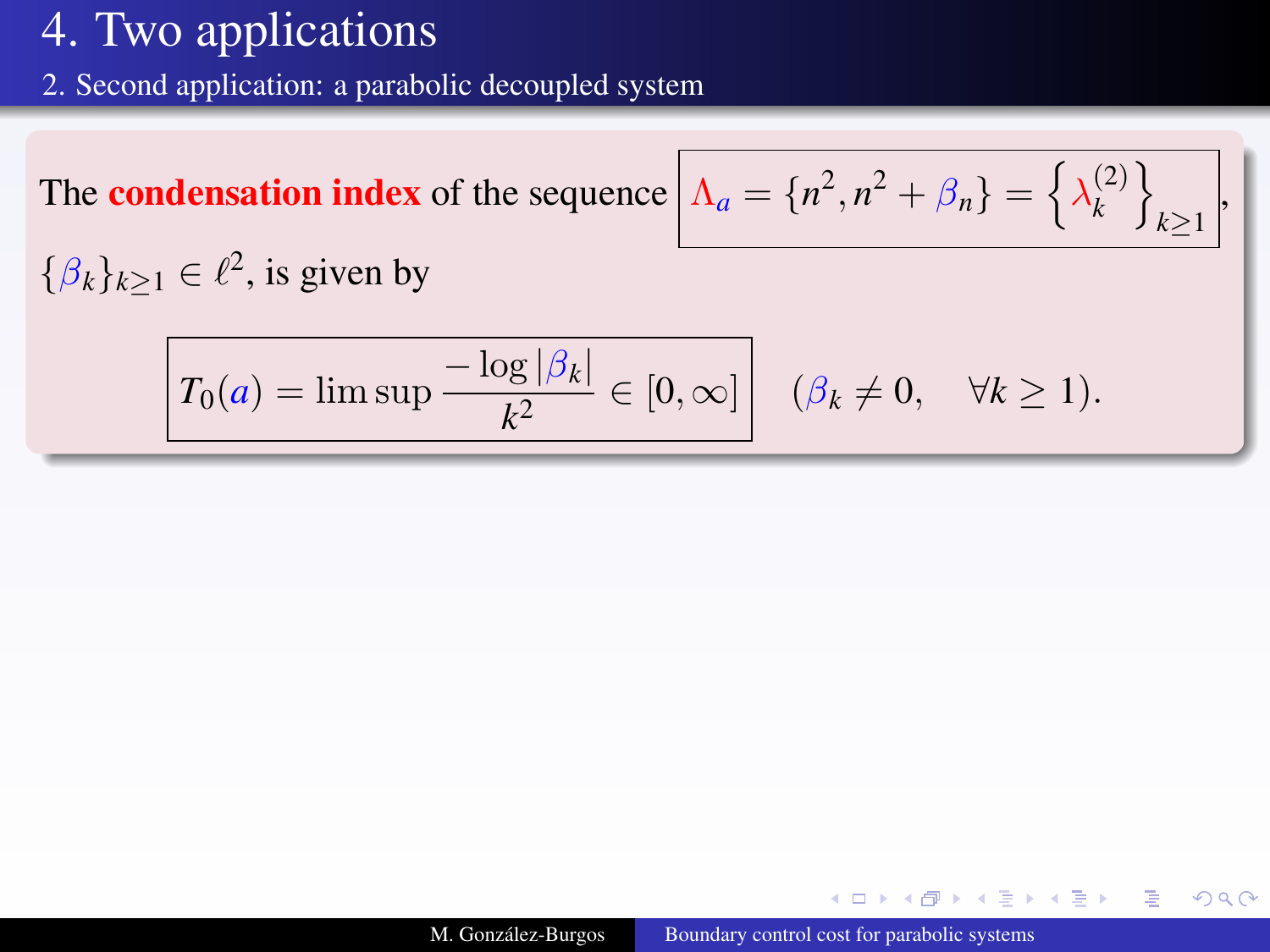# 4. Two applications

## 2. Second application: a parabolic decoupled system

The **condensation index** of the sequence $\boxed{\Lambda_a = \{n^2, n^2 + \beta_n\} = \left\{ \lambda_k^{(2)} \right\}_{k \geq 1}}$, $\{\beta_k\}_{k\geq 1} \in \ell^2$, is given by

$$\boxed{T_0(a) = \limsup \frac{-\log|\beta_k|}{k^2} \in [0, \infty]} \quad (\beta_k \neq 0, \quad \forall k \geq 1).$$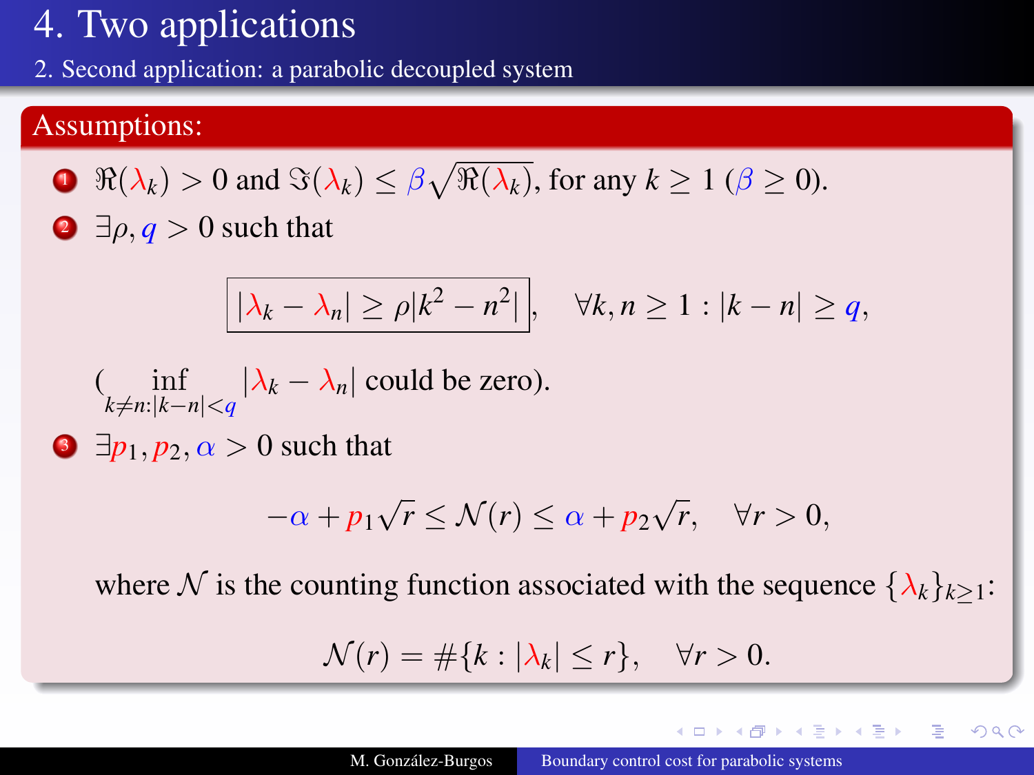# 4. Two applications

## 2. Second application: a parabolic decoupled system

### Assumptions:

1. $\Re(\lambda_k) > 0$ and $\Im(\lambda_k) \leq \beta\sqrt{\Re(\lambda_k)}$, for any $k \geq 1$ ($\beta \geq 0$).

2. $\exists \rho, q > 0$ such that

$$\boxed{|\lambda_k - \lambda_n| \geq \rho |k^2 - n^2|}, \quad \forall k, n \geq 1 : |k - n| \geq q,$$

   ($\inf\limits_{k \neq n : |k-n| < q} |\lambda_k - \lambda_n|$ could be zero).

3. $\exists p_1, p_2, \alpha > 0$ such that

$$-\alpha + p_1\sqrt{r} \leq \mathcal{N}(r) \leq \alpha + p_2\sqrt{r}, \quad \forall r > 0,$$

   where $\mathcal{N}$ is the counting function associated with the sequence $\{\lambda_k\}_{k \geq 1}$:

$$\mathcal{N}(r) = \#\{k : |\lambda_k| \leq r\}, \quad \forall r > 0.$$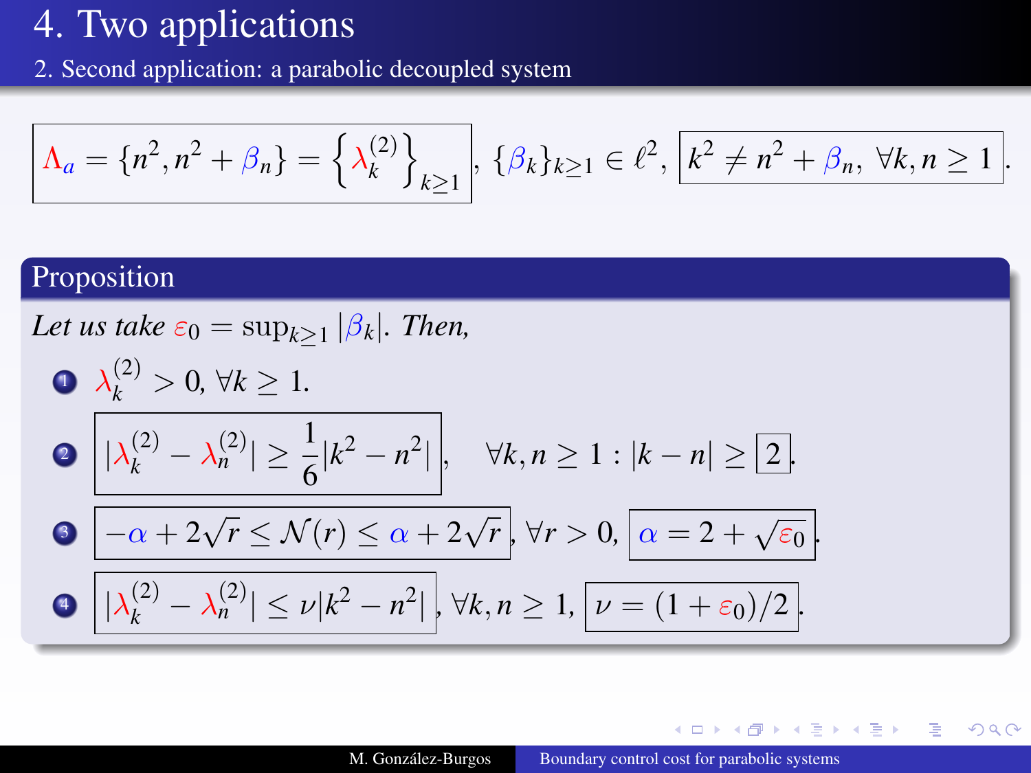# 4. Two applications

## 2. Second application: a parabolic decoupled system

$$\Lambda_a = \{n^2, n^2 + \beta_n\} = \left\{ \lambda_k^{(2)} \right\}_{k \geq 1}, \ \{\beta_k\}_{k \geq 1} \in \ell^2, \ k^2 \neq n^2 + \beta_n, \ \forall k, n \geq 1.$$

### Proposition

*Let us take* $\varepsilon_0 = \sup_{k \geq 1} |\beta_k|$. *Then,*

1. $\lambda_k^{(2)} > 0, \ \forall k \geq 1.$
2. $|\lambda_k^{(2)} - \lambda_n^{(2)}| \geq \dfrac{1}{6} |k^2 - n^2|, \quad \forall k, n \geq 1 : |k - n| \geq 2.$
3. $-\alpha + 2\sqrt{r} \leq \mathcal{N}(r) \leq \alpha + 2\sqrt{r}, \ \forall r > 0, \ \alpha = 2 + \sqrt{\varepsilon_0}.$
4. $|\lambda_k^{(2)} - \lambda_n^{(2)}| \leq \nu |k^2 - n^2|, \ \forall k, n \geq 1, \ \nu = (1 + \varepsilon_0)/2.$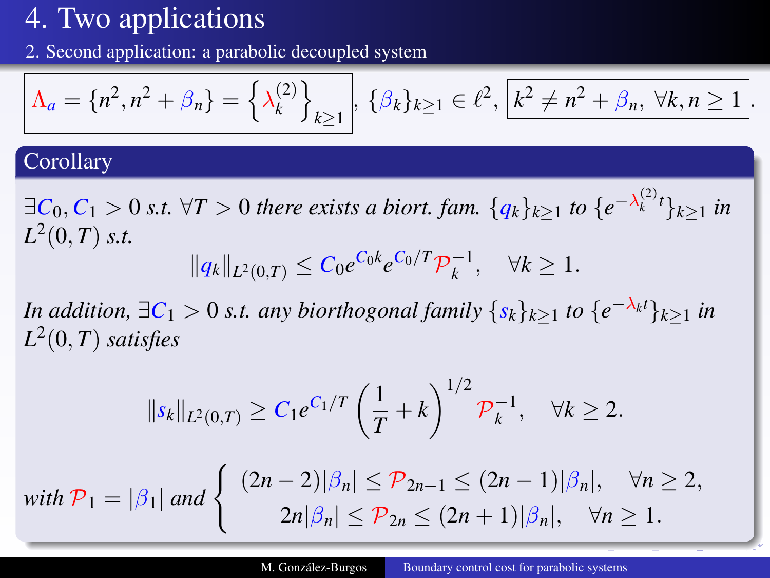# 4. Two applications

## 2. Second application: a parabolic decoupled system

$$\boxed{\Lambda_a = \{n^2, n^2 + \beta_n\} = \left\{\lambda_k^{(2)}\right\}_{k\geq 1}}, \ \{\beta_k\}_{k\geq 1} \in \ell^2, \ \boxed{k^2 \neq n^2 + \beta_n, \ \forall k, n \geq 1}.$$

### Corollary

*$\exists C_0, C_1 > 0$ s.t. $\forall T > 0$ there exists a biort. fam. $\{q_k\}_{k\geq 1}$ to $\{e^{-\lambda_k^{(2)} t}\}_{k\geq 1}$ in $L^2(0,T)$ s.t.*

$$\|q_k\|_{L^2(0,T)} \leq C_0 e^{C_0 k} e^{C_0/T} \mathcal{P}_k^{-1}, \quad \forall k \geq 1.$$

*In addition, $\exists C_1 > 0$ s.t. any biorthogonal family $\{s_k\}_{k\geq 1}$ to $\{e^{-\lambda_k t}\}_{k\geq 1}$ in $L^2(0,T)$ satisfies*

$$\|s_k\|_{L^2(0,T)} \geq C_1 e^{C_1/T} \left(\frac{1}{T} + k\right)^{1/2} \mathcal{P}_k^{-1}, \quad \forall k \geq 2.$$

*with $\mathcal{P}_1 = |\beta_1|$ and*
$$\begin{cases} (2n-2)|\beta_n| \leq \mathcal{P}_{2n-1} \leq (2n-1)|\beta_n|, & \forall n \geq 2, \\ 2n|\beta_n| \leq \mathcal{P}_{2n} \leq (2n+1)|\beta_n|, & \forall n \geq 1. \end{cases}$$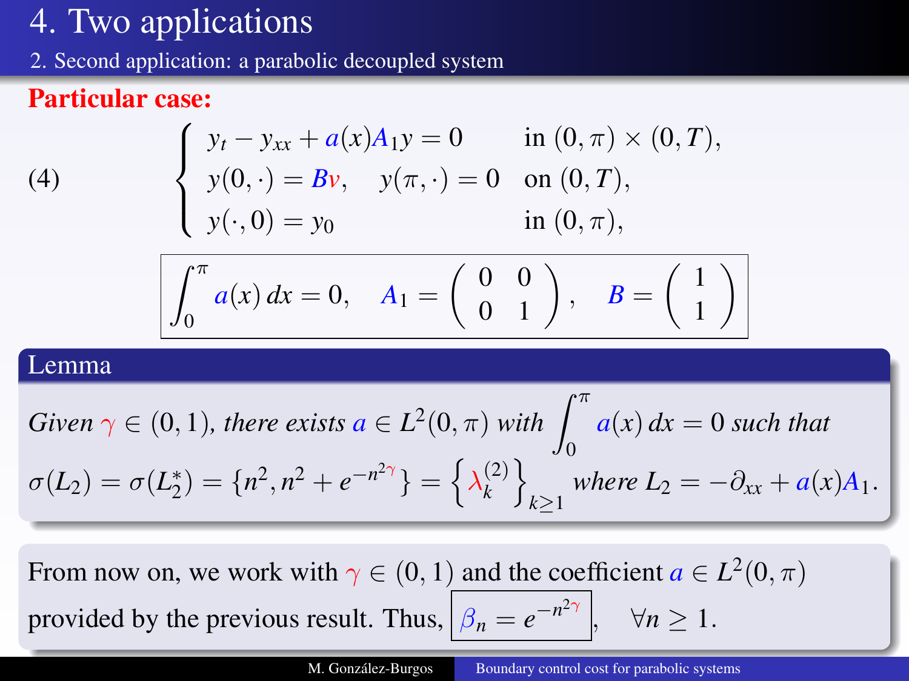# 4. Two applications

## 2. Second application: a parabolic decoupled system

**Particular case:**

$$
(4) \qquad \begin{cases} y_t - y_{xx} + a(x)A_1 y = 0 & \text{in } (0,\pi)\times(0,T), \\ y(0,\cdot) = Bv, \quad y(\pi,\cdot) = 0 & \text{on } (0,T), \\ y(\cdot,0) = y_0 & \text{in } (0,\pi), \end{cases}
$$

$$
\boxed{\int_0^\pi a(x)\,dx = 0, \quad A_1 = \begin{pmatrix} 0 & 0 \\ 0 & 1 \end{pmatrix}, \quad B = \begin{pmatrix} 1 \\ 1 \end{pmatrix}}
$$

### Lemma

*Given $\gamma \in (0,1)$, there exists $a \in L^2(0,\pi)$ with $\int_0^\pi a(x)\,dx = 0$ such that*
$$
\sigma(L_2) = \sigma(L_2^*) = \{n^2, n^2 + e^{-n^{2\gamma}}\} = \left\{\lambda_k^{(2)}\right\}_{k\geq 1} \text{ where } L_2 = -\partial_{xx} + a(x)A_1.
$$

From now on, we work with $\gamma \in (0,1)$ and the coefficient $a \in L^2(0,\pi)$ provided by the previous result. Thus, $\boxed{\beta_n = e^{-n^{2\gamma}}}$, $\quad \forall n \geq 1$.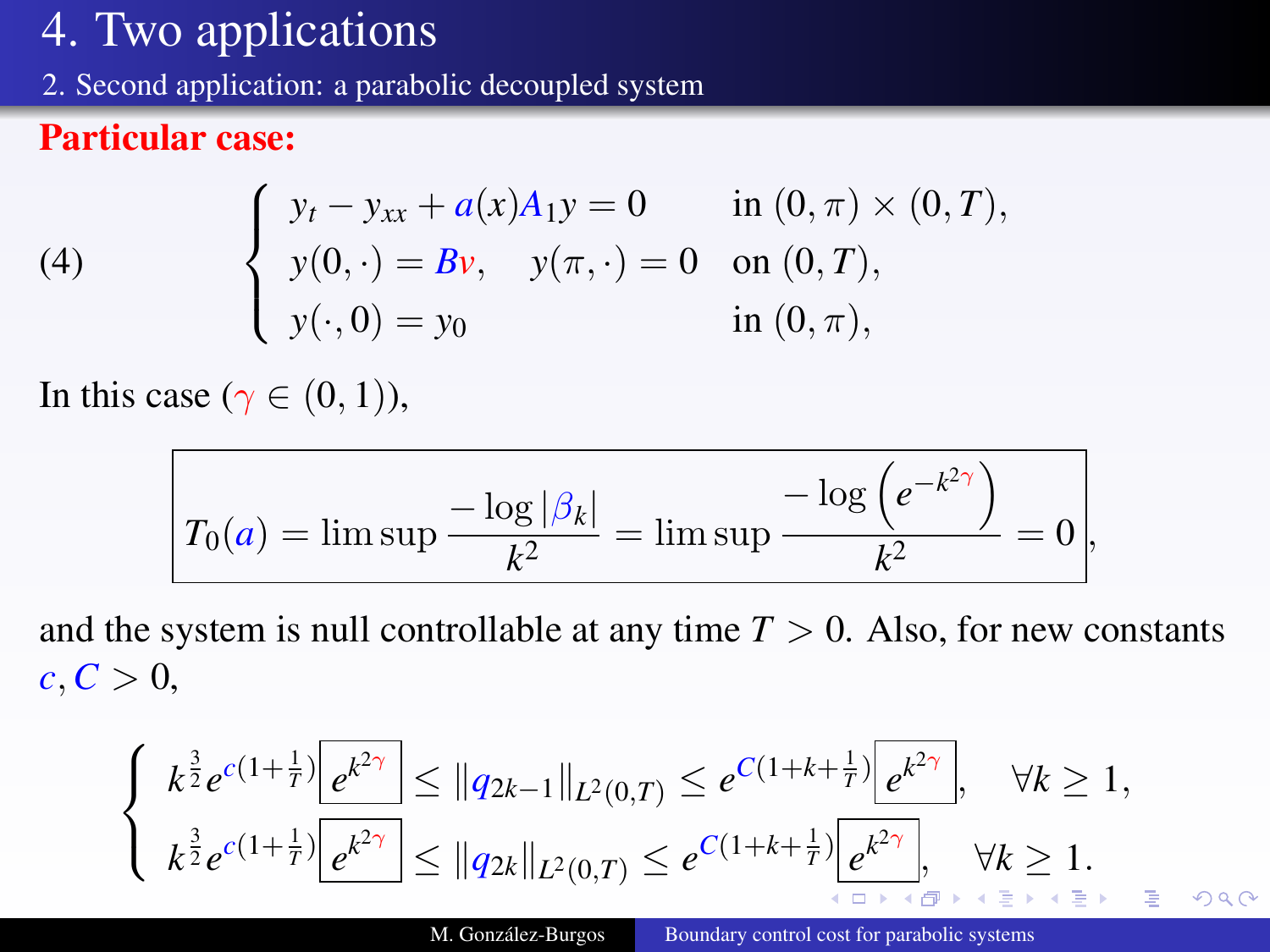# 4. Two applications

## 2. Second application: a parabolic decoupled system

**Particular case:**

$$
(4) \qquad \begin{cases} y_t - y_{xx} + a(x)A_1 y = 0 & \text{in } (0,\pi)\times(0,T), \\ y(0,\cdot) = Bv, \quad y(\pi,\cdot) = 0 & \text{on } (0,T), \\ y(\cdot,0) = y_0 & \text{in } (0,\pi), \end{cases}
$$

In this case ($\gamma \in (0,1)$),

$$
\boxed{T_0(a) = \limsup \frac{-\log|\beta_k|}{k^2} = \limsup \frac{-\log\left(e^{-k^{2\gamma}}\right)}{k^2} = 0},
$$

and the system is null controllable at any time $T > 0$. Also, for new constants $c, C > 0$,

$$
\begin{cases} k^{\frac{3}{2}} e^{c(1+\frac{1}{T})} \boxed{e^{k^{2\gamma}}} \le \|q_{2k-1}\|_{L^2(0,T)} \le e^{C(1+k+\frac{1}{T})} \boxed{e^{k^{2\gamma}}}, & \forall k \ge 1, \\ k^{\frac{3}{2}} e^{c(1+\frac{1}{T})} \boxed{e^{k^{2\gamma}}} \le \|q_{2k}\|_{L^2(0,T)} \le e^{C(1+k+\frac{1}{T})} \boxed{e^{k^{2\gamma}}}, & \forall k \ge 1. \end{cases}
$$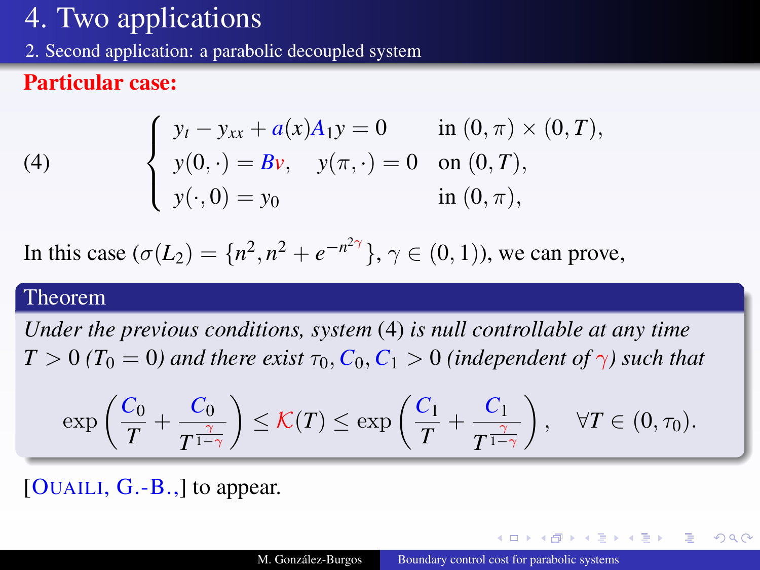# 4. Two applications

## 2. Second application: a parabolic decoupled system

**Particular case:**

$$
(4) \qquad \begin{cases} y_t - y_{xx} + a(x) A_1 y = 0 & \text{in } (0,\pi) \times (0,T), \\ y(0,\cdot) = Bv, \quad y(\pi,\cdot) = 0 & \text{on } (0,T), \\ y(\cdot,0) = y_0 & \text{in } (0,\pi), \end{cases}
$$

In this case ($\sigma(L_2) = \{n^2, n^2 + e^{-n^{2\gamma}}\}$, $\gamma \in (0,1)$), we can prove,

**Theorem**

*Under the previous conditions, system* (4) *is null controllable at any time* $T > 0$ *(*$T_0 = 0$*) and there exist* $\tau_0, C_0, C_1 > 0$ *(independent of* $\gamma$*) such that*

$$
\exp\left( \frac{C_0}{T} + \frac{C_0}{T^{\frac{\gamma}{1-\gamma}}} \right) \le \mathcal{K}(T) \le \exp\left( \frac{C_1}{T} + \frac{C_1}{T^{\frac{\gamma}{1-\gamma}}} \right), \quad \forall T \in (0, \tau_0).
$$

[Ouaili, G.-B.,] to appear.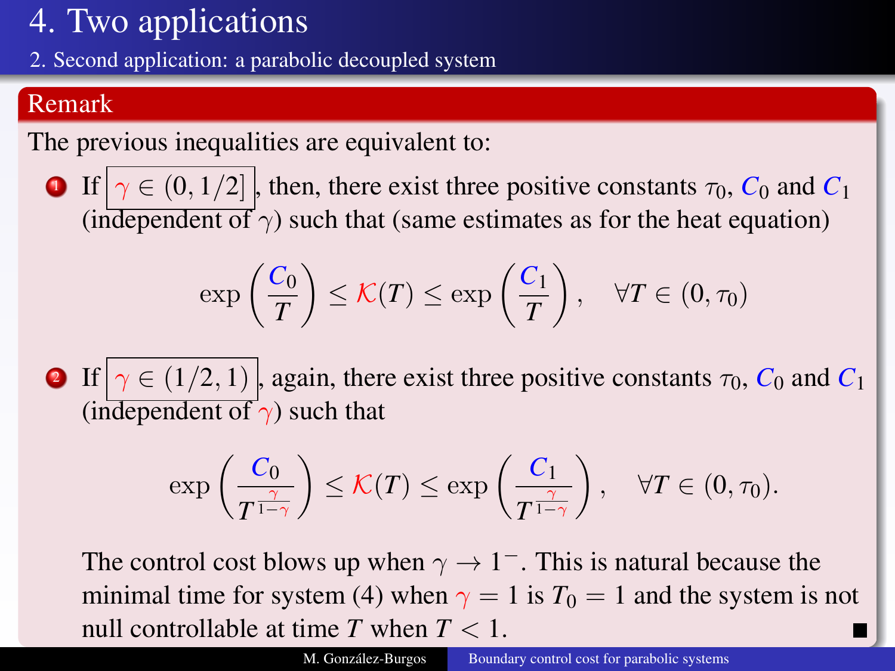# 4. Two applications

## 2. Second application: a parabolic decoupled system

### Remark

The previous inequalities are equivalent to:

1. If $\gamma \in (0, 1/2]$, then, there exist three positive constants $\tau_0$, $C_0$ and $C_1$ (independent of $\gamma$) such that (same estimates as for the heat equation)

$$\exp\left(\frac{C_0}{T}\right) \leq \mathcal{K}(T) \leq \exp\left(\frac{C_1}{T}\right), \quad \forall T \in (0, \tau_0)$$

2. If $\gamma \in (1/2, 1)$, again, there exist three positive constants $\tau_0$, $C_0$ and $C_1$ (independent of $\gamma$) such that

$$\exp\left(\frac{C_0}{T^{\frac{\gamma}{1-\gamma}}}\right) \leq \mathcal{K}(T) \leq \exp\left(\frac{C_1}{T^{\frac{\gamma}{1-\gamma}}}\right), \quad \forall T \in (0, \tau_0).$$

The control cost blows up when $\gamma \to 1^-$. This is natural because the minimal time for system (4) when $\gamma = 1$ is $T_0 = 1$ and the system is not null controllable at time $T$ when $T < 1$. ∎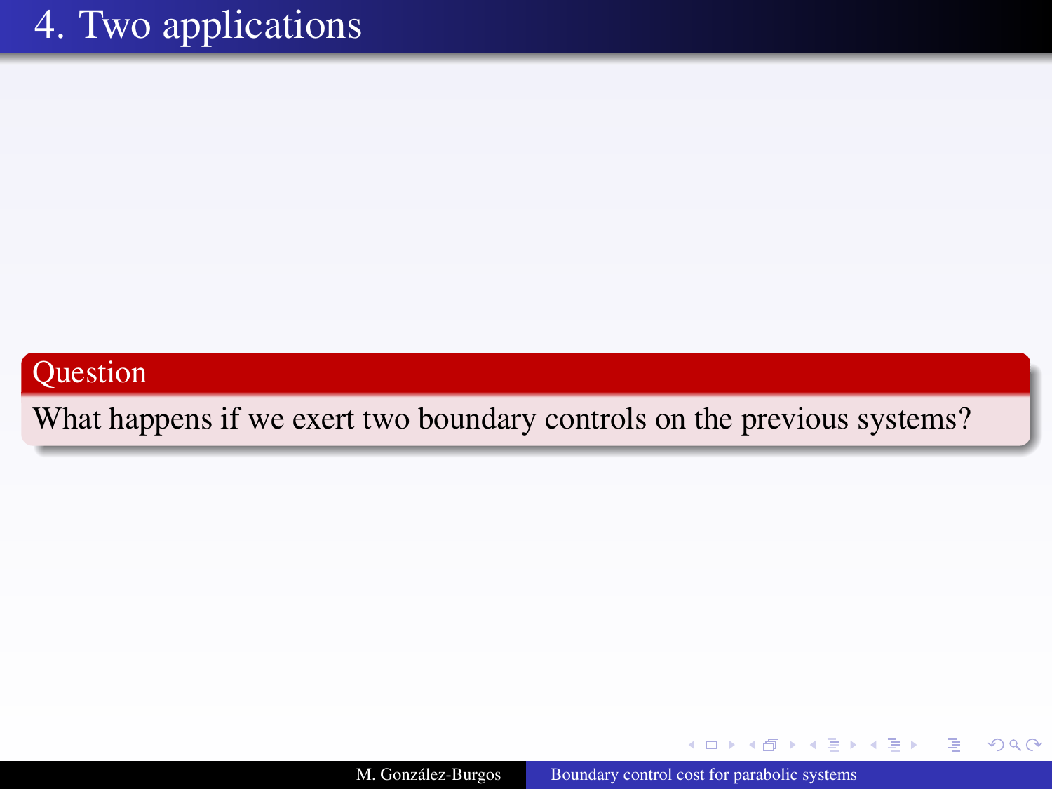# 4. Two applications

**Question**

What happens if we exert two boundary controls on the previous systems?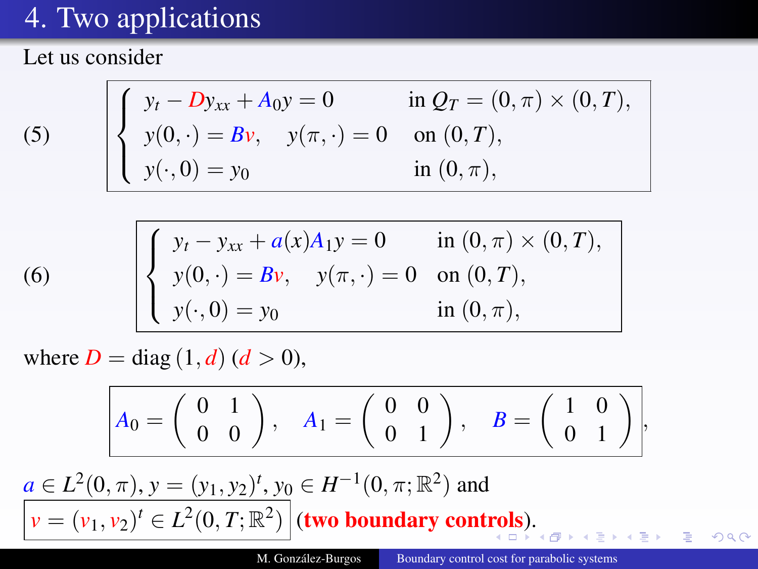# 4. Two applications

Let us consider

$$
(5) \qquad \begin{cases} y_t - D y_{xx} + A_0 y = 0 & \text{in } Q_T = (0,\pi) \times (0,T), \\ y(0,\cdot) = Bv, \quad y(\pi,\cdot) = 0 & \text{on } (0,T), \\ y(\cdot,0) = y_0 & \text{in } (0,\pi), \end{cases}
$$

$$
(6) \qquad \begin{cases} y_t - y_{xx} + a(x) A_1 y = 0 & \text{in } (0,\pi) \times (0,T), \\ y(0,\cdot) = Bv, \quad y(\pi,\cdot) = 0 & \text{on } (0,T), \\ y(\cdot,0) = y_0 & \text{in } (0,\pi), \end{cases}
$$

where $D = \operatorname{diag}(1, d)$ ($d > 0$),

$$
A_0 = \begin{pmatrix} 0 & 1 \\ 0 & 0 \end{pmatrix}, \quad A_1 = \begin{pmatrix} 0 & 0 \\ 0 & 1 \end{pmatrix}, \quad B = \begin{pmatrix} 1 & 0 \\ 0 & 1 \end{pmatrix},
$$

$a \in L^2(0,\pi)$, $y = (y_1, y_2)^t$, $y_0 \in H^{-1}(0,\pi;\mathbb{R}^2)$ and

$v = (v_1, v_2)^t \in L^2(0,T;\mathbb{R}^2)$ (**two boundary controls**).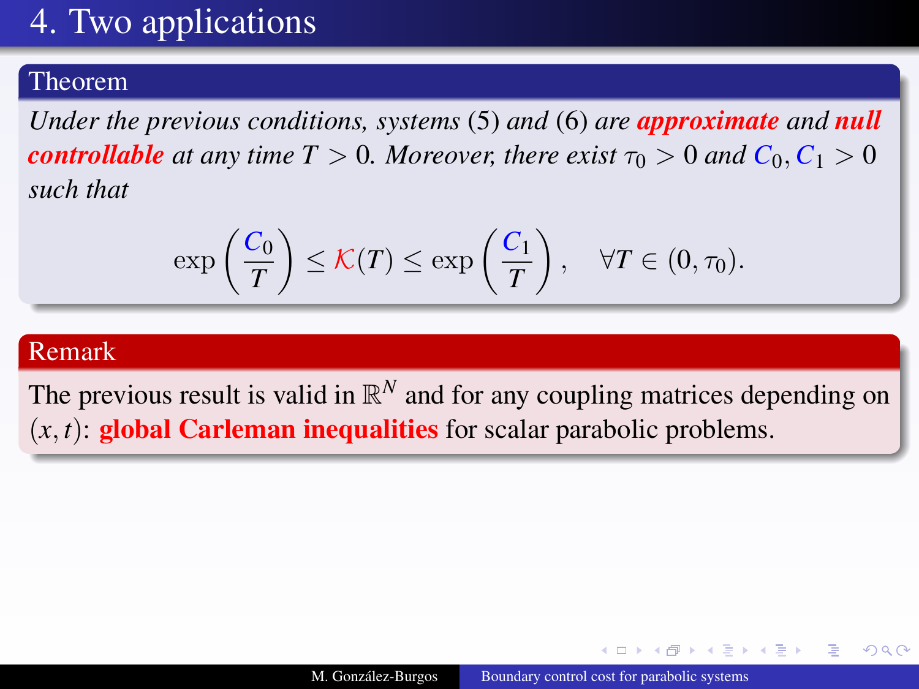# 4. Two applications

**Theorem**

*Under the previous conditions, systems (5) and (6) are* ***approximate*** *and* ***null controllable*** *at any time $T > 0$. Moreover, there exist $\tau_0 > 0$ and $C_0, C_1 > 0$ such that*

$$\exp\left(\frac{C_0}{T}\right) \leq \mathcal{K}(T) \leq \exp\left(\frac{C_1}{T}\right), \quad \forall T \in (0, \tau_0).$$

**Remark**

The previous result is valid in $\mathbb{R}^N$ and for any coupling matrices depending on $(x,t)$: **global Carleman inequalities** for scalar parabolic problems.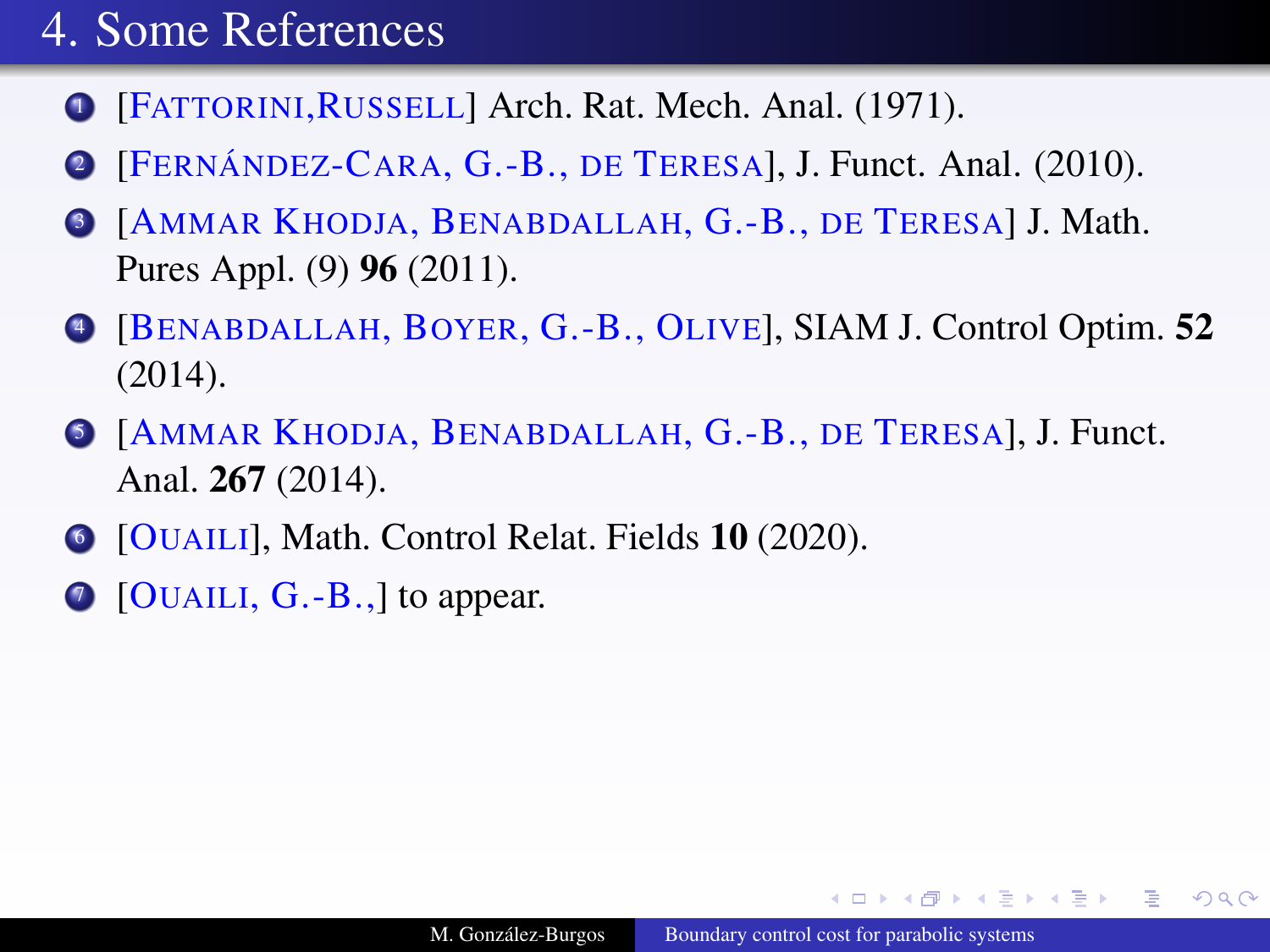# 4. Some References

1. [Fattorini,Russell] Arch. Rat. Mech. Anal. (1971).
2. [Fernández-Cara, G.-B., de Teresa], J. Funct. Anal. (2010).
3. [Ammar Khodja, Benabdallah, G.-B., de Teresa] J. Math. Pures Appl. (9) **96** (2011).
4. [Benabdallah, Boyer, G.-B., Olive], SIAM J. Control Optim. **52** (2014).
5. [Ammar Khodja, Benabdallah, G.-B., de Teresa], J. Funct. Anal. **267** (2014).
6. [Ouaili], Math. Control Relat. Fields **10** (2020).
7. [Ouaili, G.-B.,] to appear.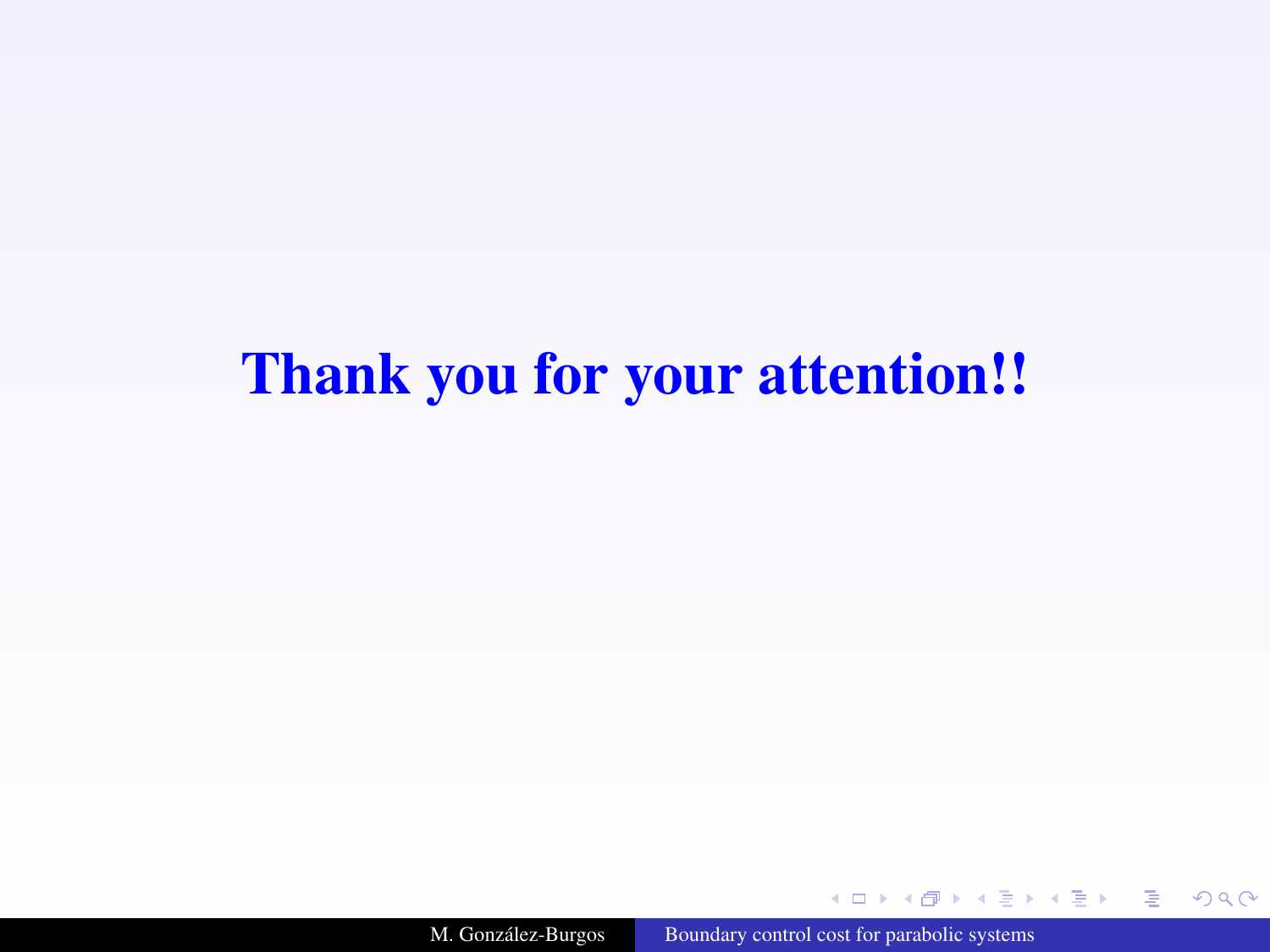**Thank you for your attention!!**